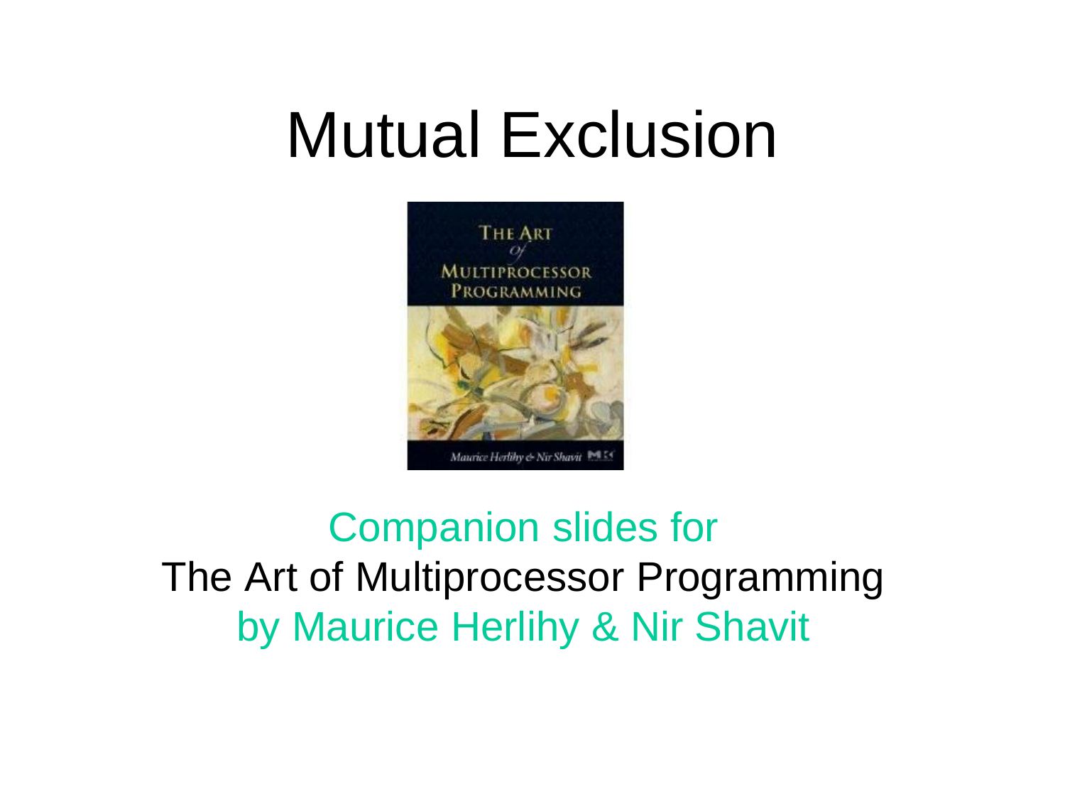# Mutual Exclusion

Companion slides for

The Art of Multiprocessor Programming

by Maurice Herlihy & Nir Shavit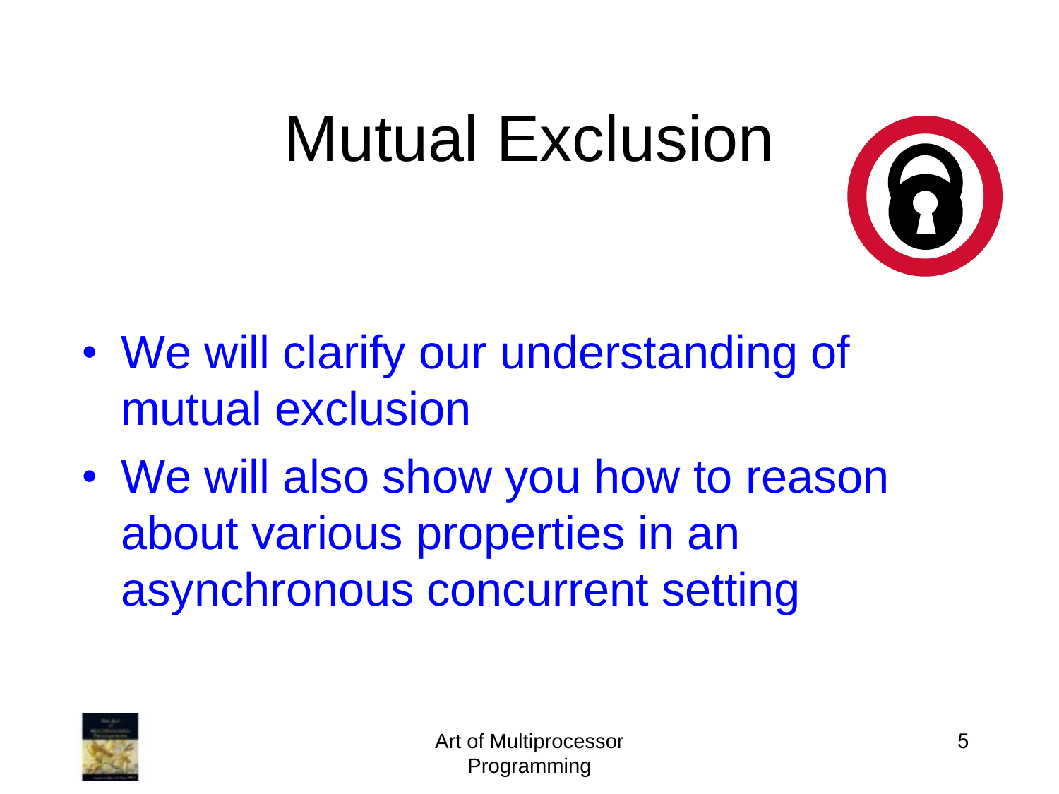# Mutual Exclusion

- We will clarify our understanding of mutual exclusion
- We will also show you how to reason about various properties in an asynchronous concurrent setting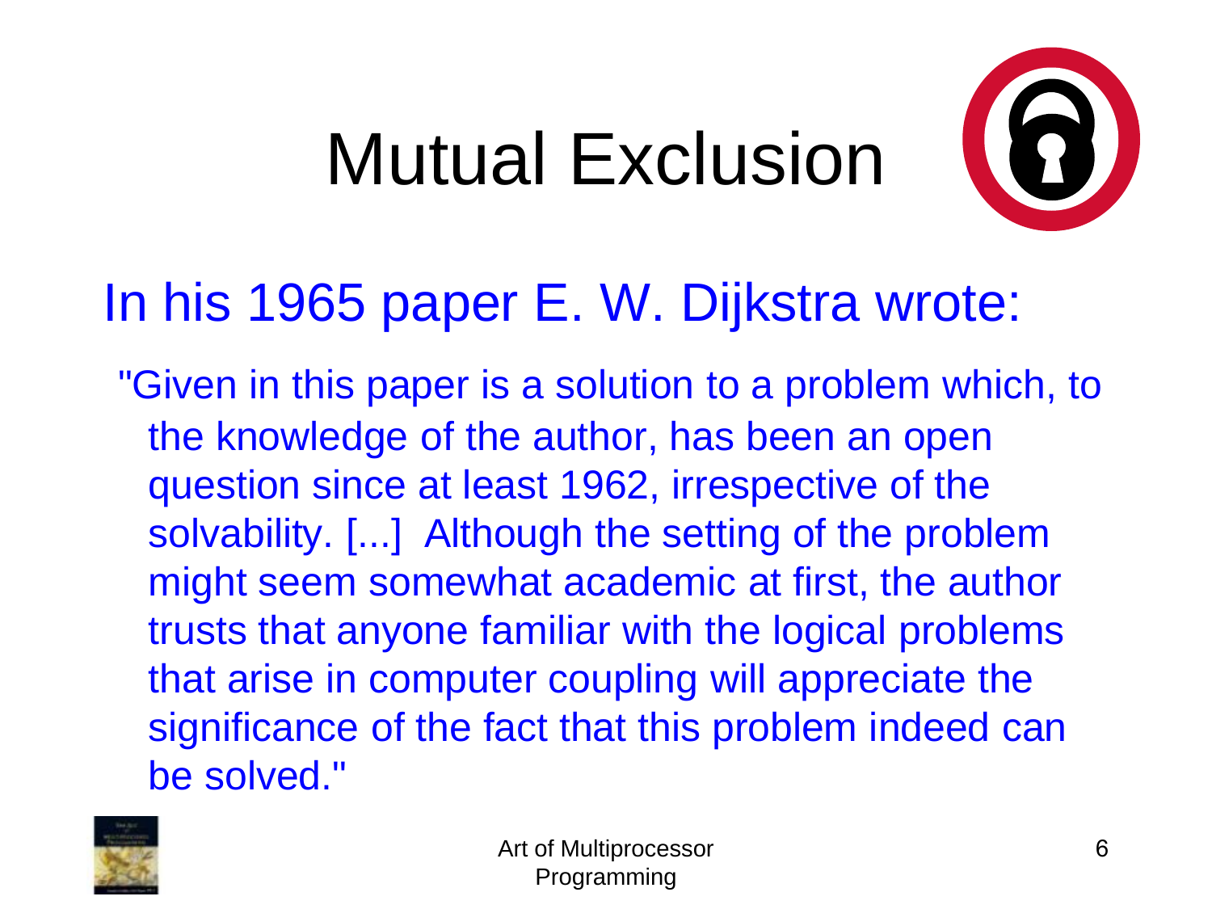# Mutual Exclusion

In his 1965 paper E. W. Dijkstra wrote:

"Given in this paper is a solution to a problem which, to the knowledge of the author, has been an open question since at least 1962, irrespective of the solvability. [...] Although the setting of the problem might seem somewhat academic at first, the author trusts that anyone familiar with the logical problems that arise in computer coupling will appreciate the significance of the fact that this problem indeed can be solved."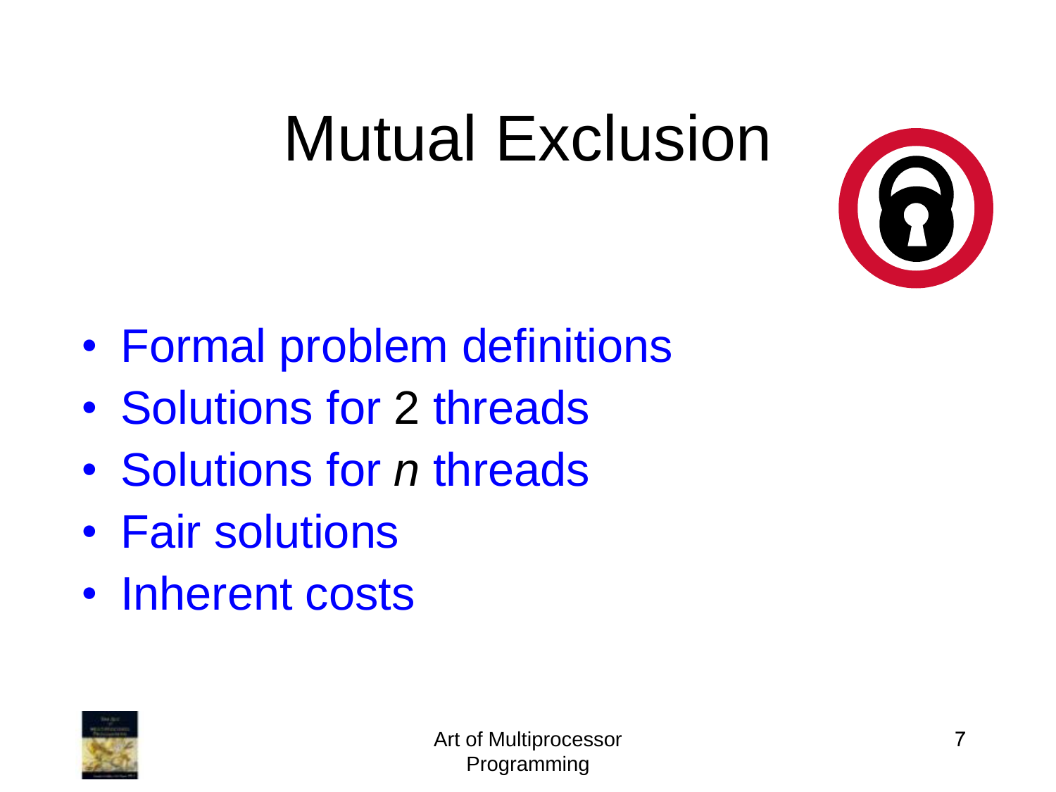# Mutual Exclusion

- Formal problem definitions
- Solutions for 2 threads
- Solutions for *n* threads
- Fair solutions
- Inherent costs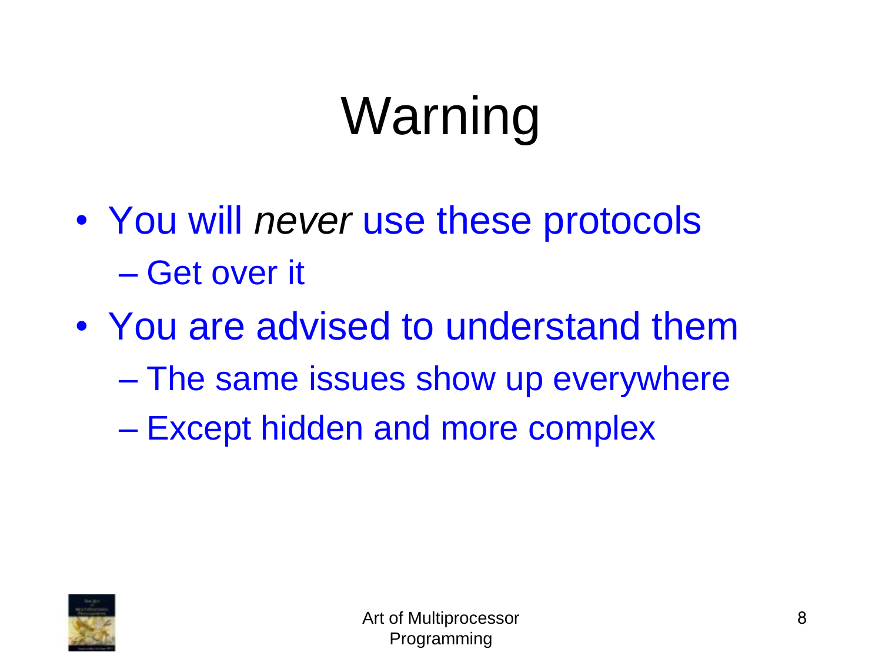# Warning

- You will *never* use these protocols
  - Get over it
- You are advised to understand them
  - The same issues show up everywhere
  - Except hidden and more complex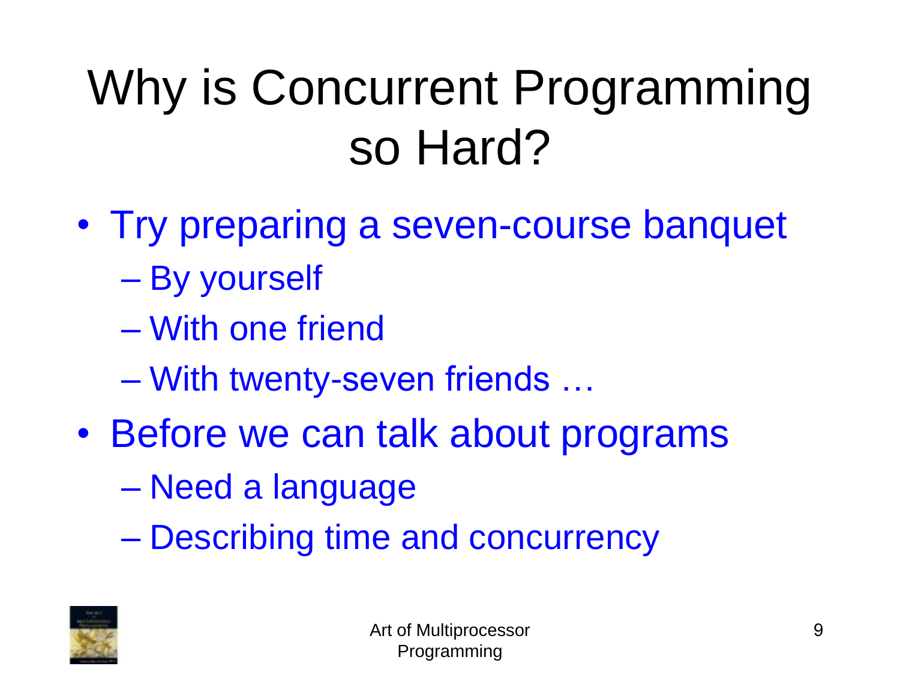# Why is Concurrent Programming so Hard?

- Try preparing a seven-course banquet
  - By yourself
  - With one friend
  - With twenty-seven friends …
- Before we can talk about programs
  - Need a language
  - Describing time and concurrency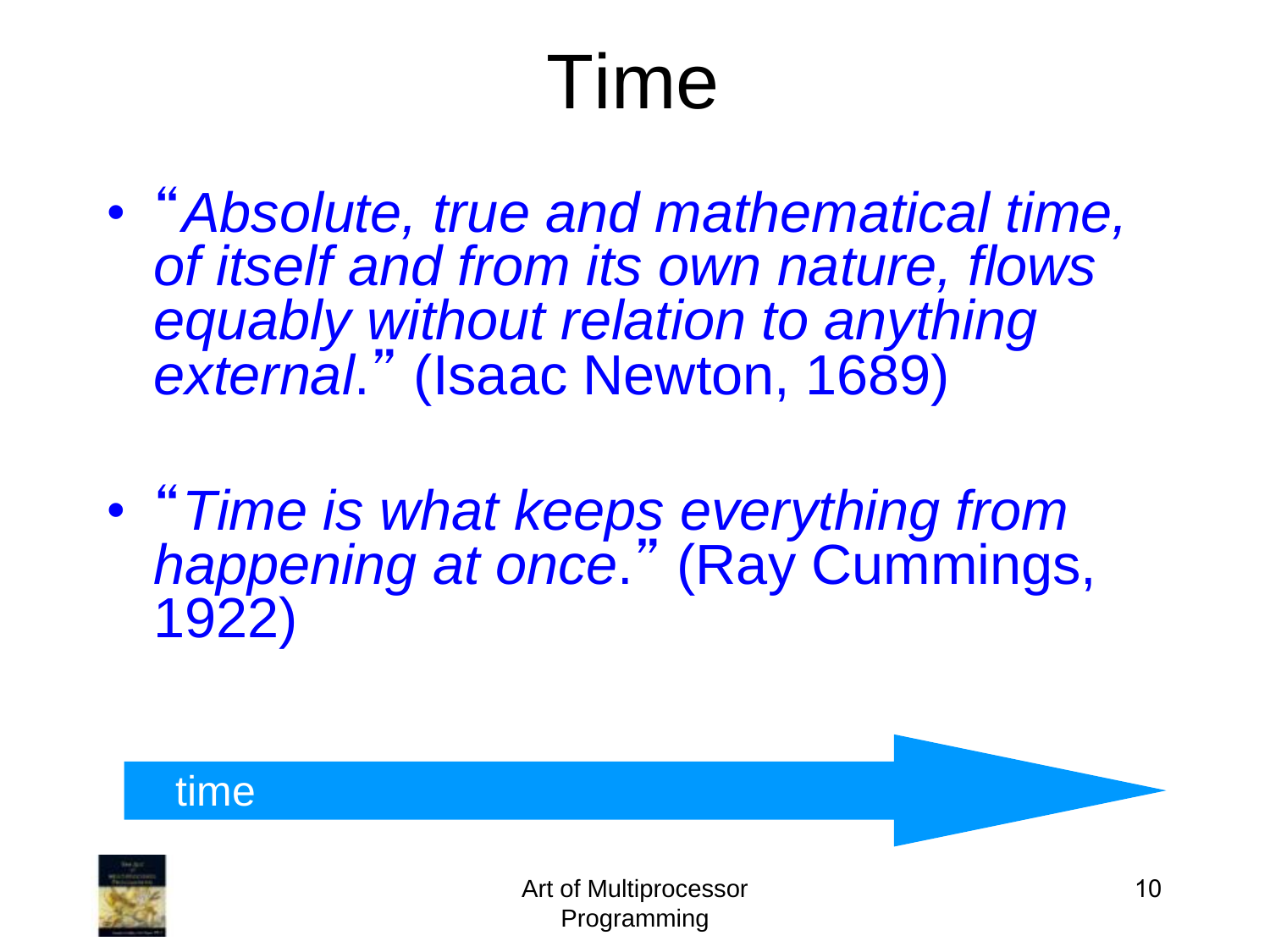# Time

- "*Absolute, true and mathematical time, of itself and from its own nature, flows equably without relation to anything external.*" (Isaac Newton, 1689)

- "*Time is what keeps everything from happening at once.*" (Ray Cummings, 1922)

time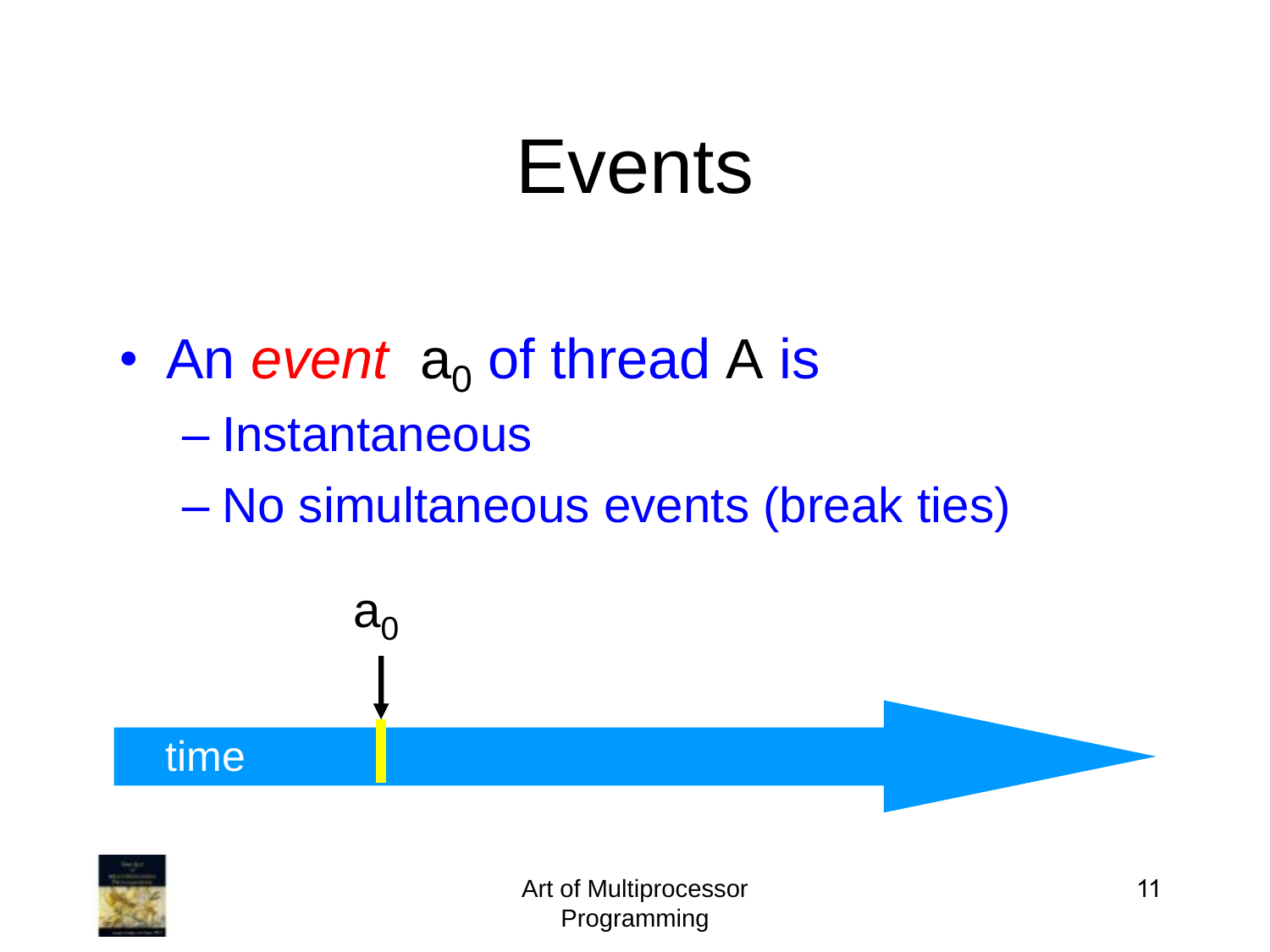# Events

- An *event* $a_0$ of thread A is
  - Instantaneous
  - No simultaneous events (break ties)

$a_0$

time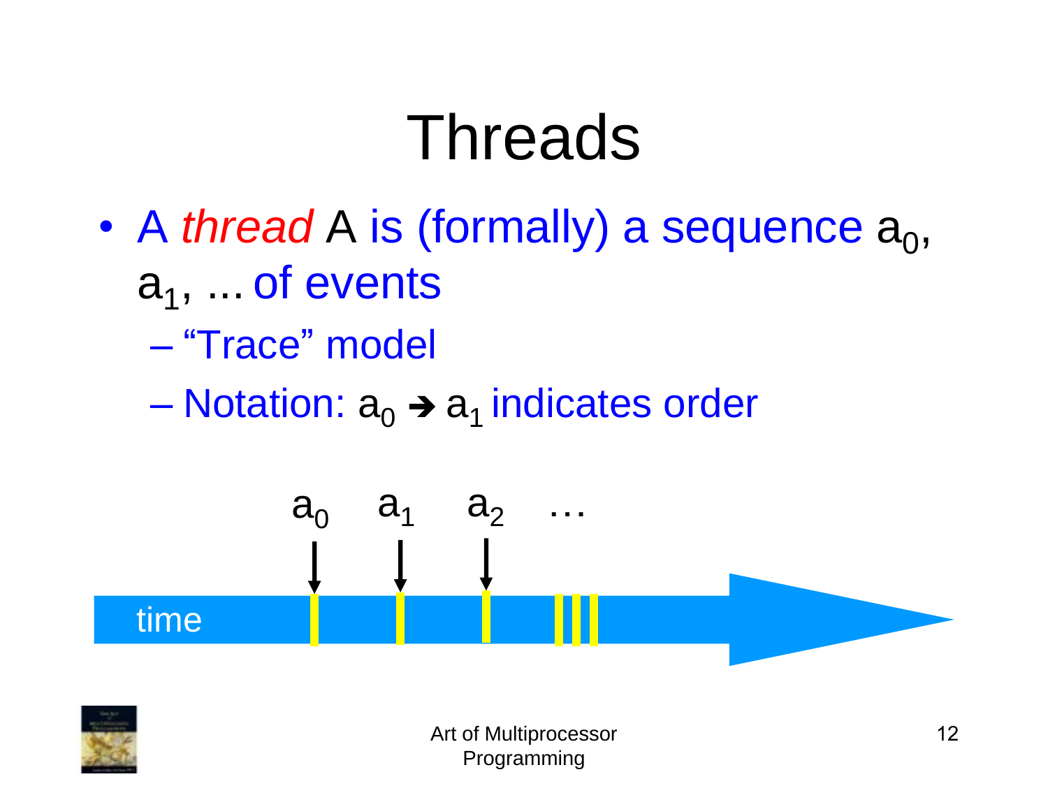# Threads

- A *thread* A is (formally) a sequence $a_0$, $a_1$, ... of events
  - "Trace" model
  - Notation: $a_0 \rightarrow a_1$ indicates order

$a_0$ $a_1$ $a_2$ …

time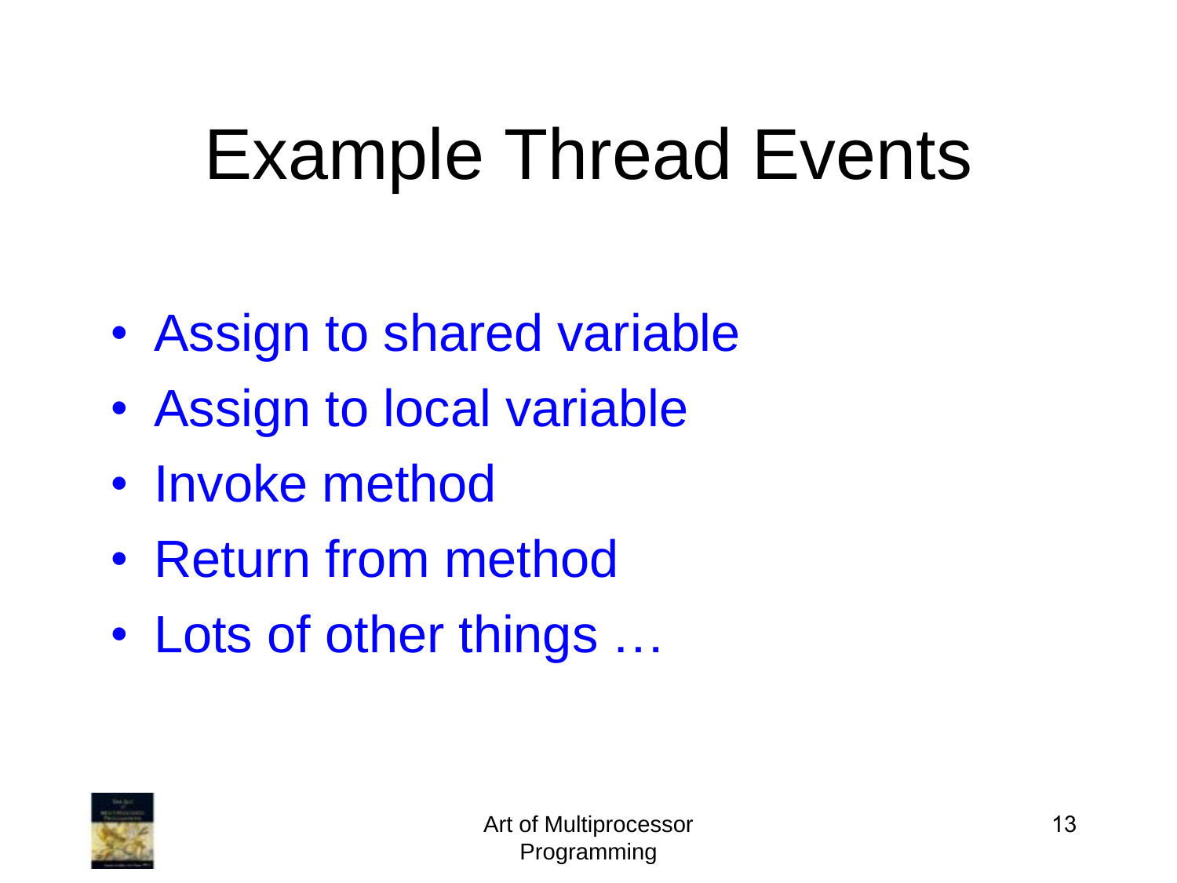# Example Thread Events

- Assign to shared variable
- Assign to local variable
- Invoke method
- Return from method
- Lots of other things …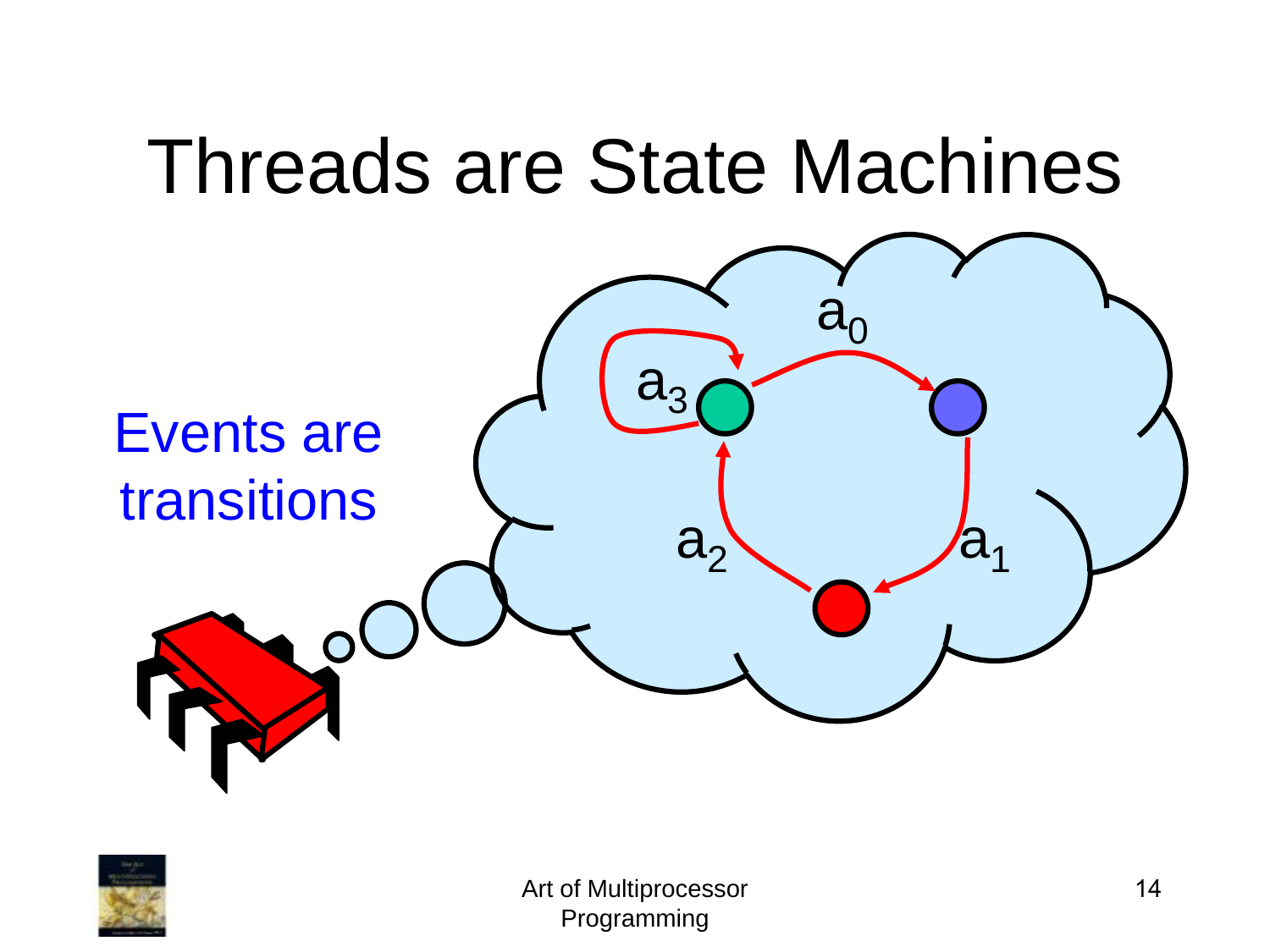# Threads are State Machines

Events are transitions

$a_0$

$a_1$

$a_2$

$a_3$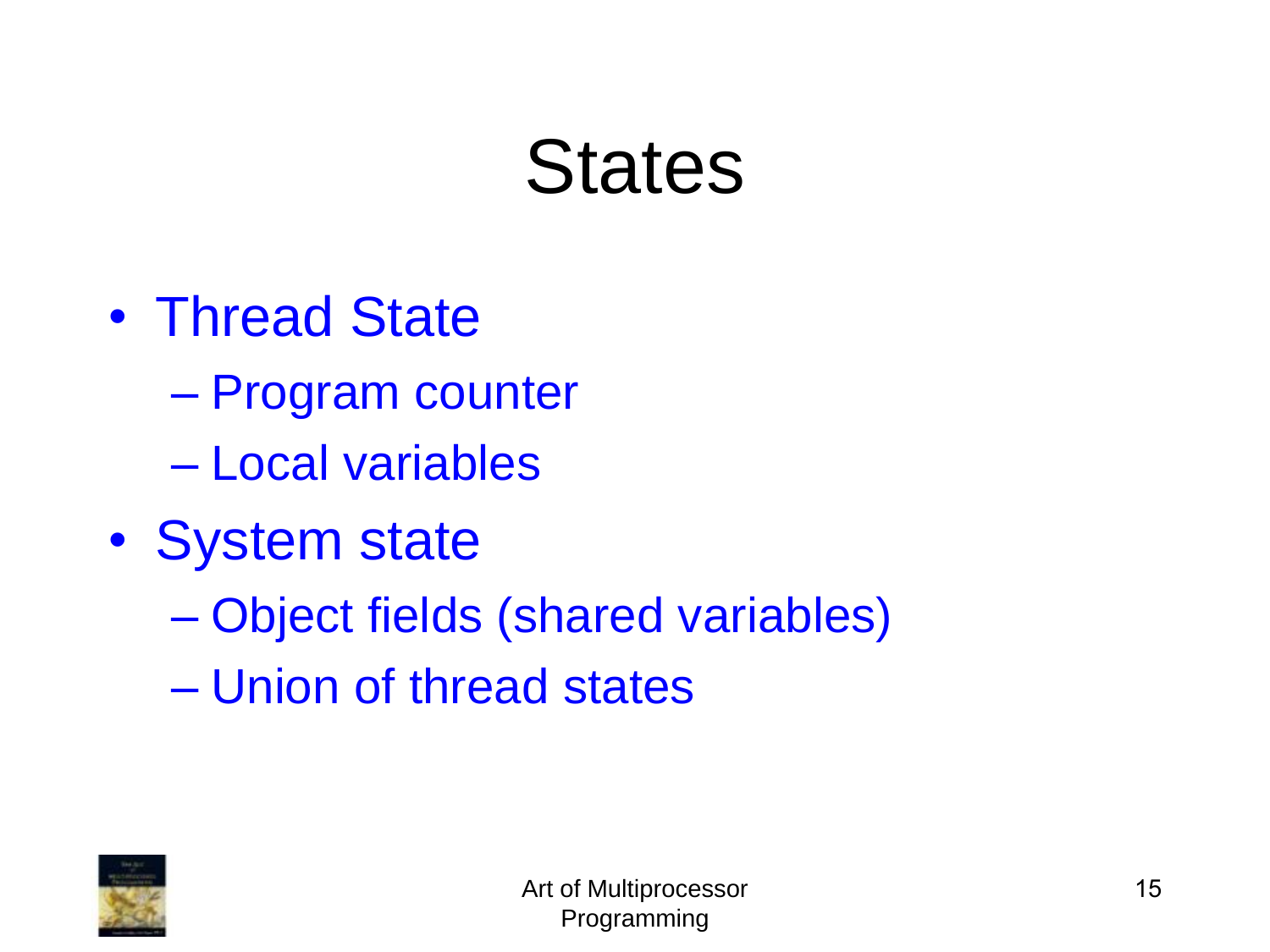# States

- Thread State
  - Program counter
  - Local variables
- System state
  - Object fields (shared variables)
  - Union of thread states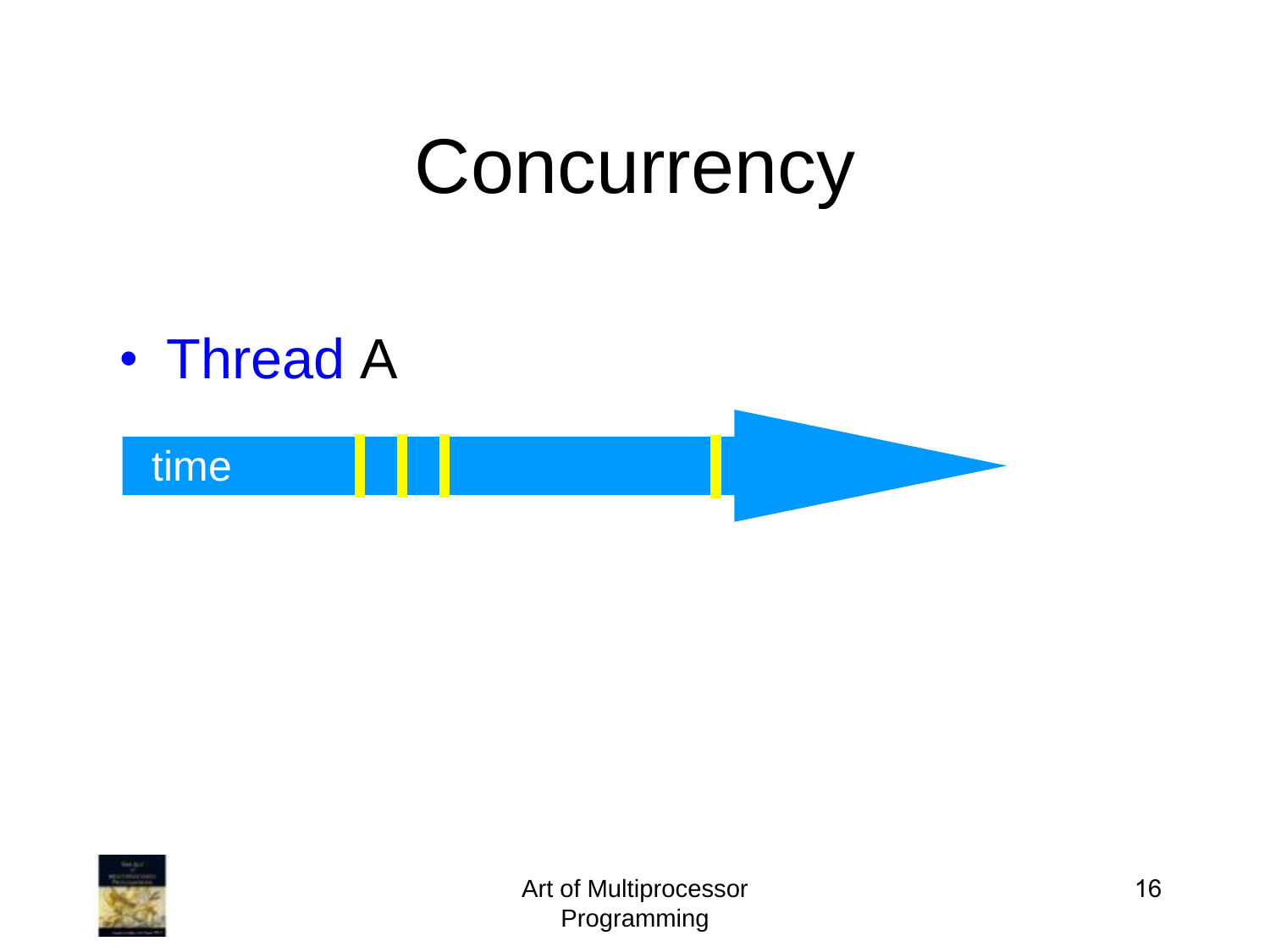# Concurrency

- Thread A

time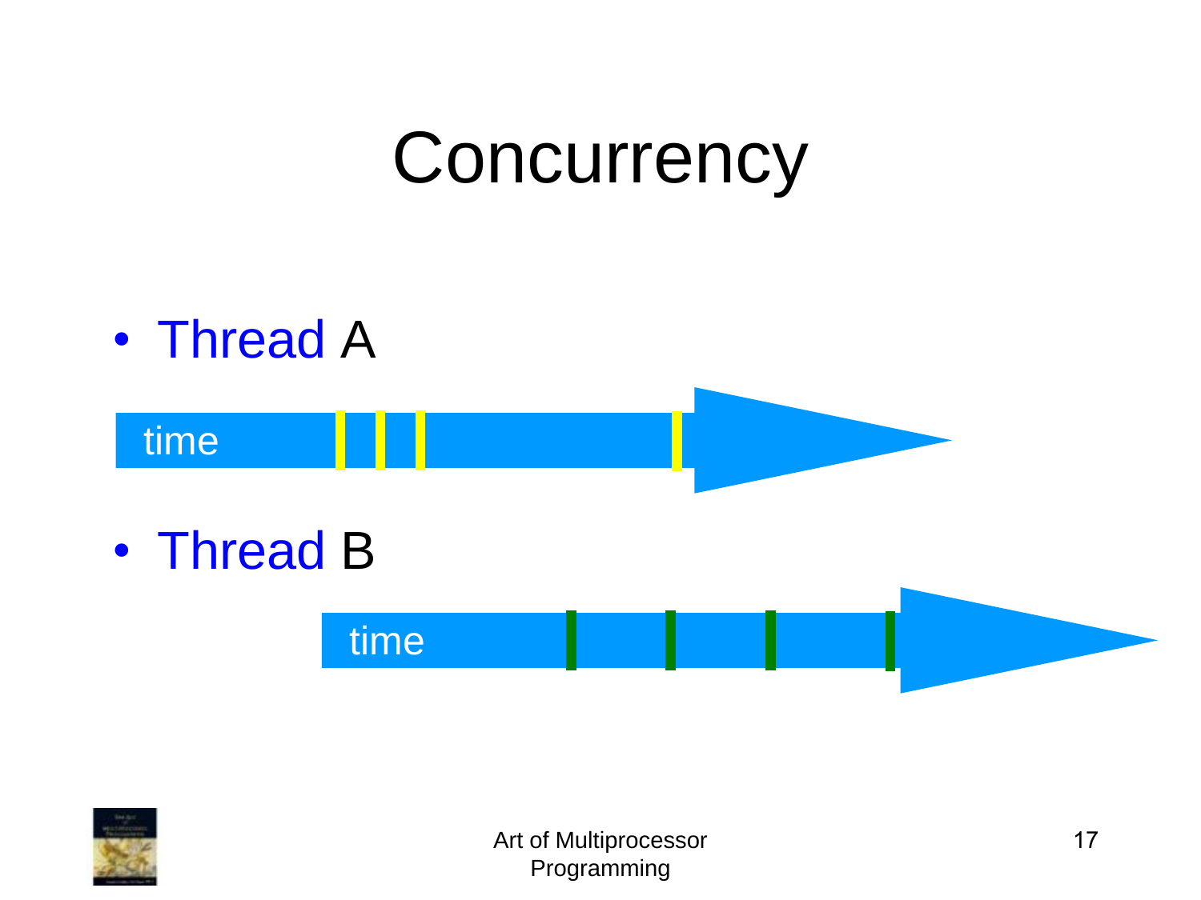# Concurrency

- Thread A

time

- Thread B

time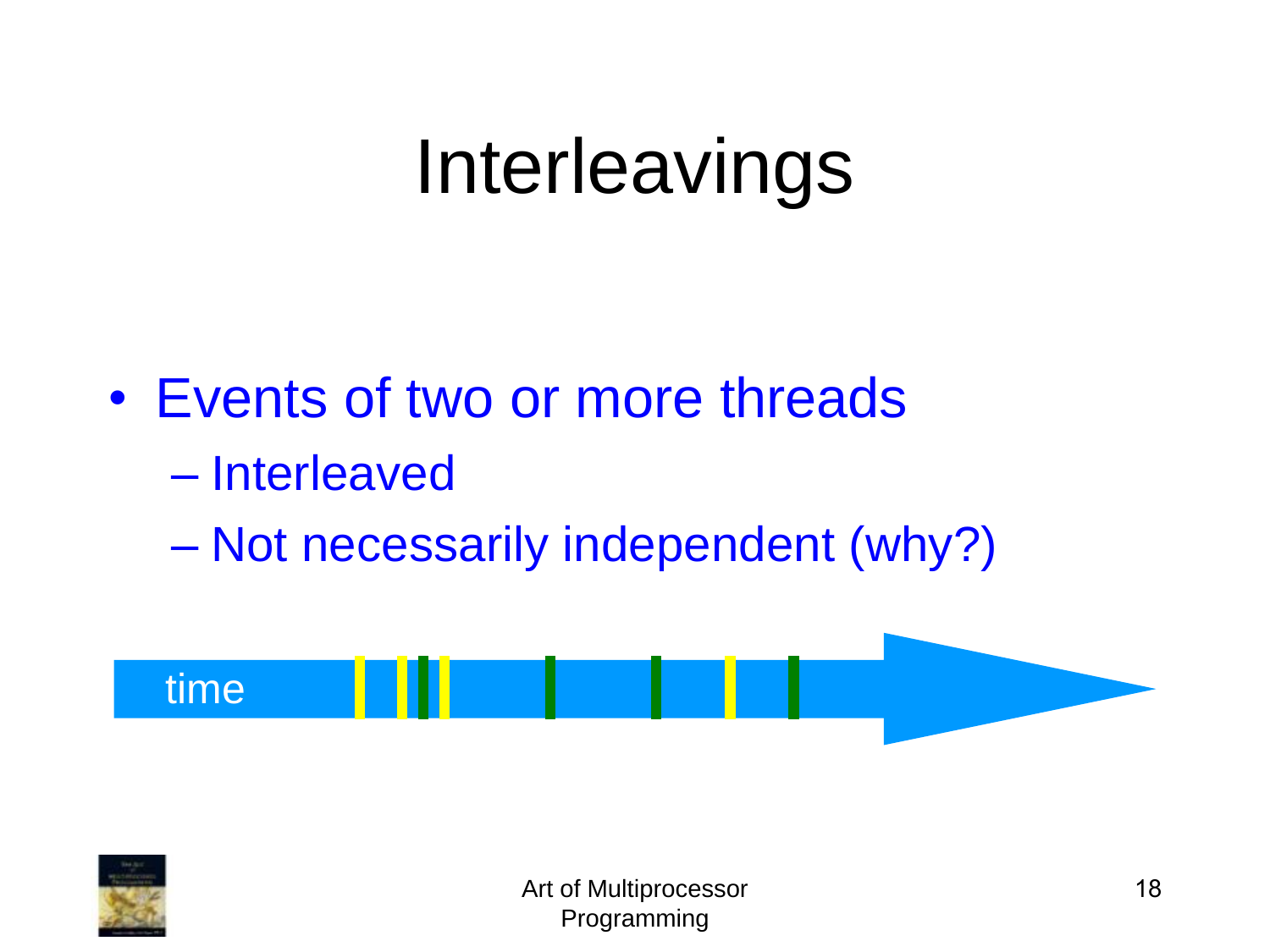# Interleavings

- Events of two or more threads
  - Interleaved
  - Not necessarily independent (why?)

time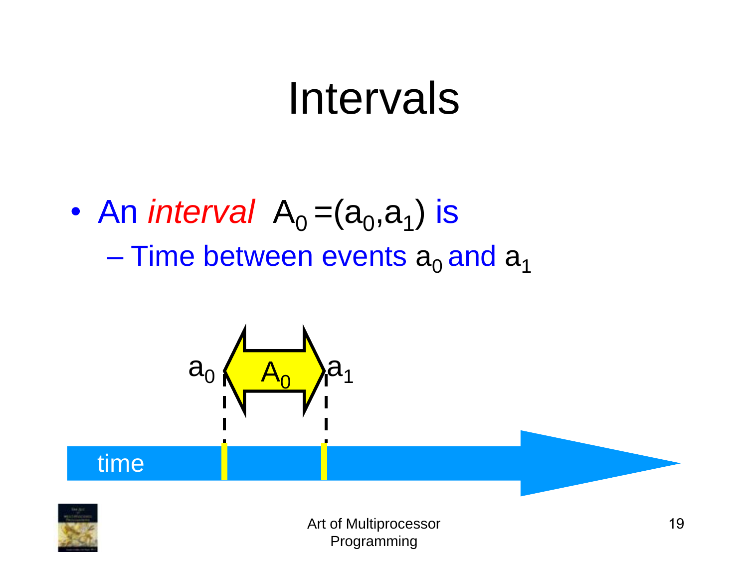# Intervals

- An *interval* $A_0 = (a_0, a_1)$ is
  - Time between events $a_0$ and $a_1$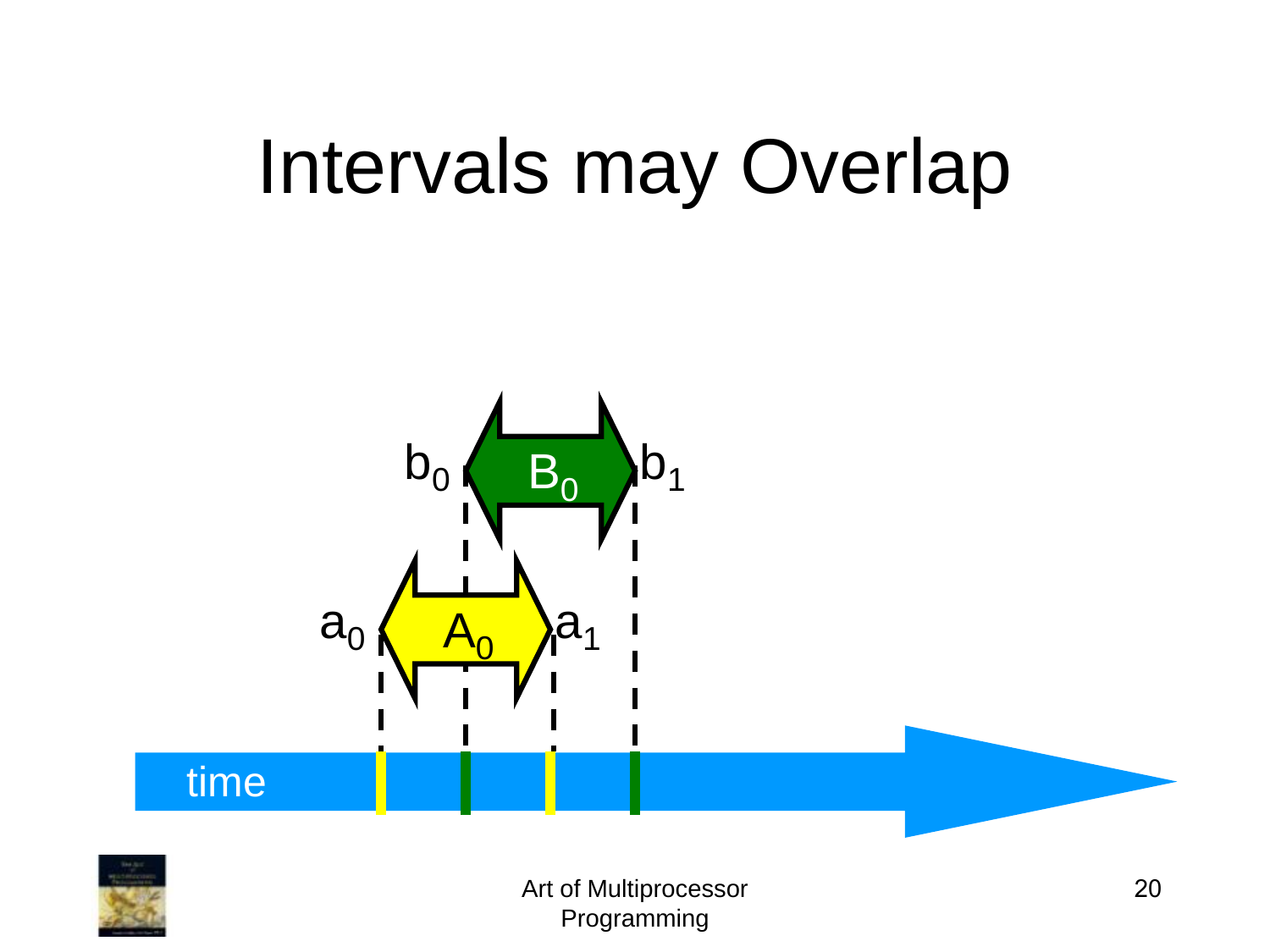# Intervals may Overlap

$b_0$ $B_0$ $b_1$

$a_0$ $A_0$ $a_1$

time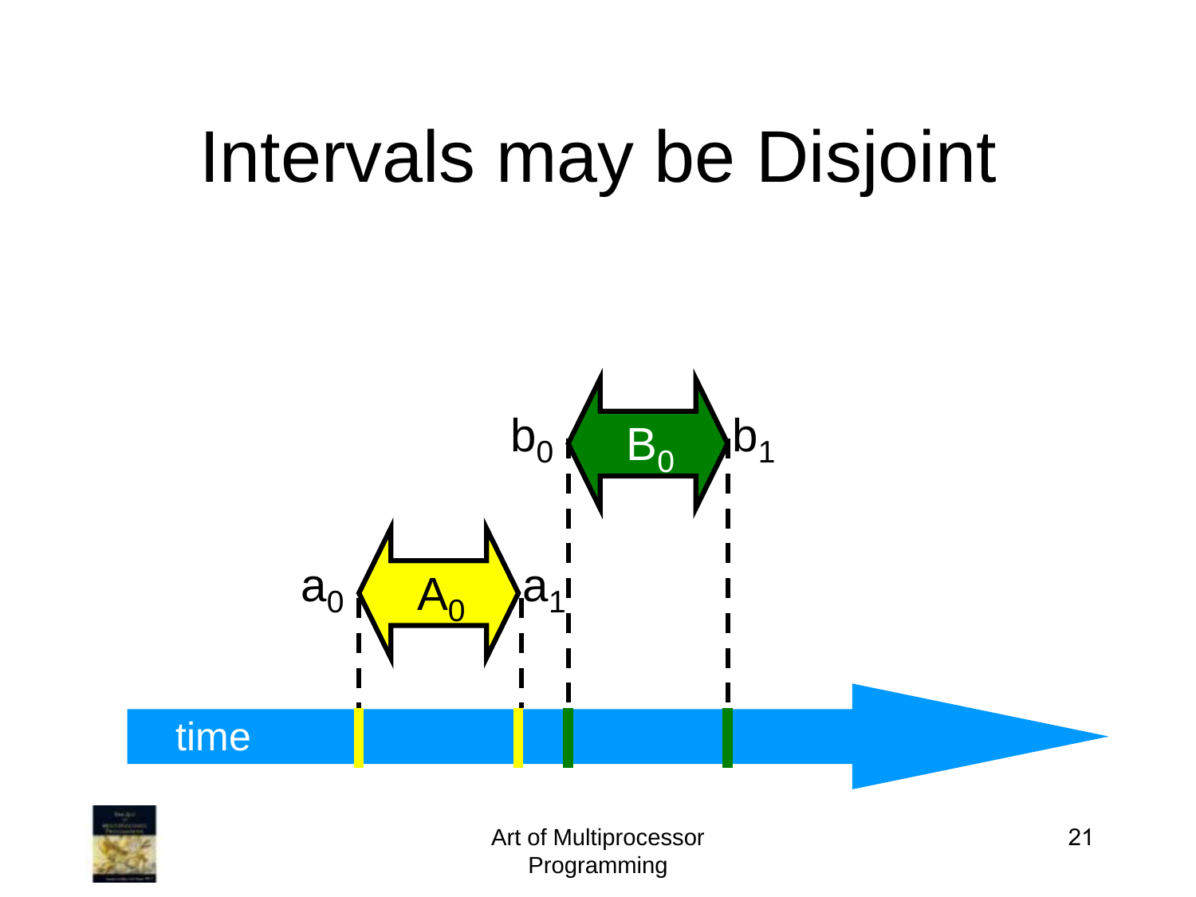# Intervals may be Disjoint

$b_0$ $B_0$ $b_1$

$a_0$ $A_0$ $a_1$

time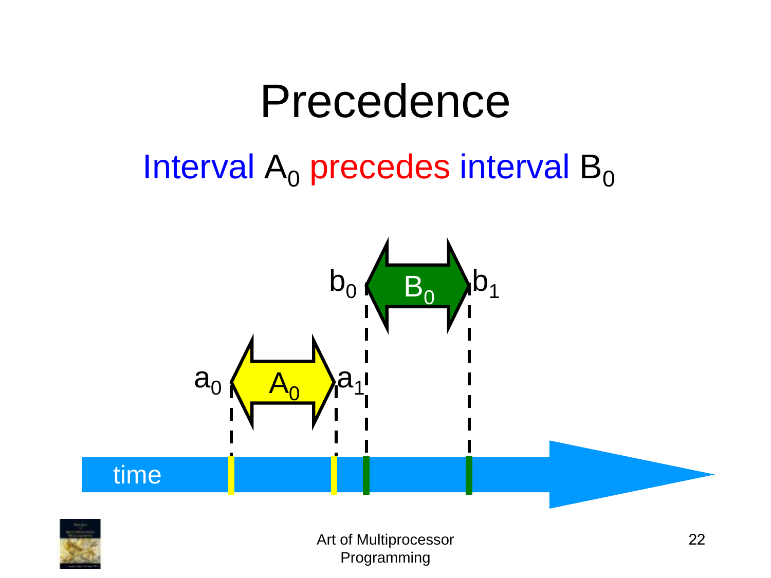# Precedence

Interval $A_0$ precedes interval $B_0$

$b_0$ $B_0$ $b_1$

$a_0$ $A_0$ $a_1$

time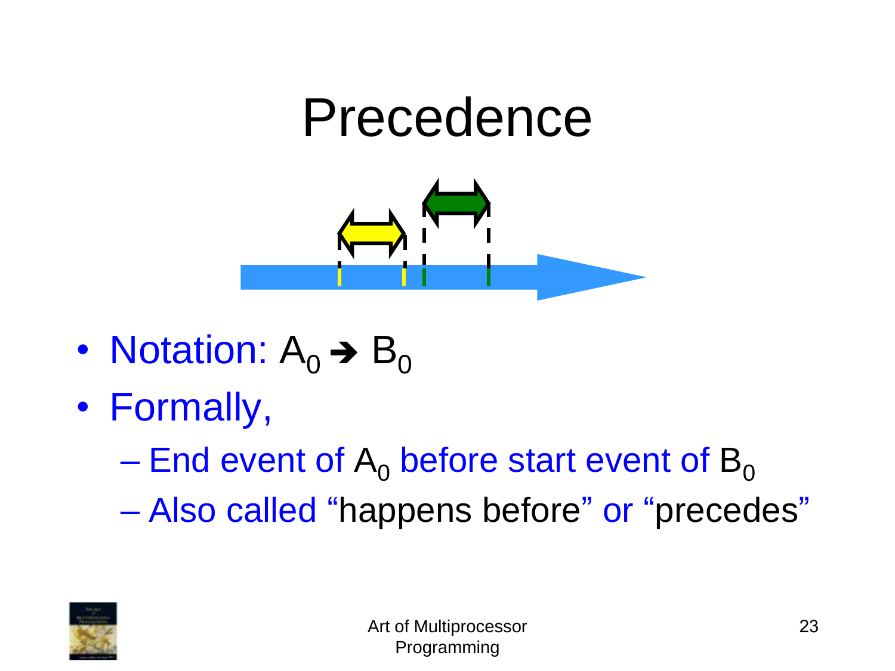# Precedence

- Notation: $A_0 \rightarrow B_0$
- Formally,
  - End event of $A_0$ before start event of $B_0$
  - Also called "happens before" or "precedes"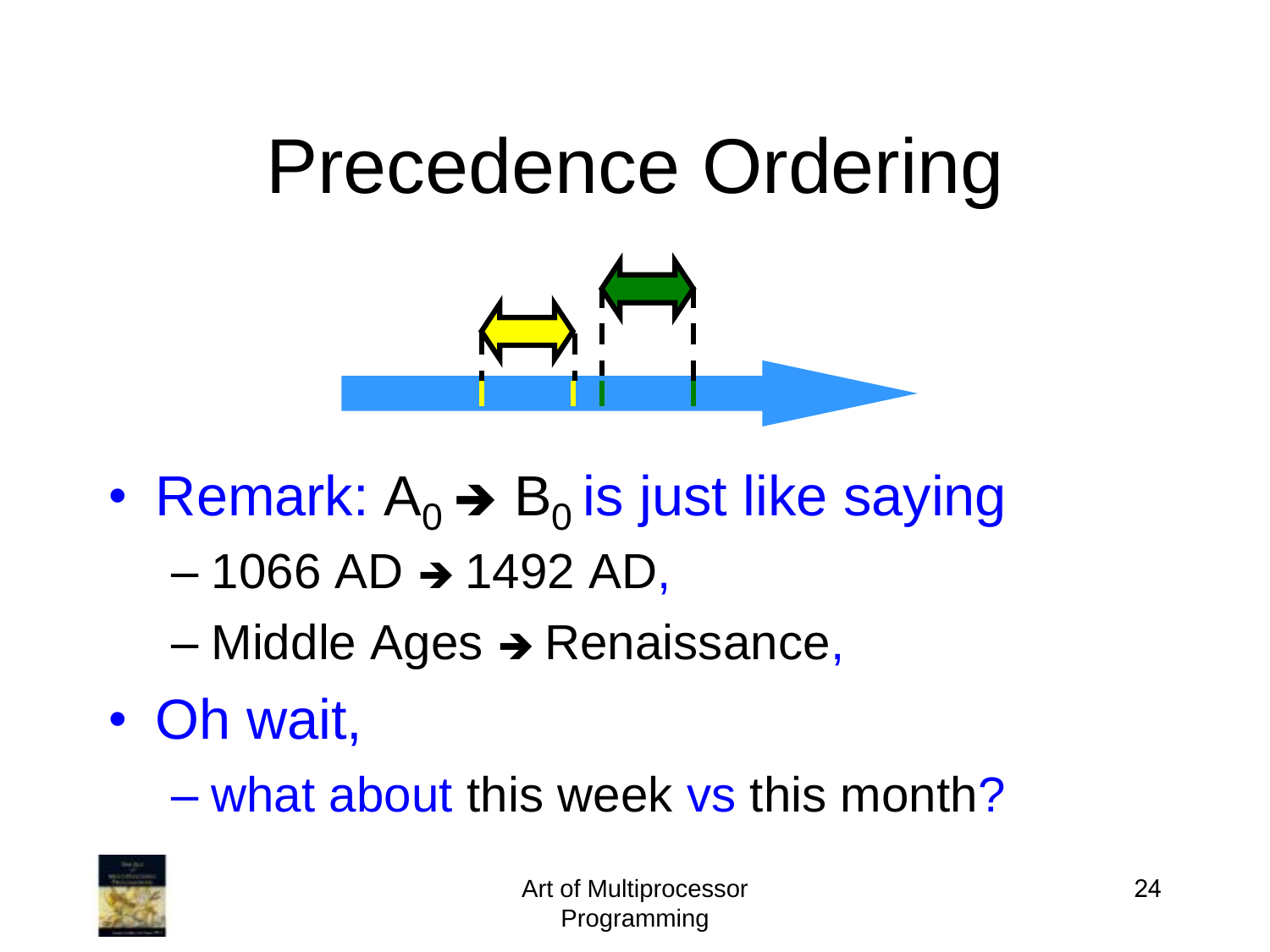# Precedence Ordering

- Remark: $A_0 \rightarrow B_0$ is just like saying
  - 1066 AD → 1492 AD,
  - Middle Ages → Renaissance,
- Oh wait,
  - what about this week vs this month?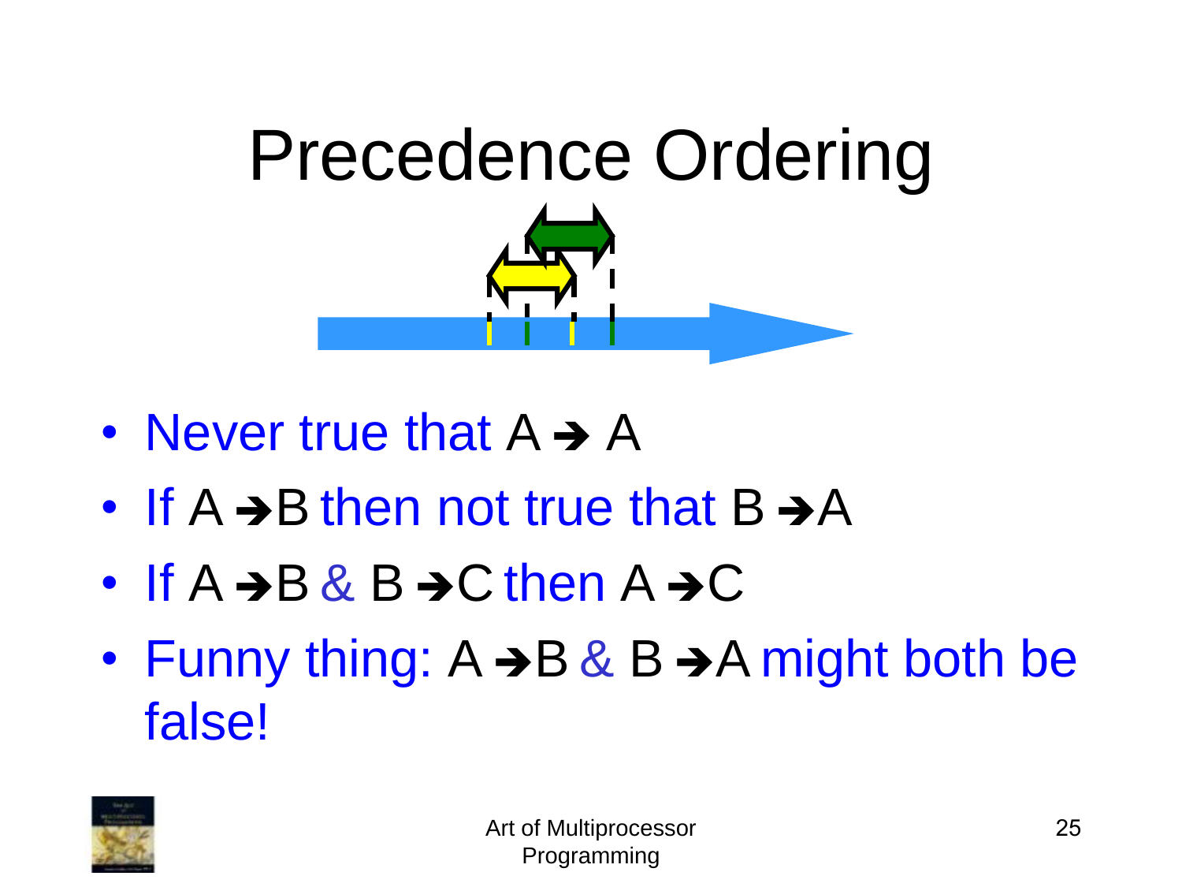# Precedence Ordering

- Never true that A → A
- If A → B then not true that B → A
- If A → B & B → C then A → C
- Funny thing: A → B & B → A might both be false!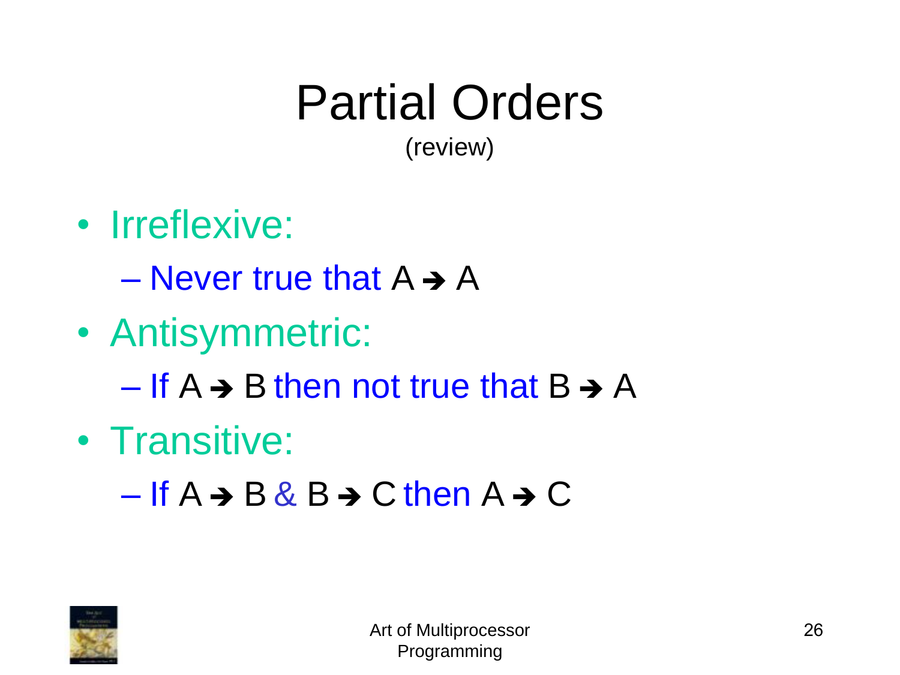# Partial Orders

(review)

- Irreflexive:
  - Never true that A → A
- Antisymmetric:
  - If A → B then not true that B → A
- Transitive:
  - If A → B & B → C then A → C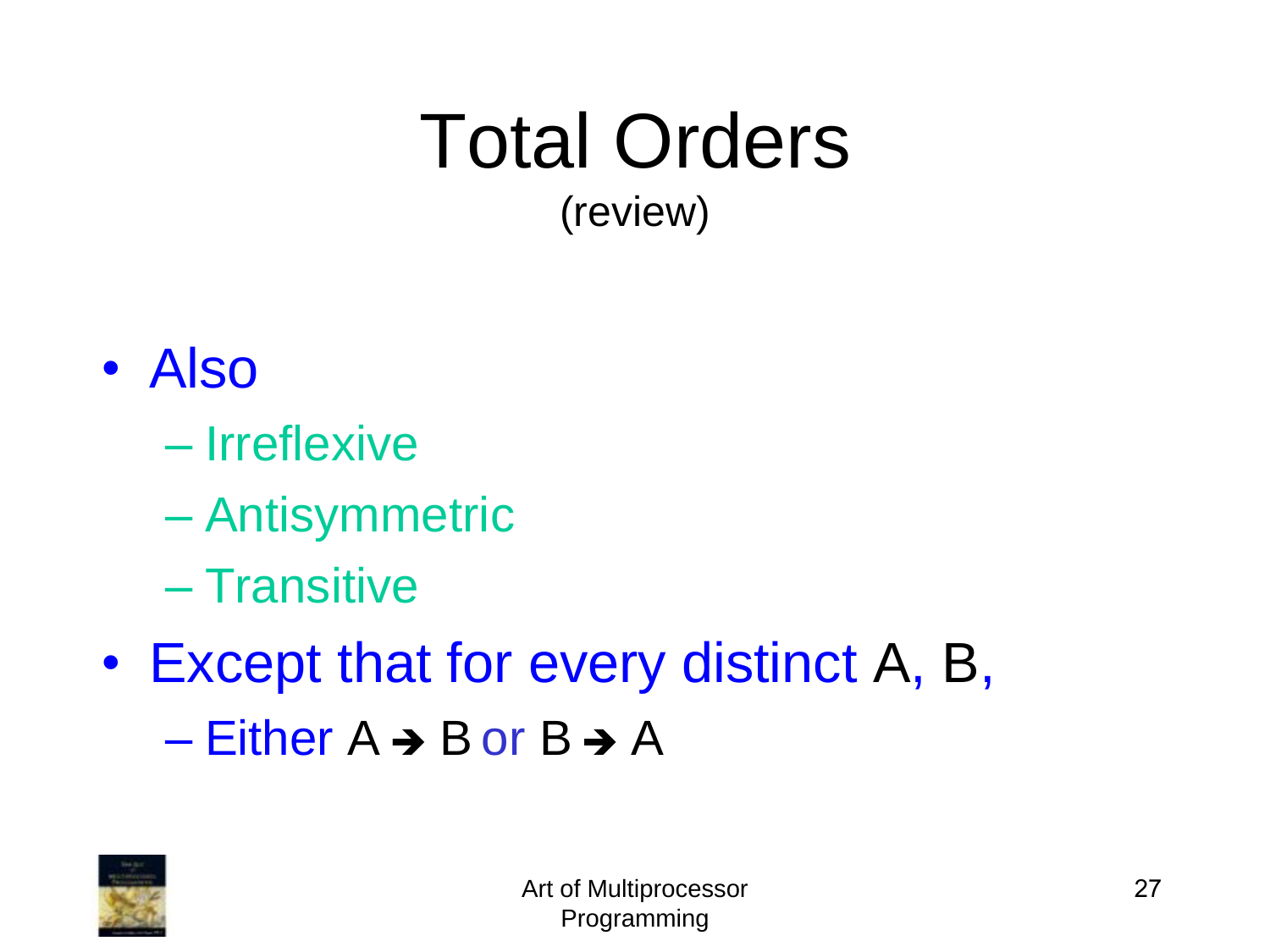# Total Orders

(review)

- Also
  - Irreflexive
  - Antisymmetric
  - Transitive
- Except that for every distinct A, B,
  - Either A → B or B → A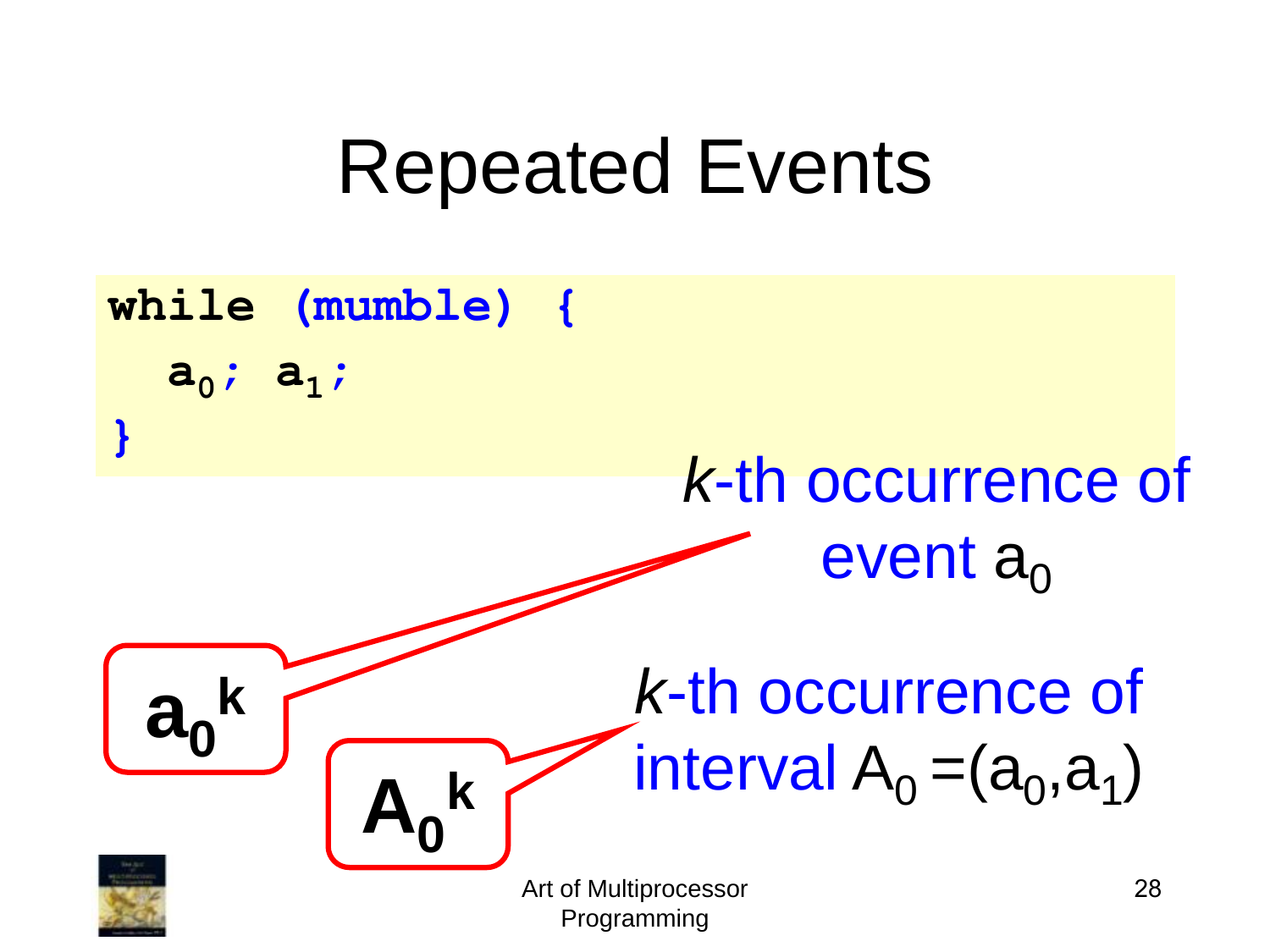# Repeated Events

```
while (mumble) {
  a0; a1;
}
```

$a_0^k$ — *k*-th occurrence of event $a_0$

$A_0^k$ — *k*-th occurrence of interval $A_0 = (a_0, a_1)$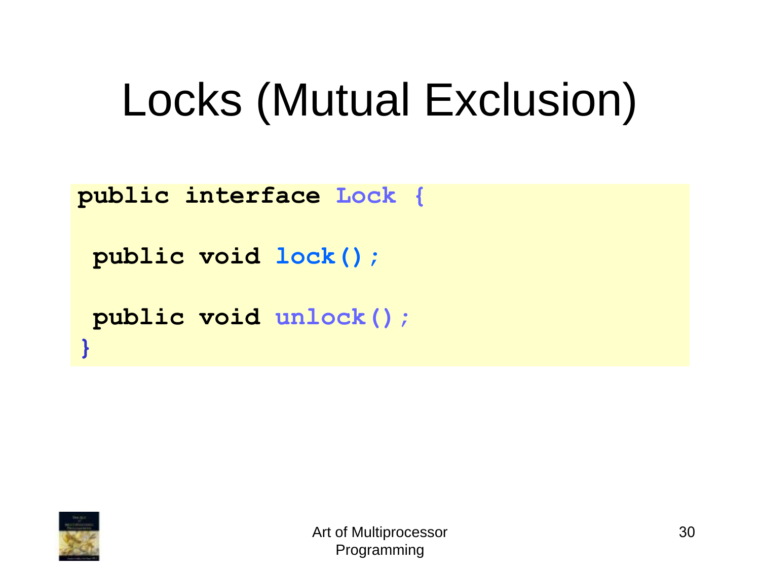# Locks (Mutual Exclusion)

```
public interface Lock {

 public void lock();

 public void unlock();
}
```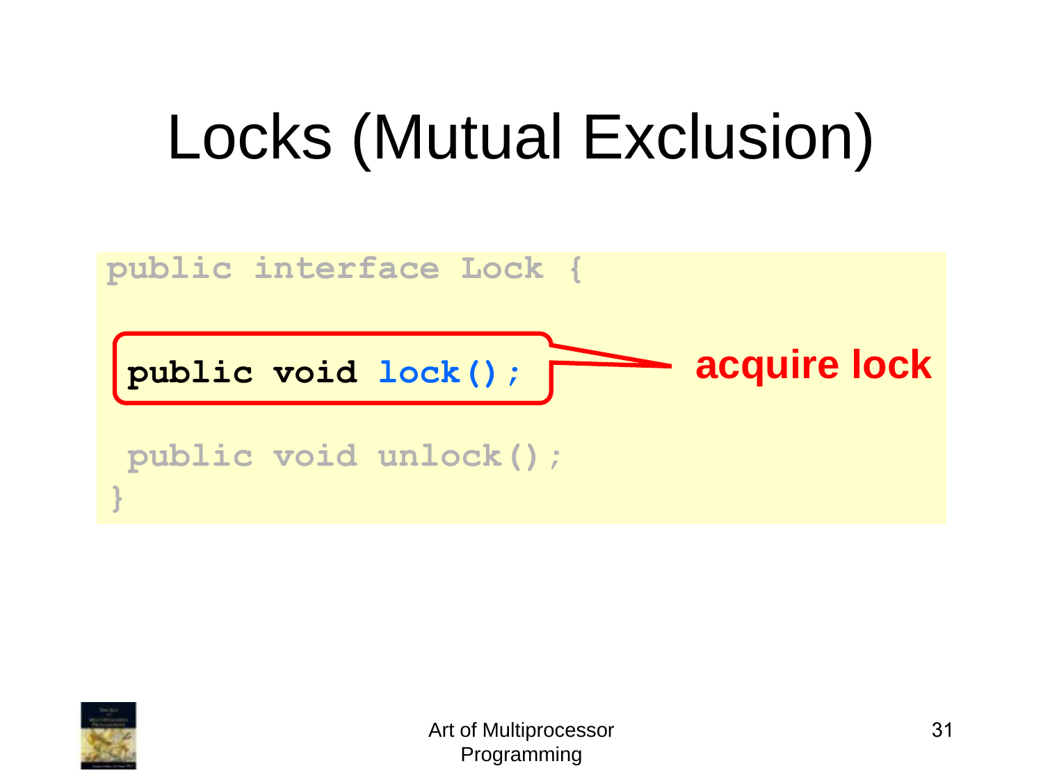# Locks (Mutual Exclusion)

```
public interface Lock {

 public void lock();

 public void unlock();
}
```

acquire lock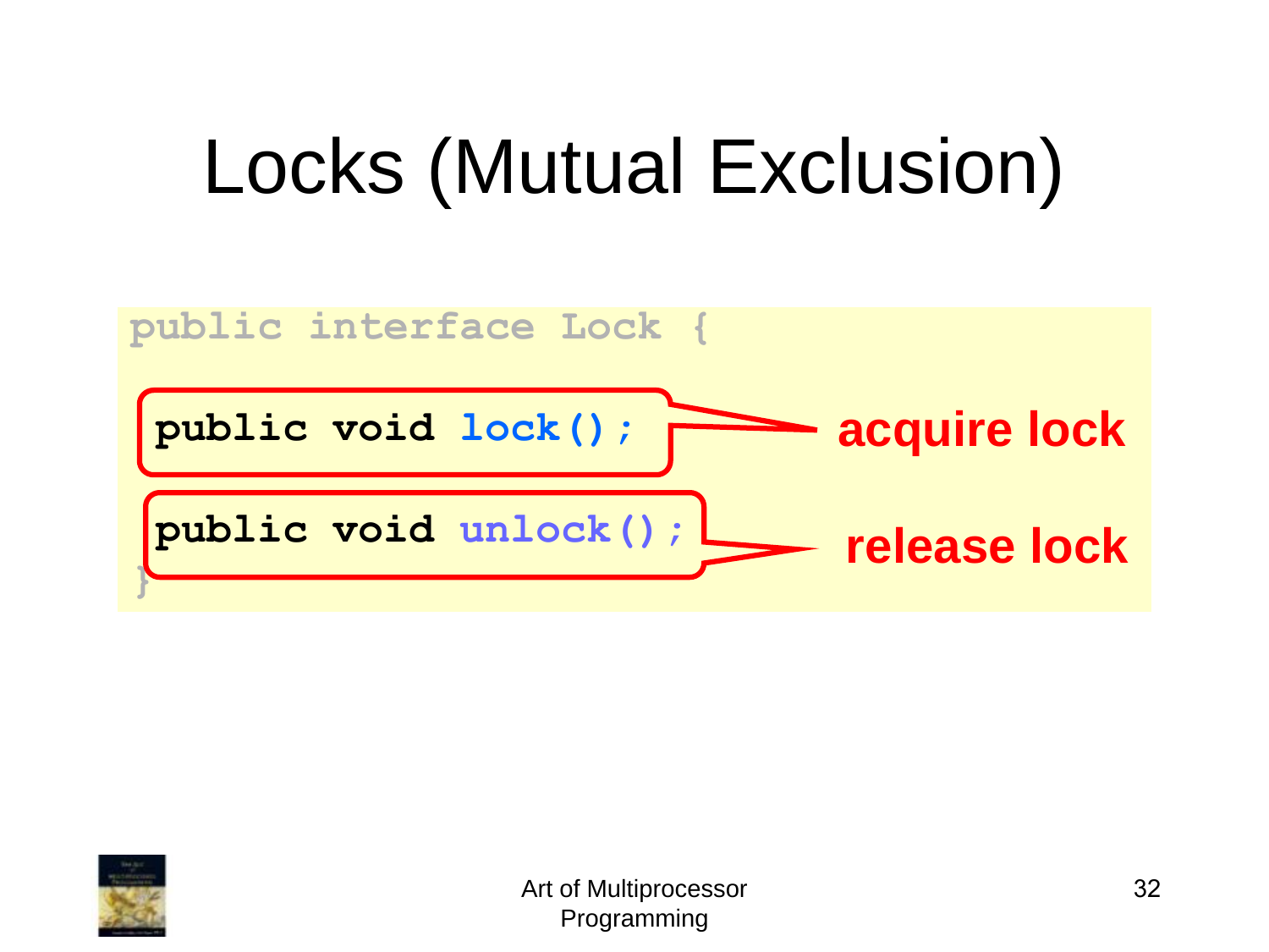# Locks (Mutual Exclusion)

```
public interface Lock {

 public void lock();      // acquire lock

 public void unlock();    // release lock
}
```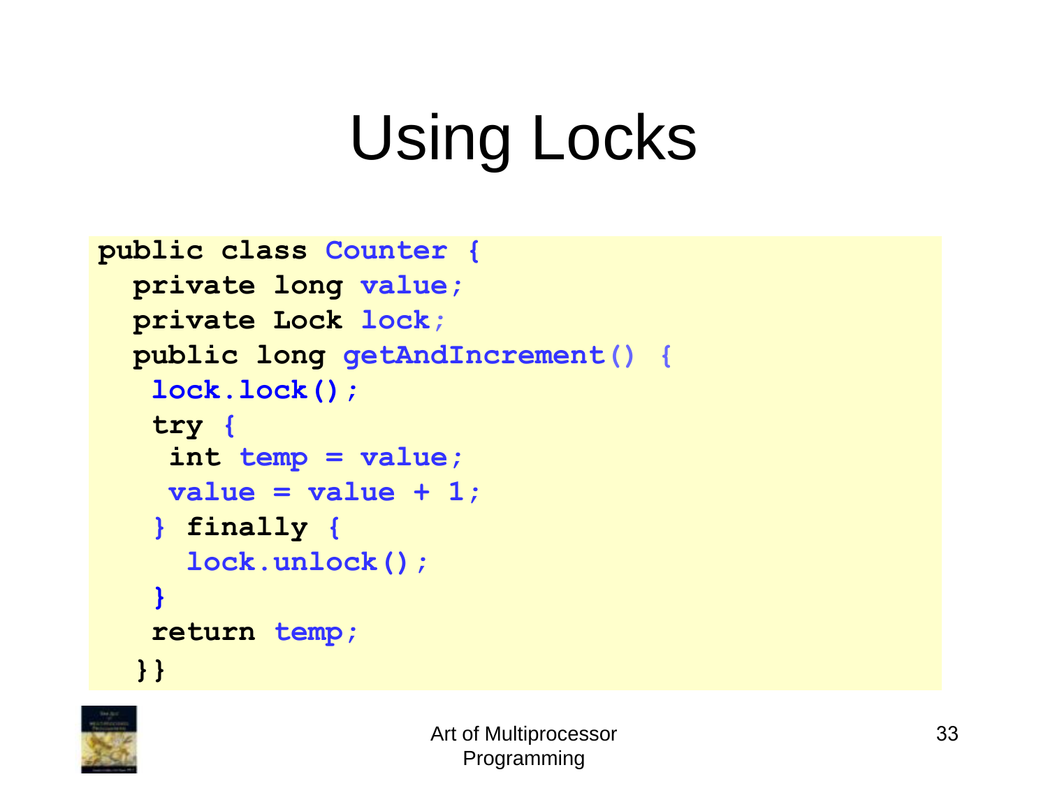# Using Locks

```
public class Counter {
  private long value;
  private Lock lock;
  public long getAndIncrement() {
   lock.lock();
   try {
    int temp = value;
    value = value + 1;
   } finally {
     lock.unlock();
   }
   return temp;
  }}
```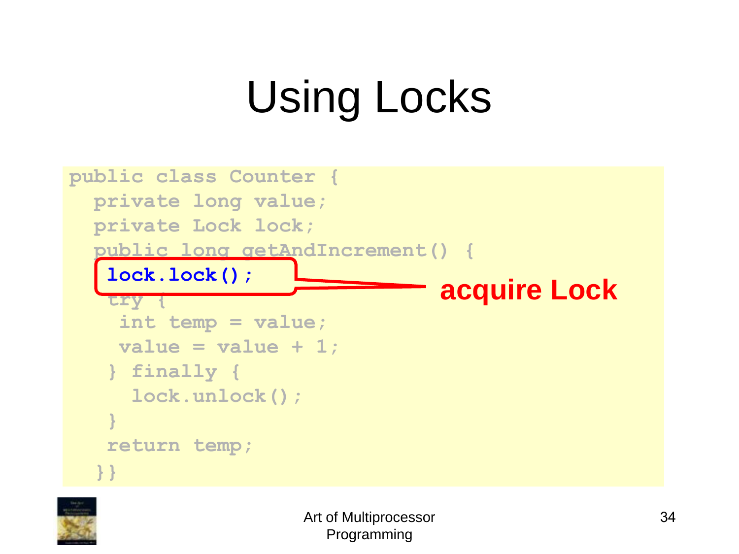# Using Locks

```
public class Counter {
  private long value;
  private Lock lock;
  public long getAndIncrement() {
   lock.lock();
   try {
    int temp = value;
    value = value + 1;
   } finally {
     lock.unlock();
   }
   return temp;
  }}
```

**acquire Lock**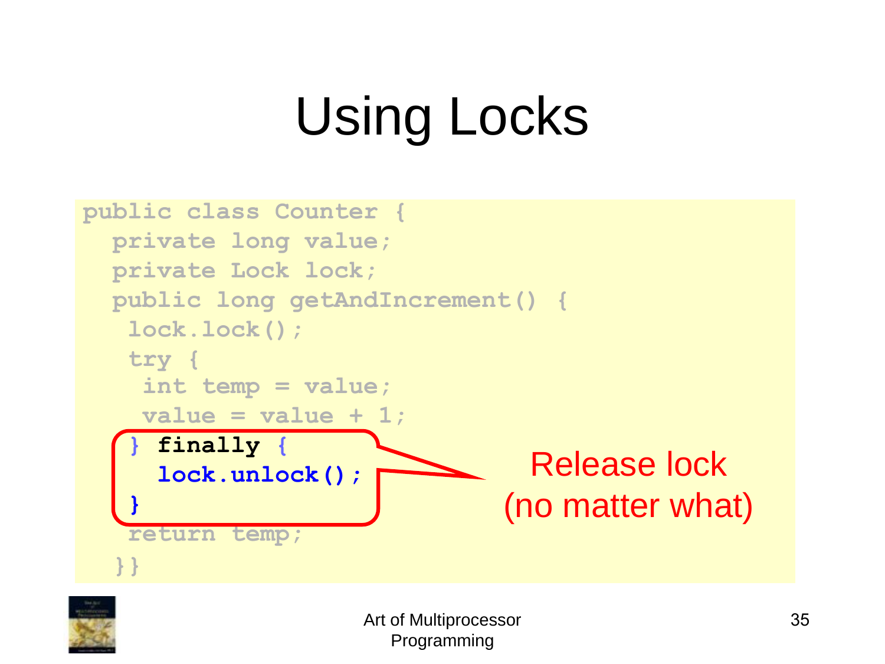# Using Locks

```
public class Counter {
  private long value;
  private Lock lock;
  public long getAndIncrement() {
   lock.lock();
   try {
    int temp = value;
    value = value + 1;
   } finally {
     lock.unlock();
   }
   return temp;
  }}
```

Release lock (no matter what)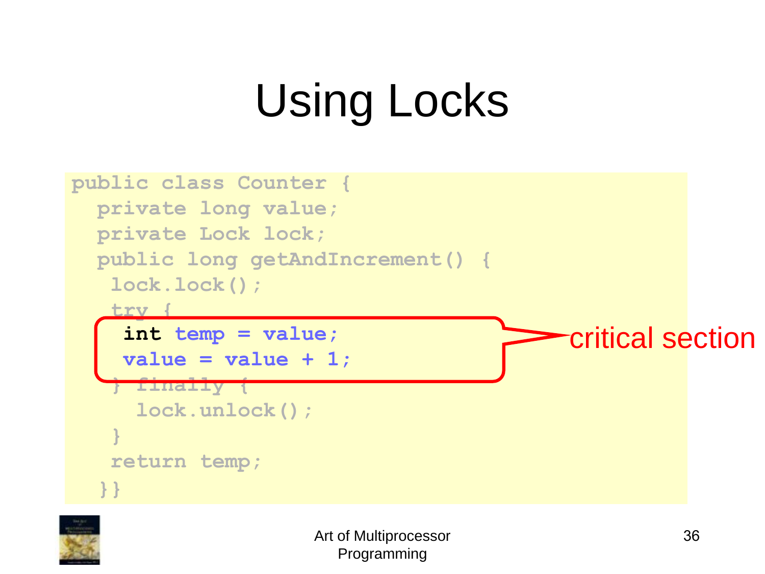# Using Locks

```
public class Counter {
  private long value;
  private Lock lock;
  public long getAndIncrement() {
   lock.lock();
   try {
    int temp = value;
    value = value + 1;
   } finally {
     lock.unlock();
   }
   return temp;
  }}
```

critical section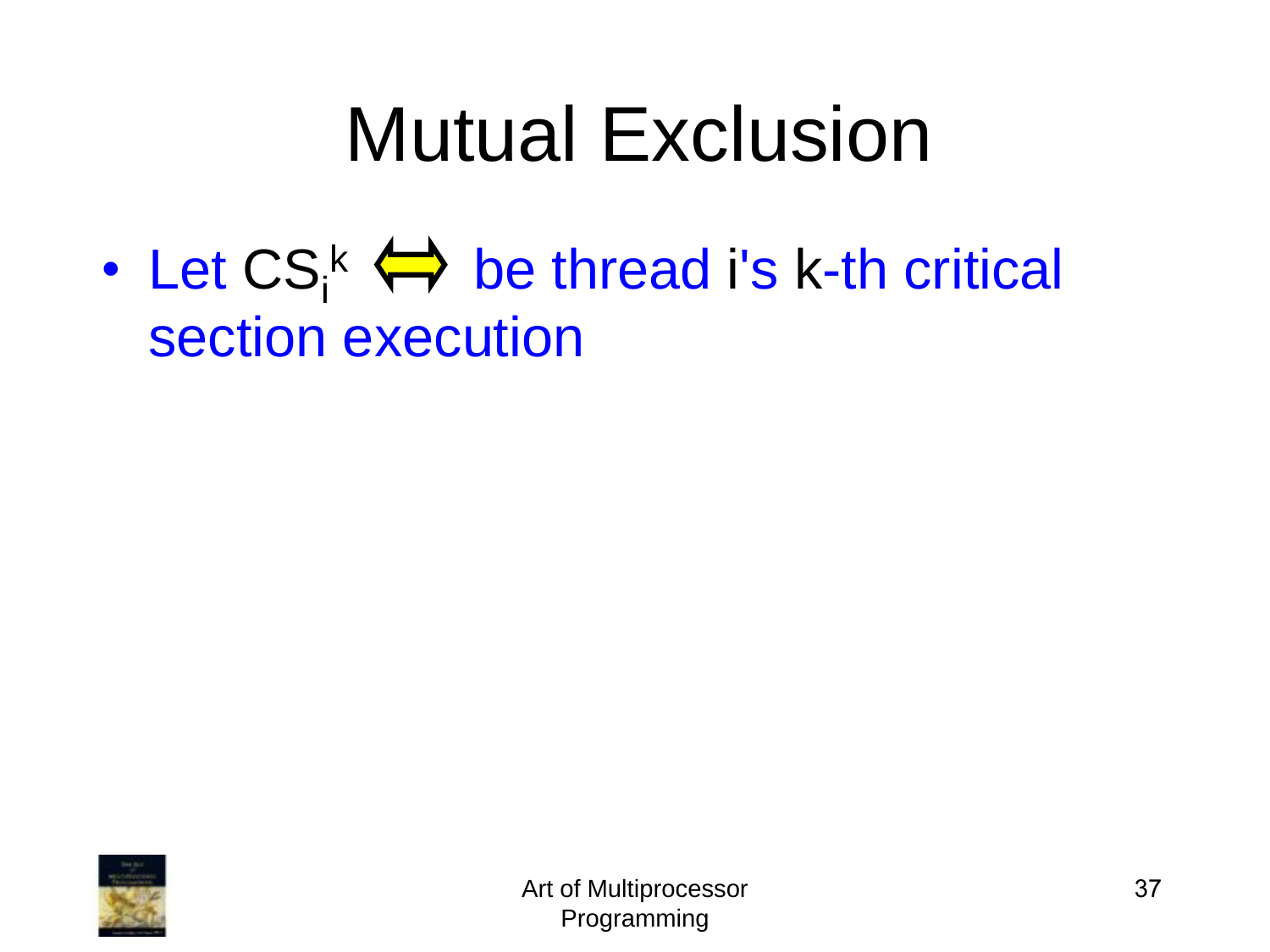# Mutual Exclusion

- Let $CS_i^k \Leftrightarrow$ be thread i's k-th critical section execution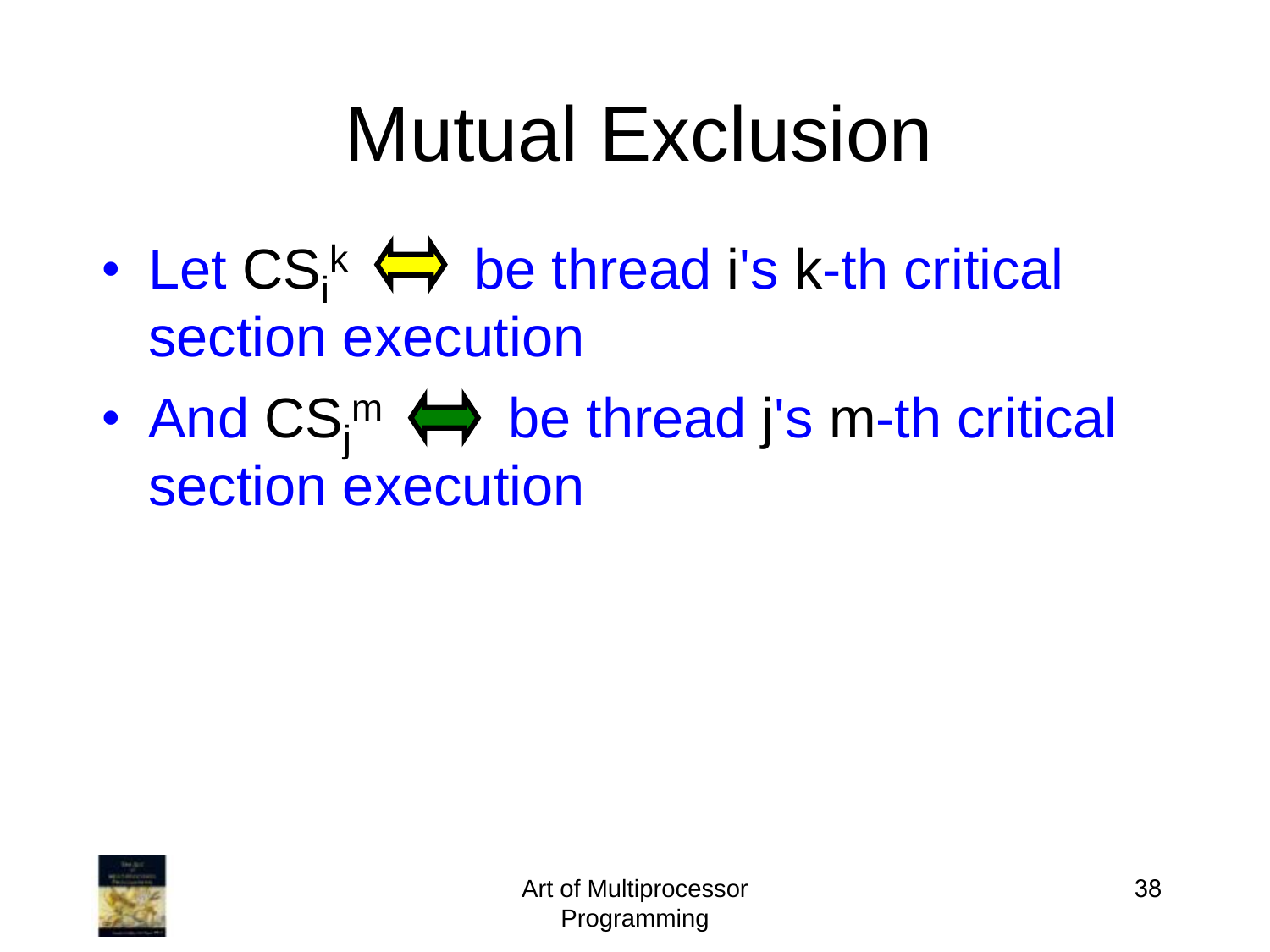# Mutual Exclusion

- Let $CS_i^k$ ⟺ be thread i's k-th critical section execution
- And $CS_j^m$ ⟺ be thread j's m-th critical section execution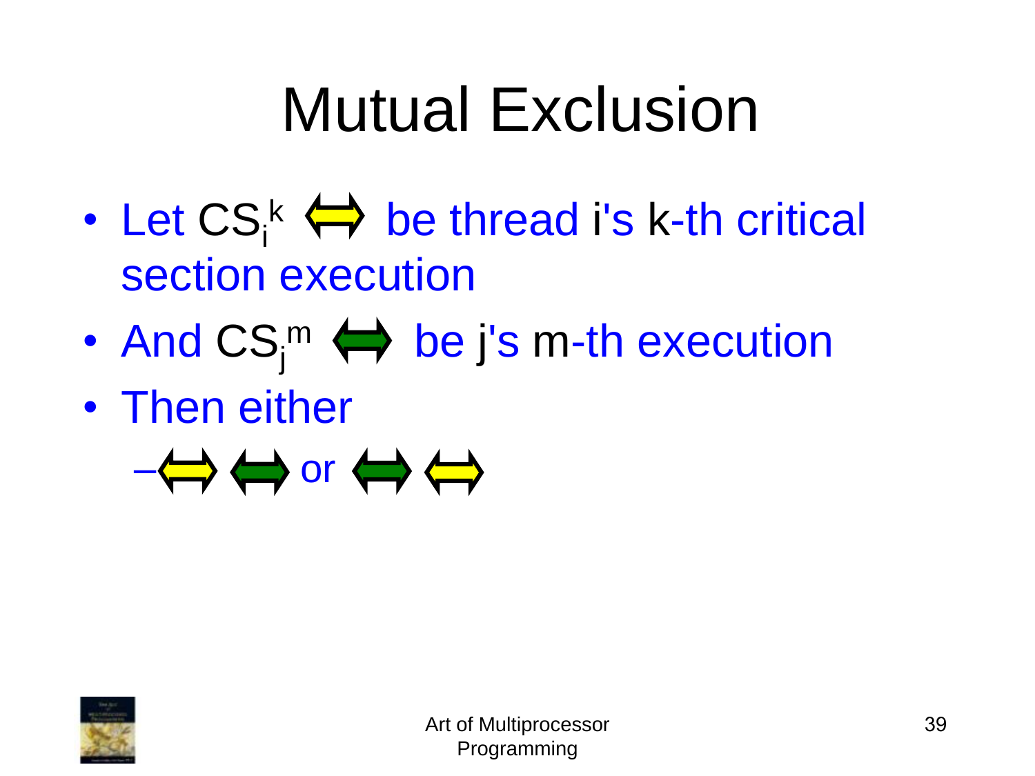# Mutual Exclusion

- Let $CS_i^k$ ⟺ be thread i's k-th critical section execution
- And $CS_j^m$ ⟺ be j's m-th execution
- Then either
  - ⟺ ⟺ or ⟺ ⟺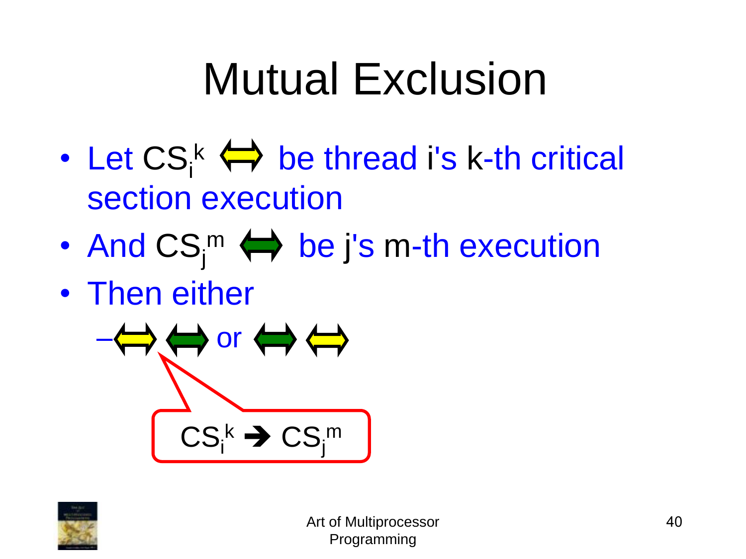# Mutual Exclusion

- Let $CS_i^k$ ⟺ be thread i's k-th critical section execution
- And $CS_j^m$ ⟺ be j's m-th execution
- Then either
  - ⟺ ⟺ or ⟺ ⟺

$CS_i^k \rightarrow CS_j^m$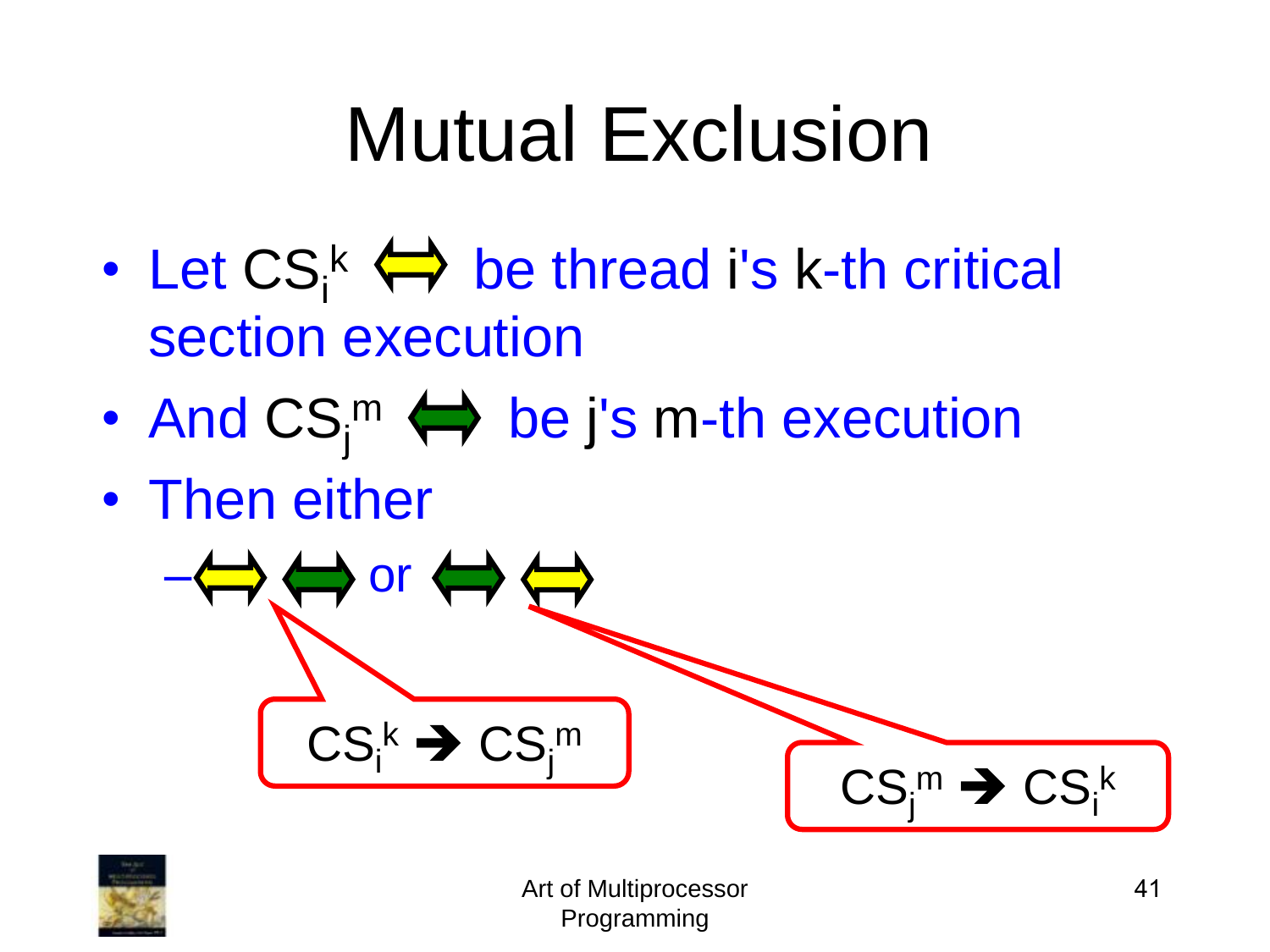# Mutual Exclusion

- Let $CS_i^k$ ⟺ be thread i's k-th critical section execution
- And $CS_j^m$ ⟺ be j's m-th execution
- Then either
  - ⟺ ⟺ or ⟺ ⟺

$CS_i^k \rightarrow CS_j^m$

$CS_j^m \rightarrow CS_i^k$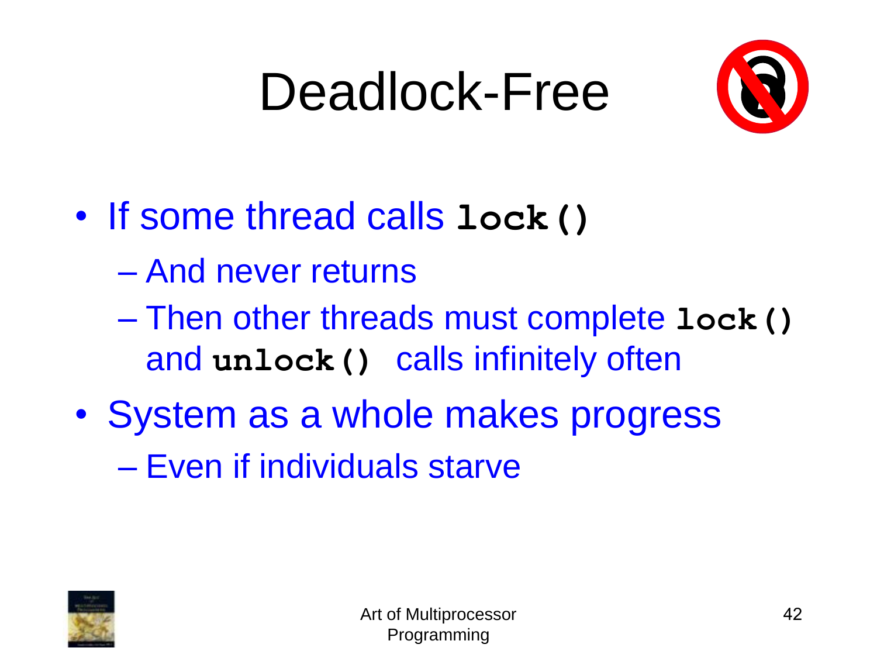# Deadlock-Free

- If some thread calls **`lock()`**
  - And never returns
  - Then other threads must complete **`lock()`** and **`unlock()`** calls infinitely often
- System as a whole makes progress
  - Even if individuals starve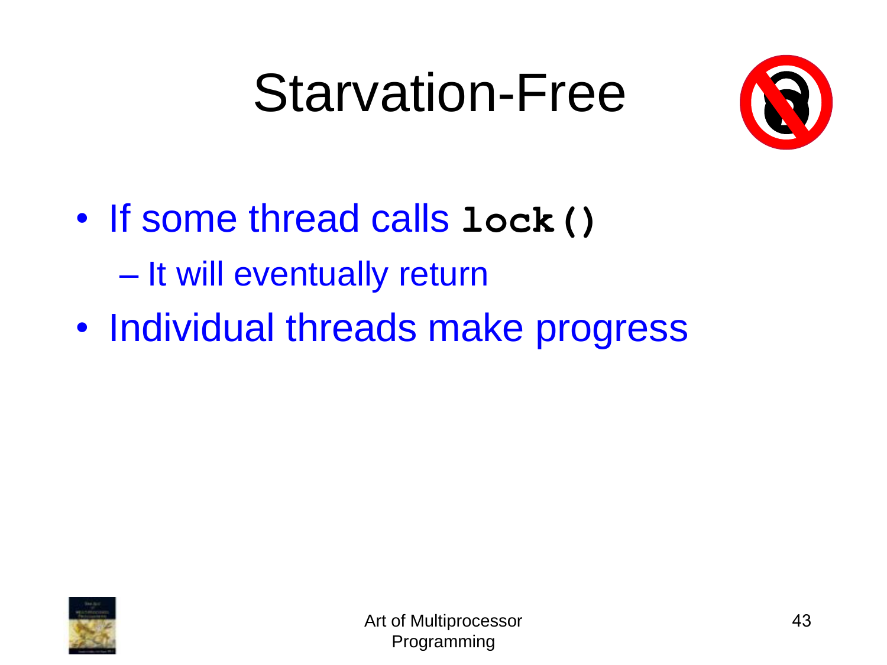# Starvation-Free

- If some thread calls **`lock()`**
  - It will eventually return
- Individual threads make progress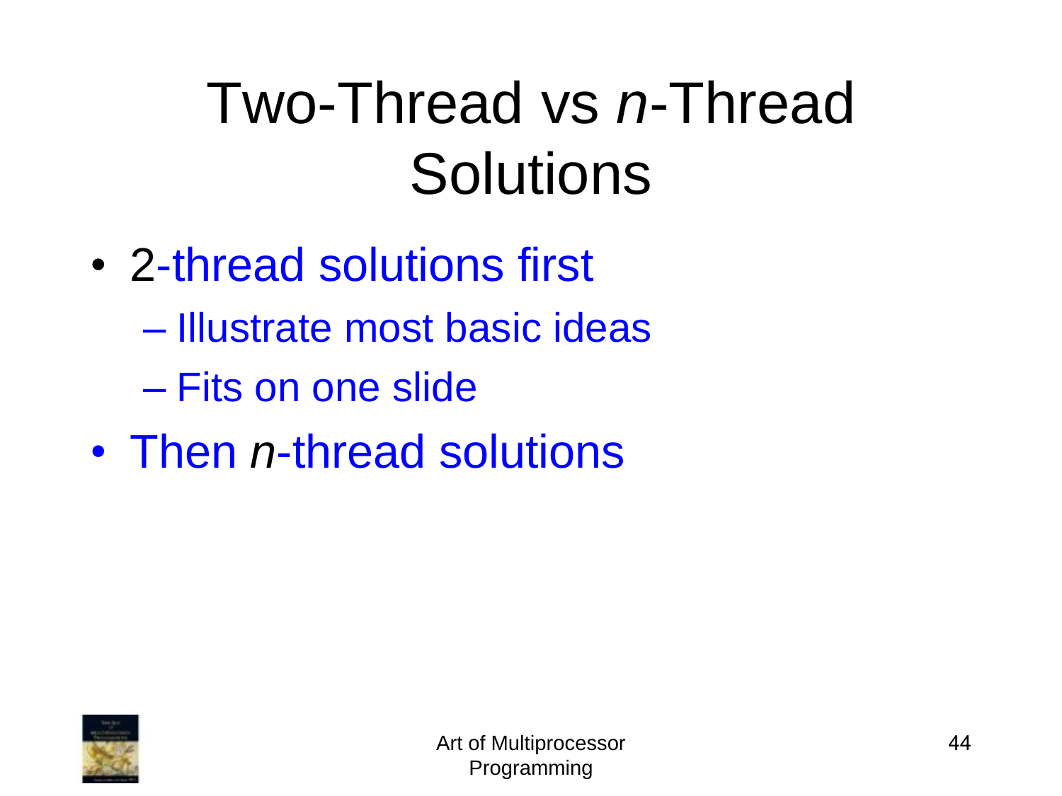# Two-Thread vs *n*-Thread Solutions

- 2-thread solutions first
  - Illustrate most basic ideas
  - Fits on one slide
- Then *n*-thread solutions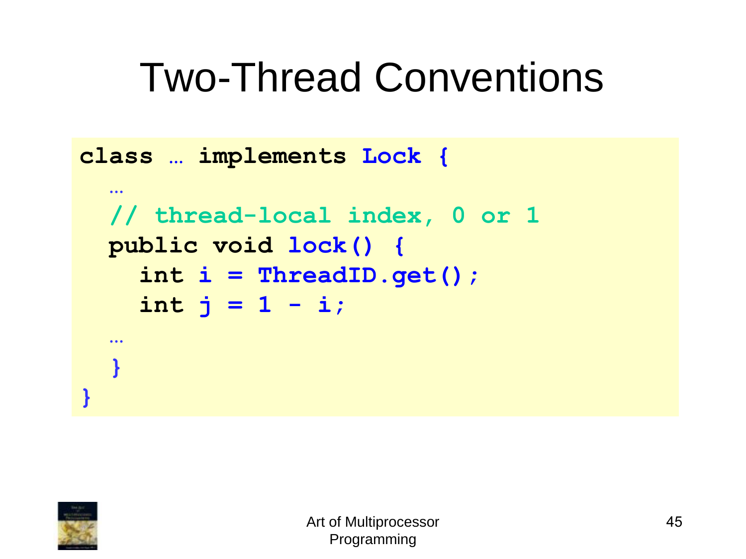# Two-Thread Conventions

```
class … implements Lock {
  …
  // thread-local index, 0 or 1
  public void lock() {
    int i = ThreadID.get();
    int j = 1 - i;
  …
  }
}
```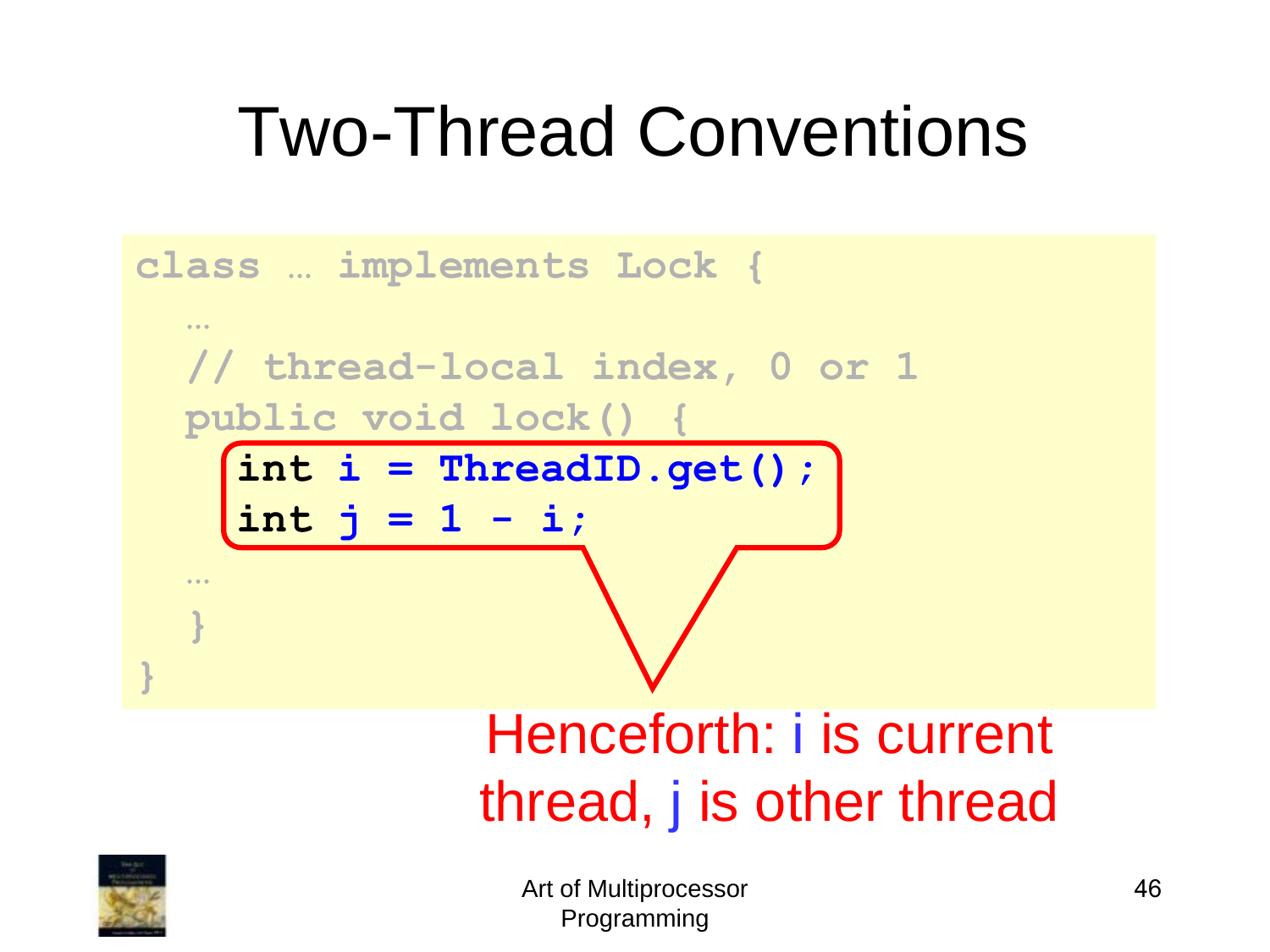# Two-Thread Conventions

```
class … implements Lock {
  …
  // thread-local index, 0 or 1
  public void lock() {
    int i = ThreadID.get();
    int j = 1 - i;
  …
  }
}
```

Henceforth: i is current thread, j is other thread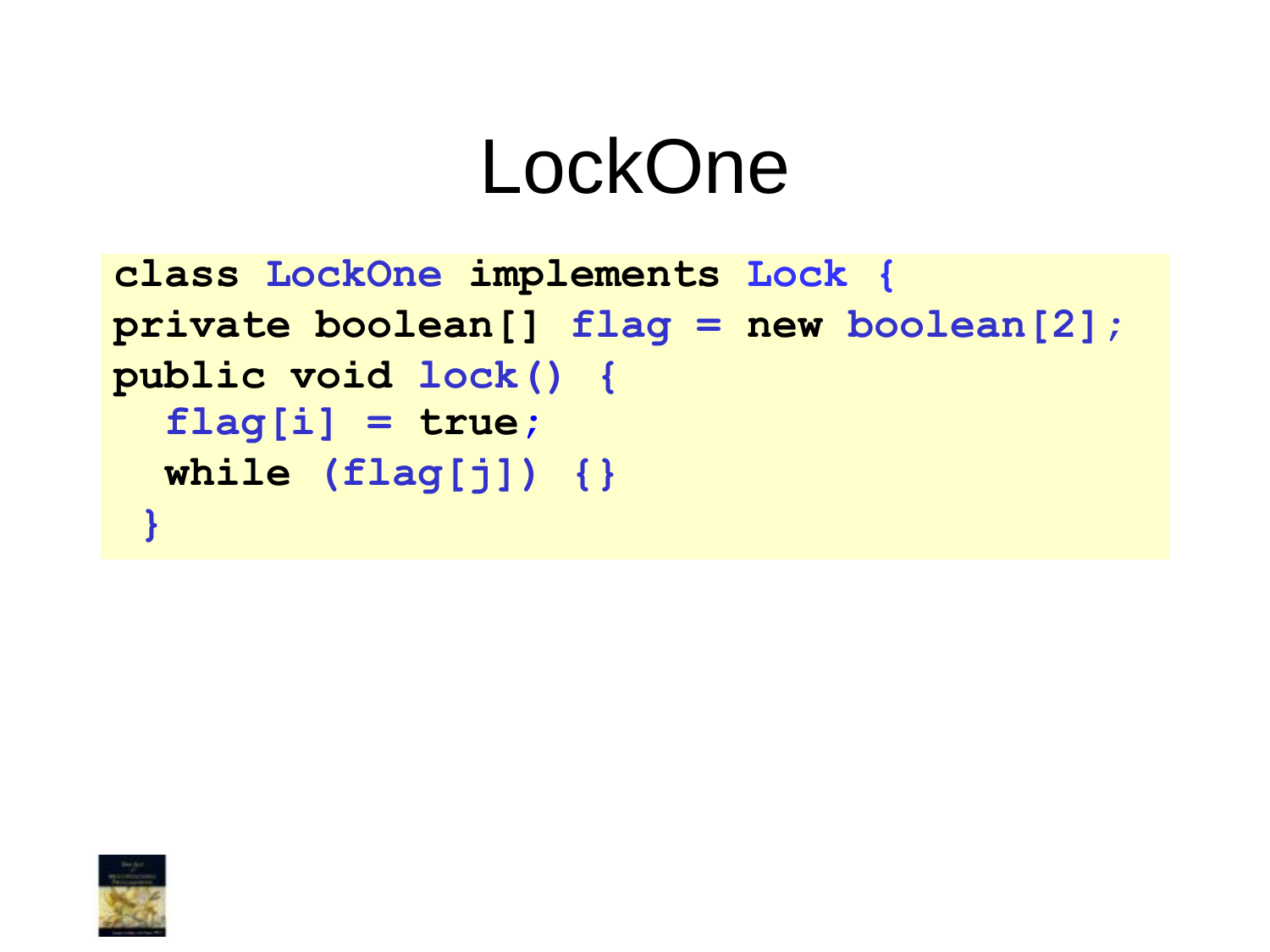# LockOne

```
class LockOne implements Lock {
private boolean[] flag = new boolean[2];
public void lock() {
  flag[i] = true;
  while (flag[j]) {}
 }
```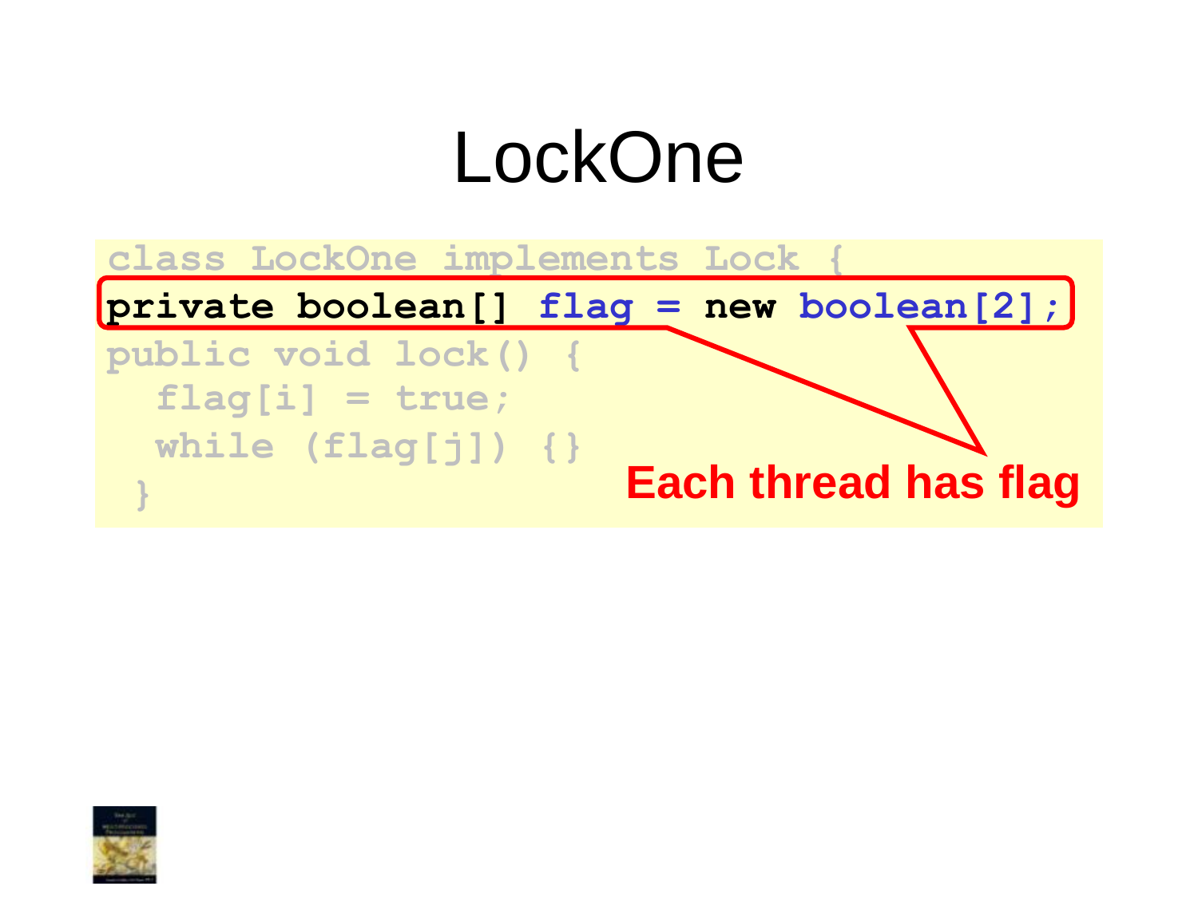# LockOne

```
class LockOne implements Lock {
private boolean[] flag = new boolean[2];
public void lock() {
  flag[i] = true;
  while (flag[j]) {}
 }
```

**Each thread has flag**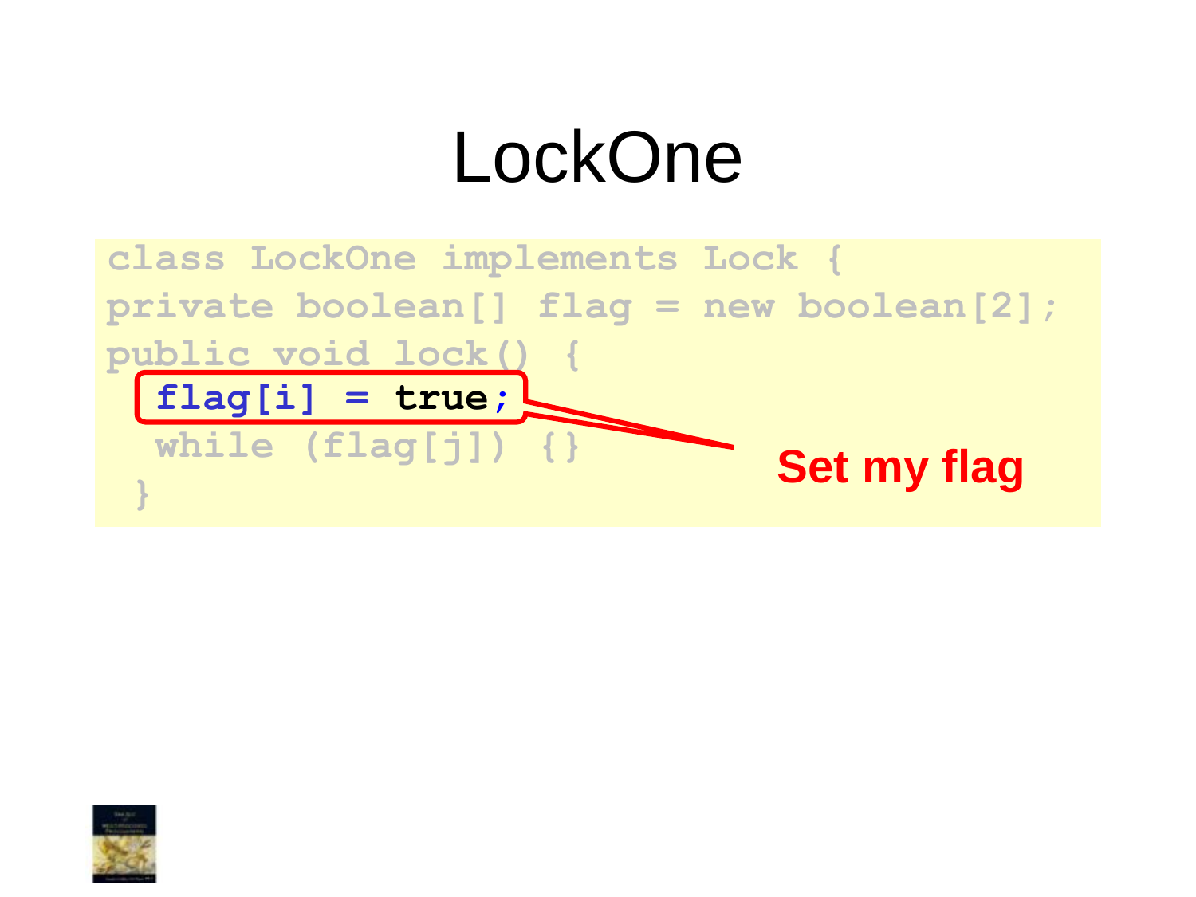# LockOne

```
class LockOne implements Lock {
private boolean[] flag = new boolean[2];
public void lock() {
  flag[i] = true;
  while (flag[j]) {}
 }
```

**Set my flag**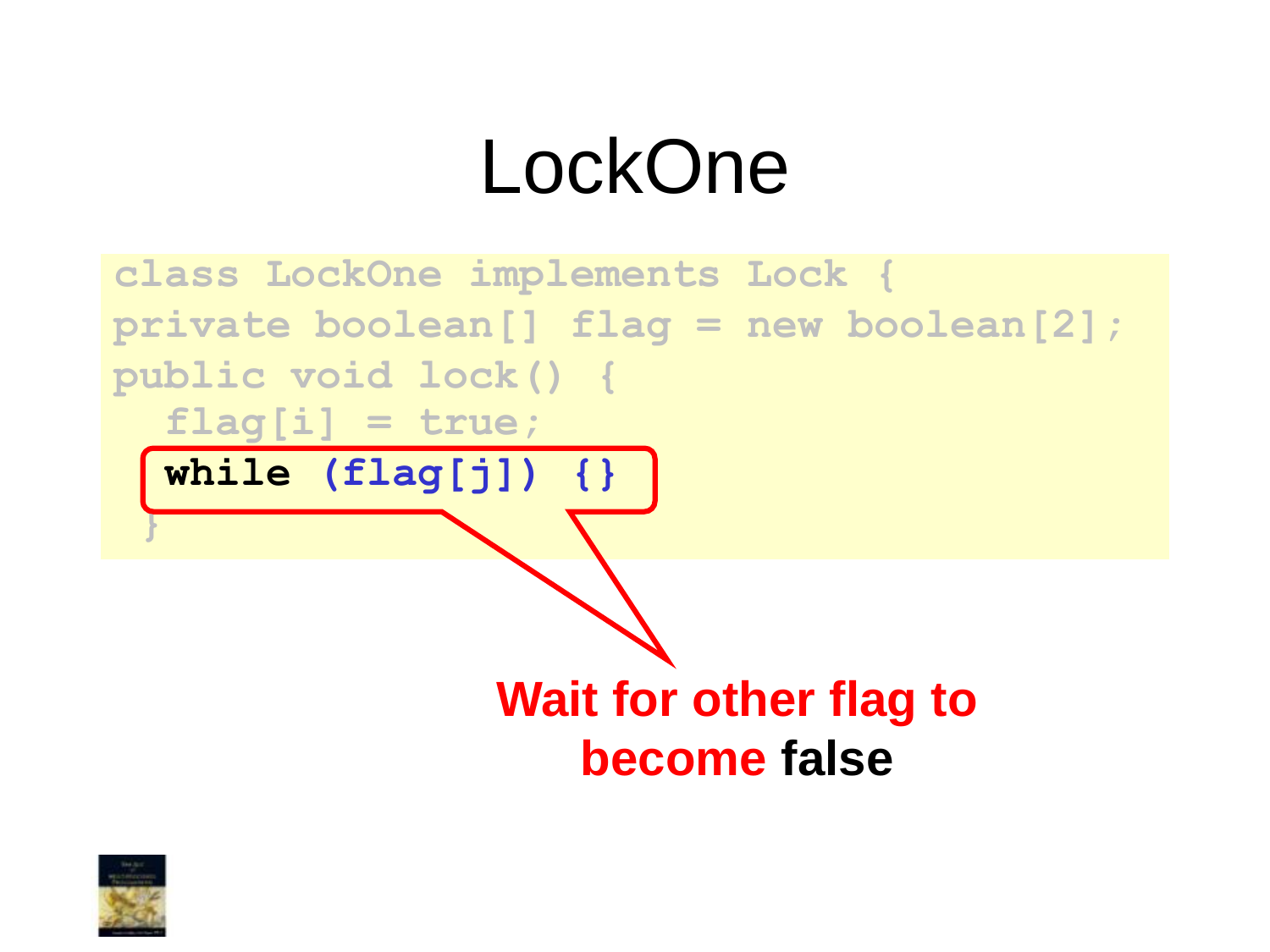# LockOne

```
class LockOne implements Lock {
private boolean[] flag = new boolean[2];
public void lock() {
  flag[i] = true;
  while (flag[j]) {}
  }
```

**Wait for other flag to become false**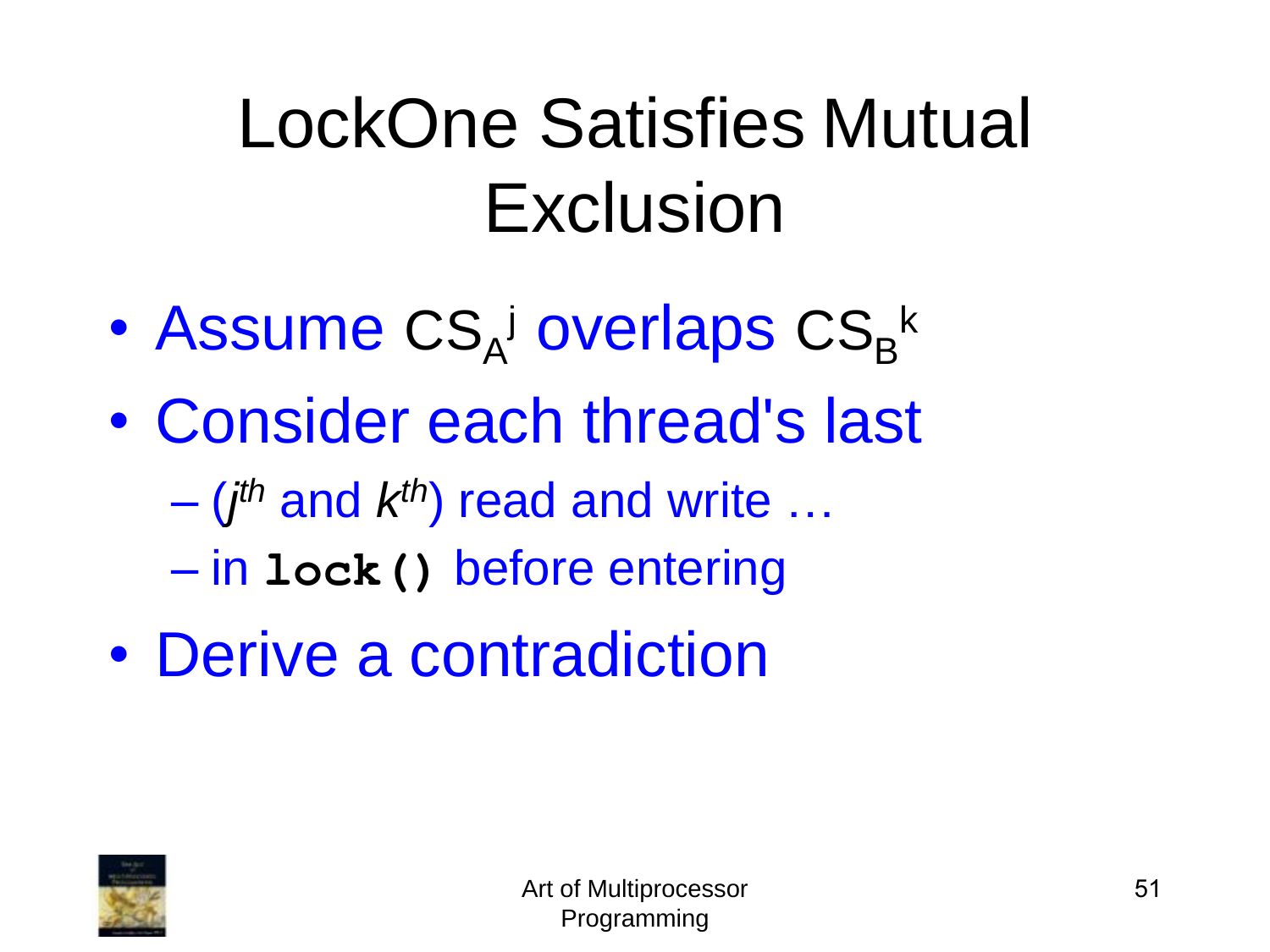# LockOne Satisfies Mutual Exclusion

- Assume $CS_A^j$ overlaps $CS_B^k$
- Consider each thread's last
  - (*j*th and *k*th) read and write …
  - in **`lock()`** before entering
- Derive a contradiction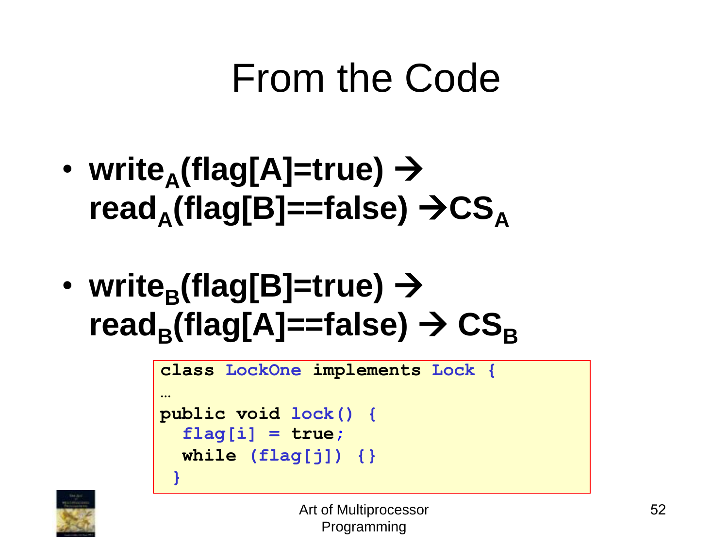# From the Code

- $\text{write}_A(\text{flag[A]=true}) \rightarrow \text{read}_A(\text{flag[B]==false}) \rightarrow \text{CS}_A$

- $\text{write}_B(\text{flag[B]=true}) \rightarrow \text{read}_B(\text{flag[A]==false}) \rightarrow \text{CS}_B$

```
class LockOne implements Lock {
…
public void lock() {
  flag[i] = true;
  while (flag[j]) {}
 }
```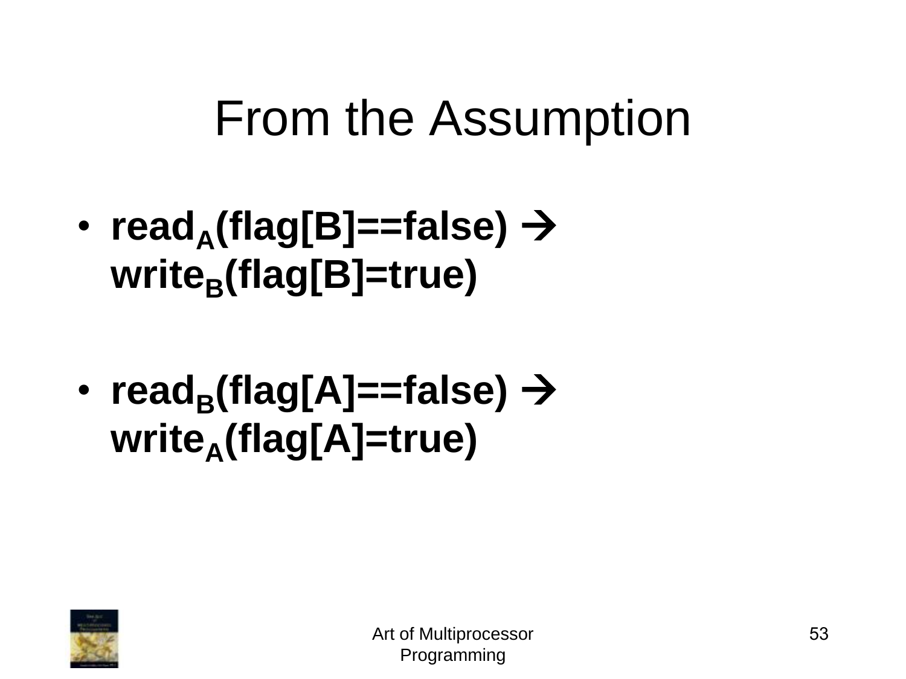# From the Assumption

- **$\text{read}_A(\text{flag[B]==false}) \rightarrow \text{write}_B(\text{flag[B]=true})$**

- **$\text{read}_B(\text{flag[A]==false}) \rightarrow \text{write}_A(\text{flag[A]=true})$**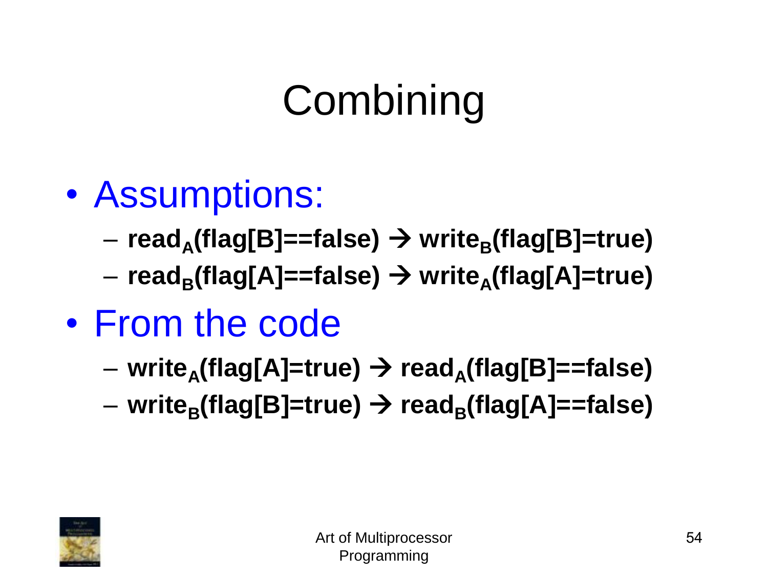# Combining

- Assumptions:
  - $\textbf{read}_A\textbf{(flag[B]==false)} \rightarrow \textbf{write}_B\textbf{(flag[B]=true)}$
  - $\textbf{read}_B\textbf{(flag[A]==false)} \rightarrow \textbf{write}_A\textbf{(flag[A]=true)}$
- From the code
  - $\textbf{write}_A\textbf{(flag[A]=true)} \rightarrow \textbf{read}_A\textbf{(flag[B]==false)}$
  - $\textbf{write}_B\textbf{(flag[B]=true)} \rightarrow \textbf{read}_B\textbf{(flag[A]==false)}$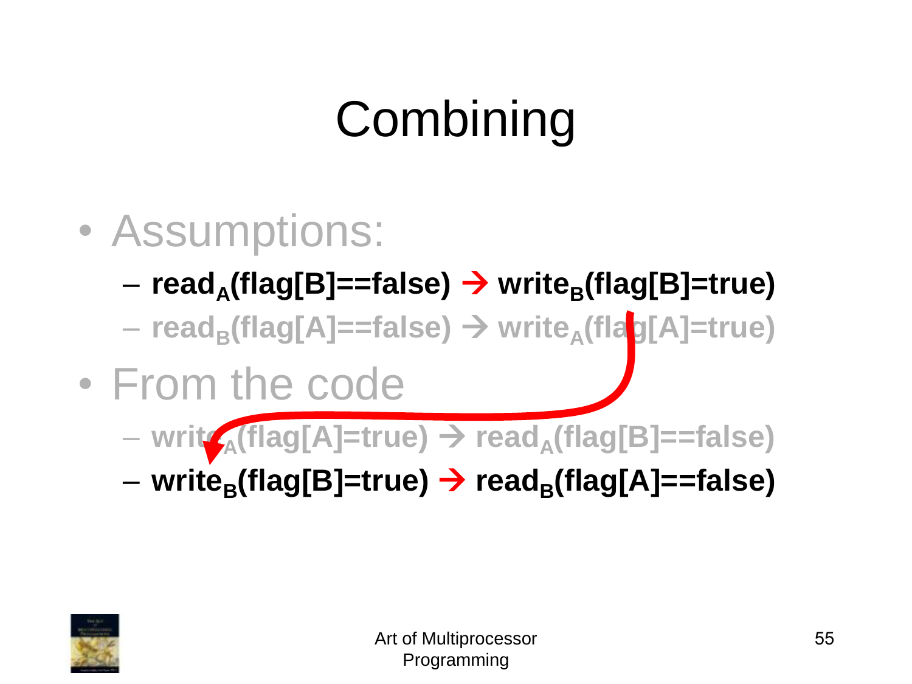# Combining

- Assumptions:
  - **$\text{read}_A$(flag[B]==false) → $\text{write}_B$(flag[B]=true)**
  - $\text{read}_B$(flag[A]==false) → $\text{write}_A$(flag[A]=true)
- From the code
  - $\text{write}_A$(flag[A]=true) → $\text{read}_A$(flag[B]==false)
  - **$\text{write}_B$(flag[B]=true) → $\text{read}_B$(flag[A]==false)**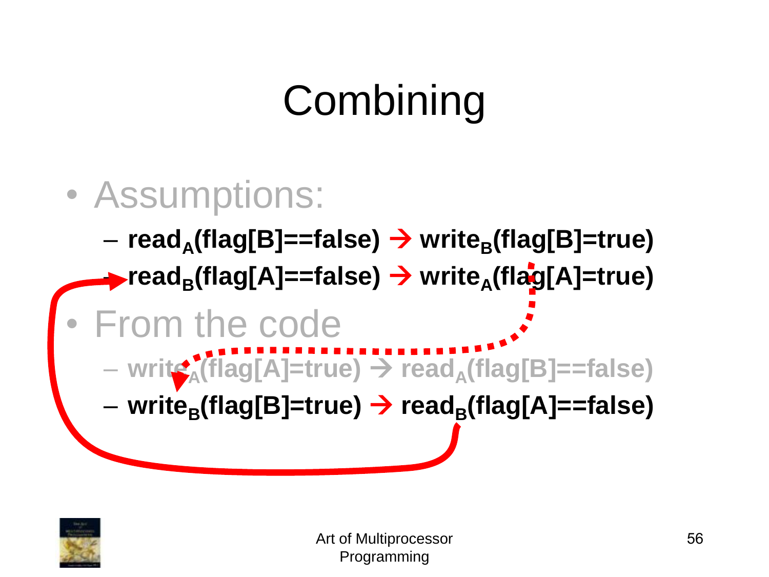# Combining

- Assumptions:
  - $read_A(flag[B]==false) \rightarrow write_B(flag[B]=true)$
  - $read_B(flag[A]==false) \rightarrow write_A(flag[A]=true)$
- From the code
  - $write_A(flag[A]=true) \rightarrow read_A(flag[B]==false)$
  - $write_B(flag[B]=true) \rightarrow read_B(flag[A]==false)$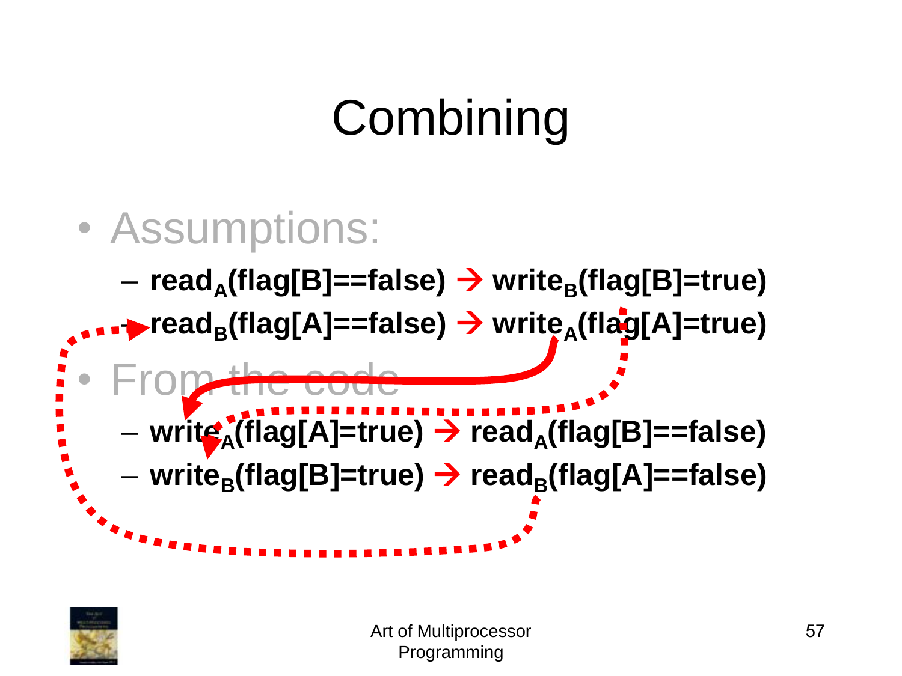# Combining

- Assumptions:
  - $read_A$(flag[B]==false) → $write_B$(flag[B]=true)
  - $read_B$(flag[A]==false) → $write_A$(flag[A]=true)
- From the code
  - $write_A$(flag[A]=true) → $read_A$(flag[B]==false)
  - $write_B$(flag[B]=true) → $read_B$(flag[A]==false)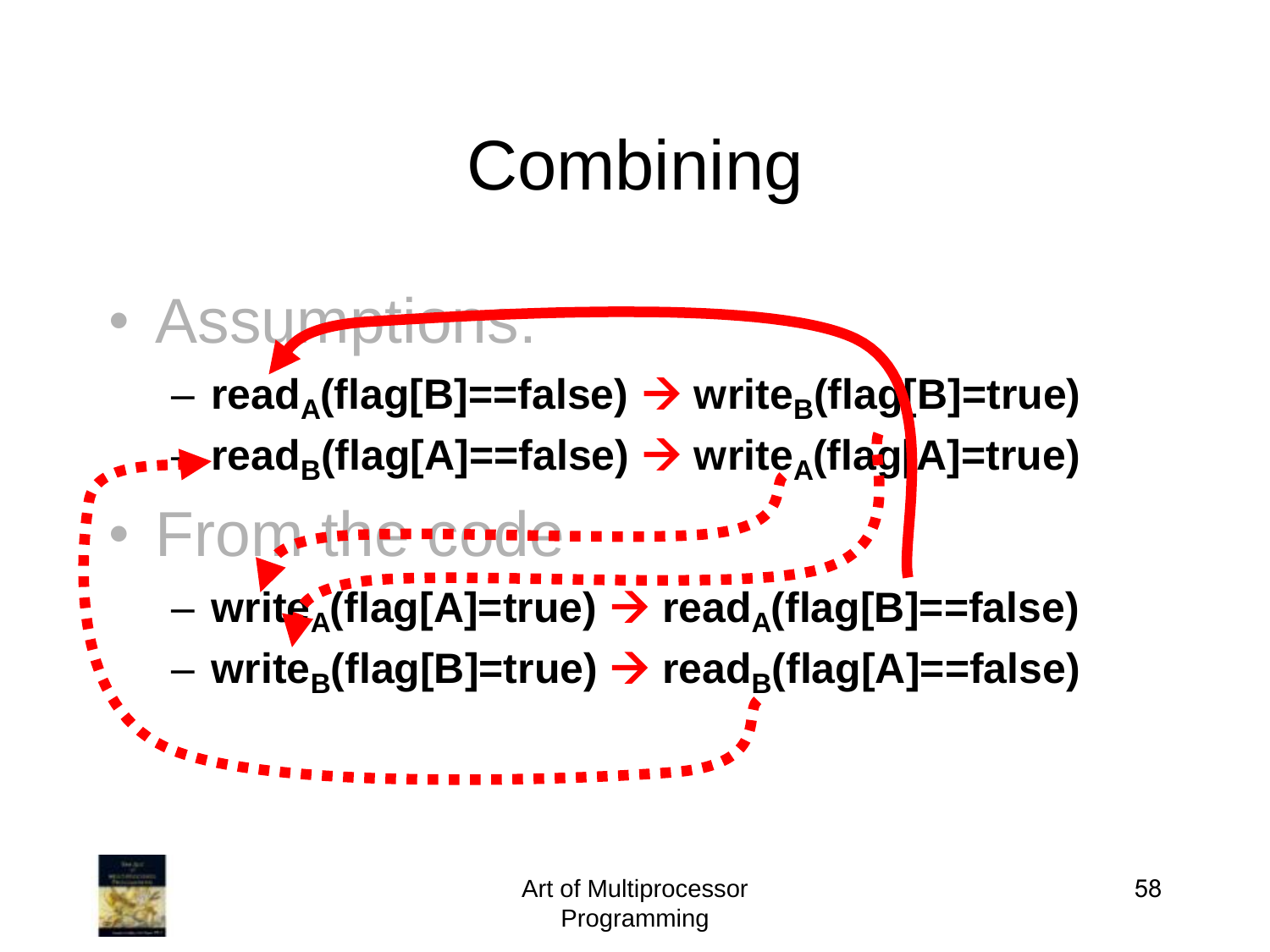# Combining

- Assumptions:
  - $read_A(flag[B]==false)$ → $write_B(flag[B]=true)$
  - $read_B(flag[A]==false)$ → $write_A(flag[A]=true)$
- From the code
  - $write_A(flag[A]=true)$ → $read_A(flag[B]==false)$
  - $write_B(flag[B]=true)$ → $read_B(flag[A]==false)$

Art of Multiprocessor Programming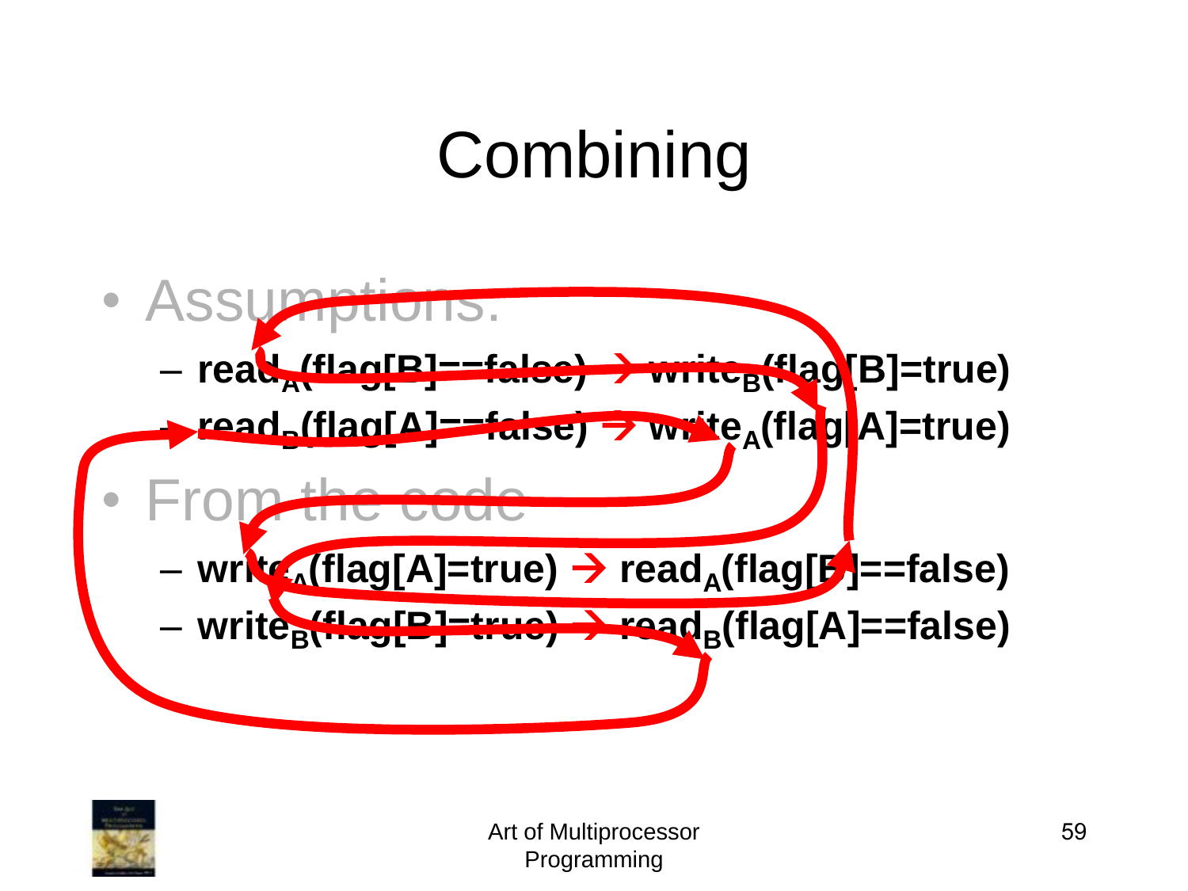# Combining

- Assumptions:
  - $read_A(flag[B]==false) \rightarrow write_B(flag[B]=true)$
  - $read_B(flag[A]==false) \rightarrow write_A(flag[A]=true)$
- From the code
  - $write_A(flag[A]=true) \rightarrow read_A(flag[B]==false)$
  - $write_B(flag[B]=true) \rightarrow read_B(flag[A]==false)$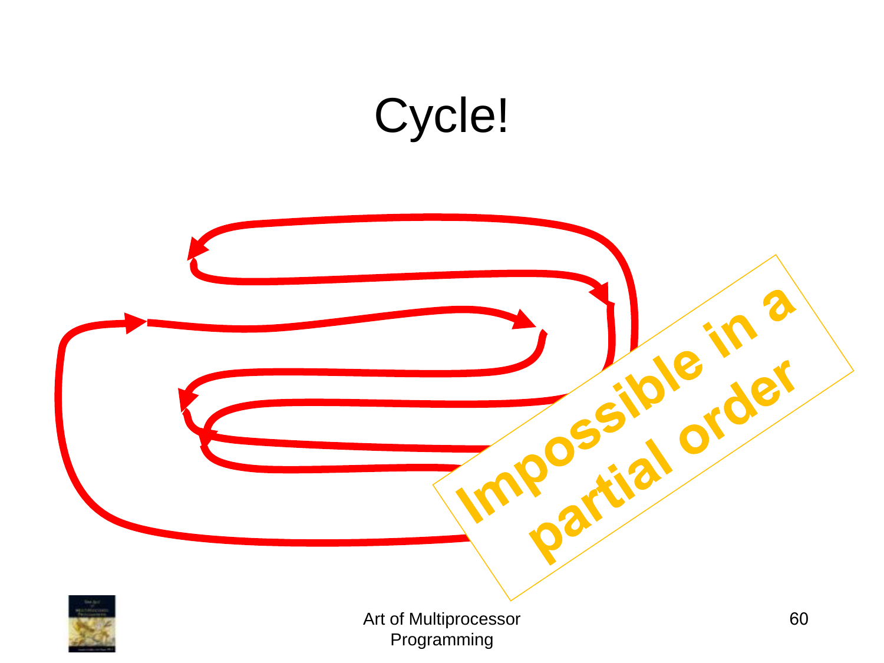# Cycle!

**Impossible in a partial order**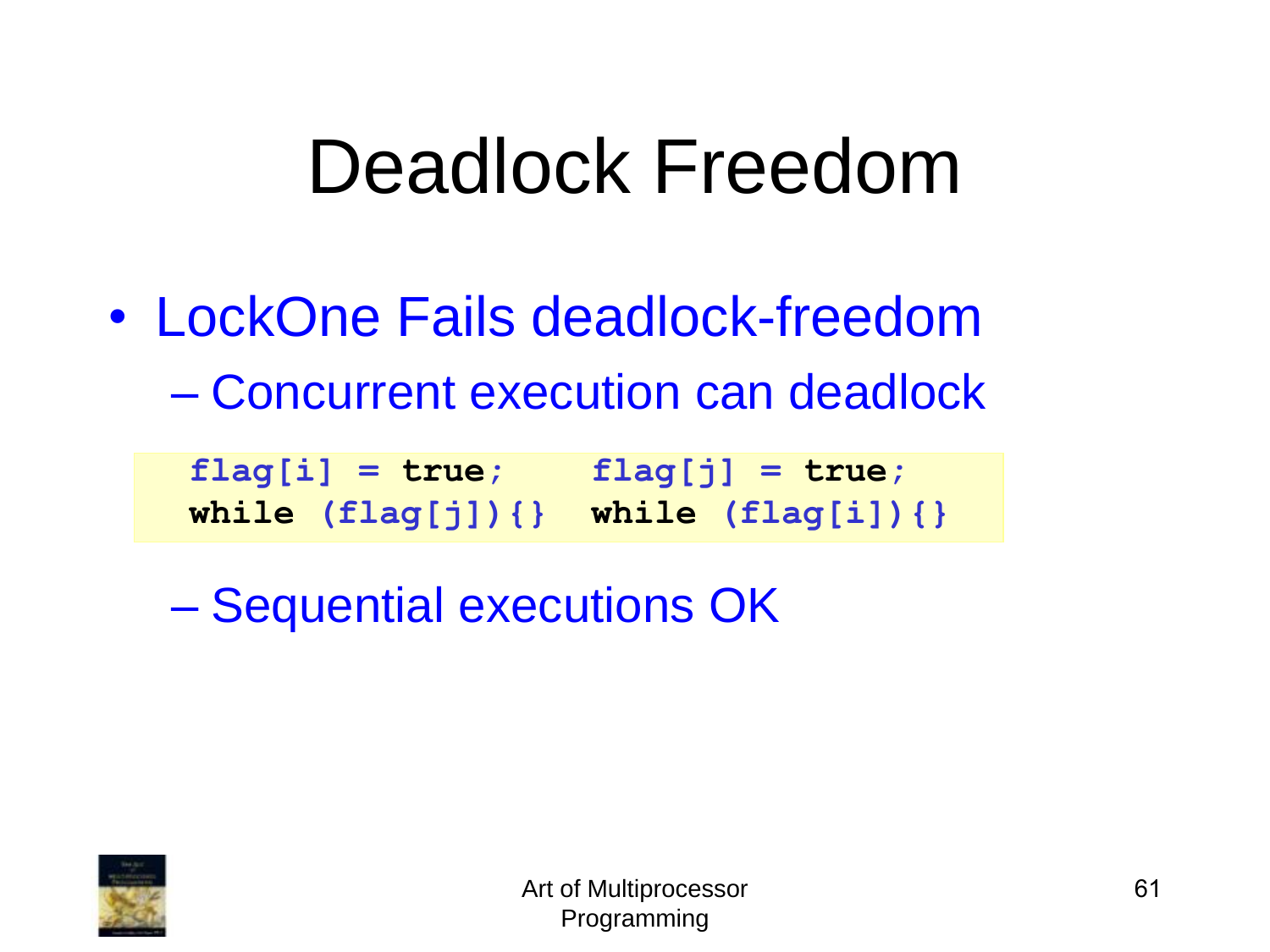# Deadlock Freedom

- LockOne Fails deadlock-freedom
  - Concurrent execution can deadlock

```
flag[i] = true;      flag[j] = true;
while (flag[j]){}    while (flag[i]){}
```

  - Sequential executions OK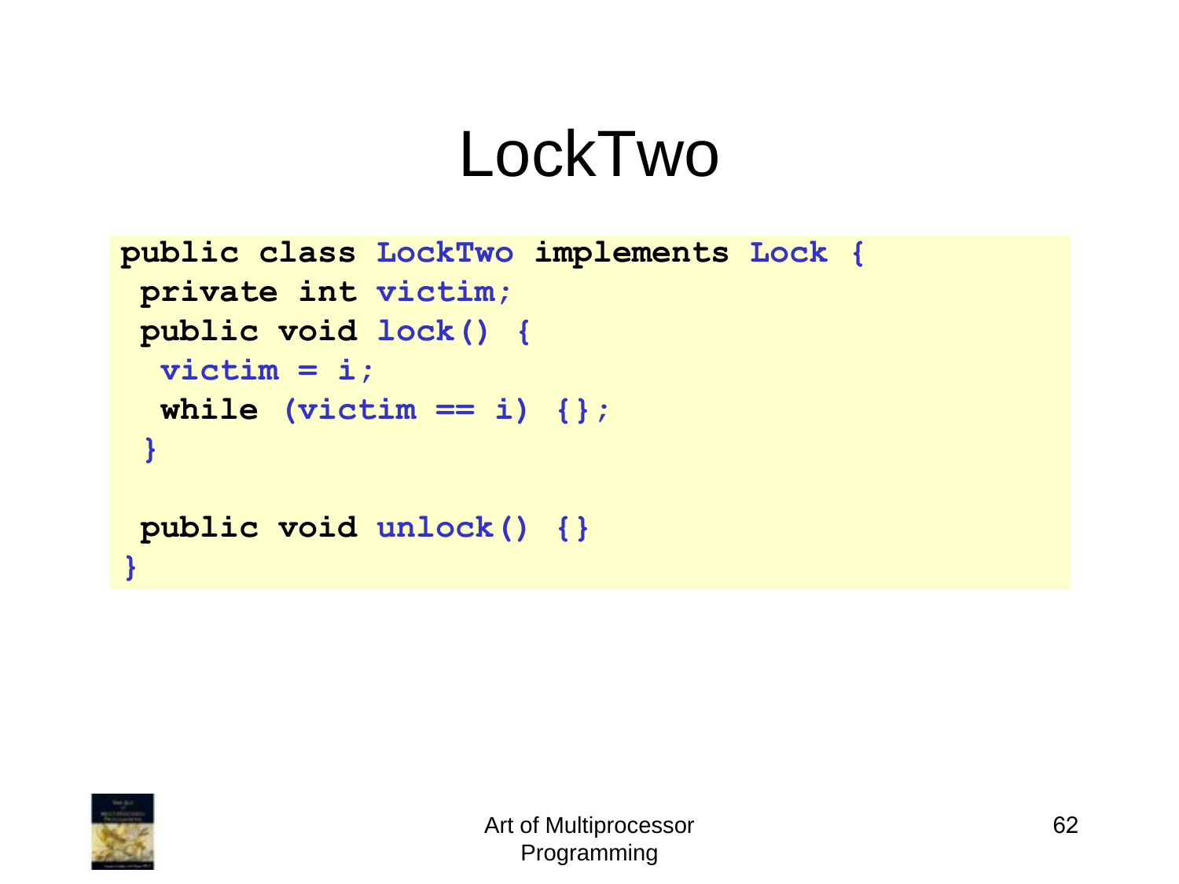# LockTwo

```
public class LockTwo implements Lock {
 private int victim;
 public void lock() {
  victim = i;
  while (victim == i) {};
 }

 public void unlock() {}
}
```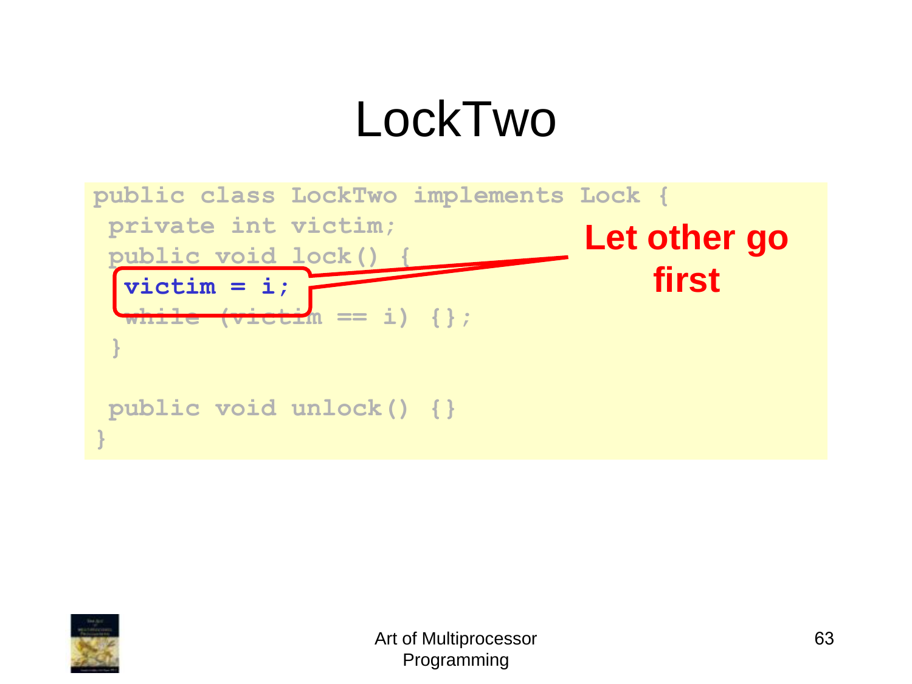# LockTwo

```
public class LockTwo implements Lock {
 private int victim;
 public void lock() {
  victim = i;
  while (victim == i) {};
 }

 public void unlock() {}
}
```

**Let other go first**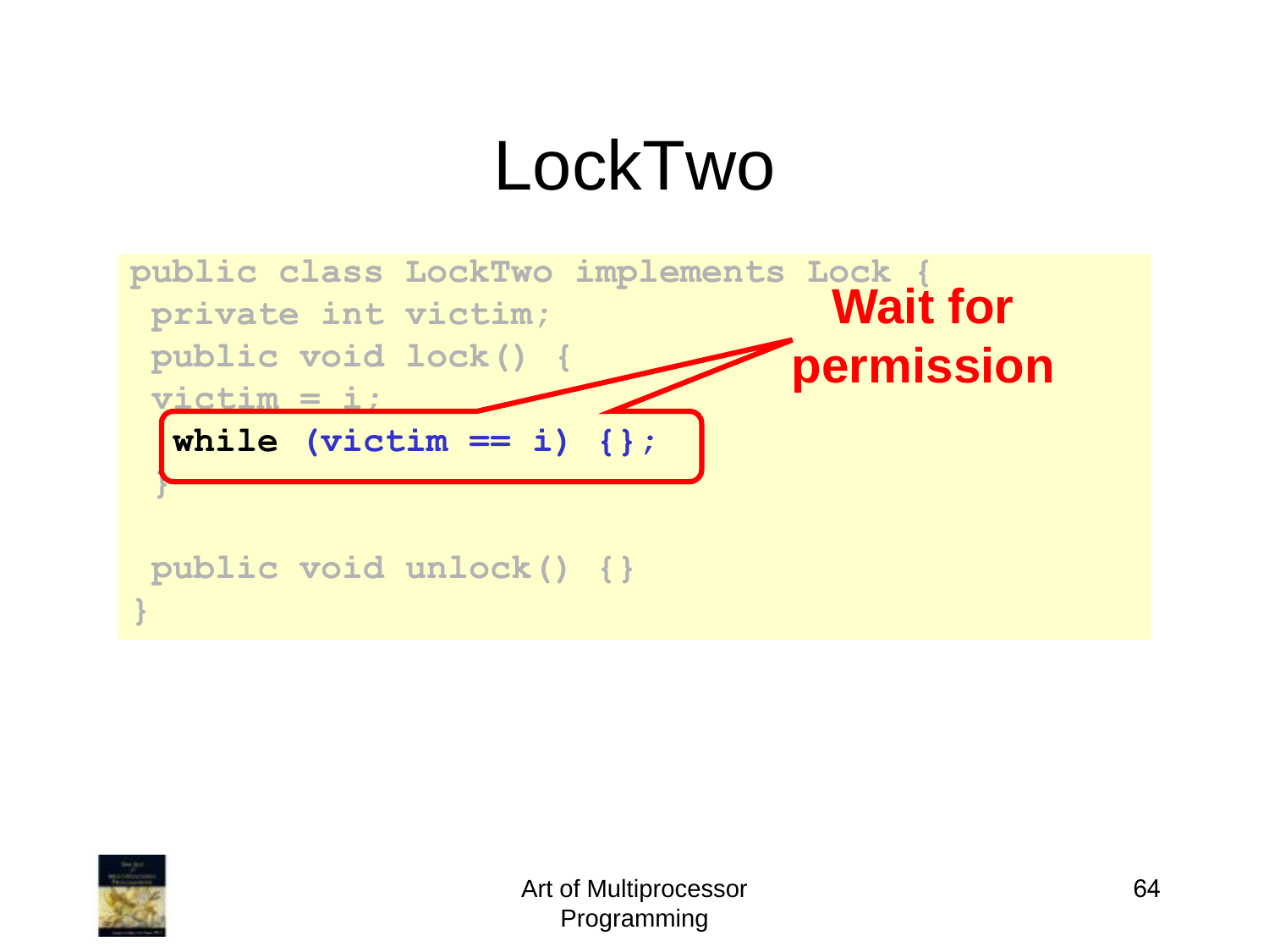# LockTwo

```
public class LockTwo implements Lock {
 private int victim;
 public void lock() {
  victim = i;
  while (victim == i) {};
 }

 public void unlock() {}
}
```

**Wait for permission**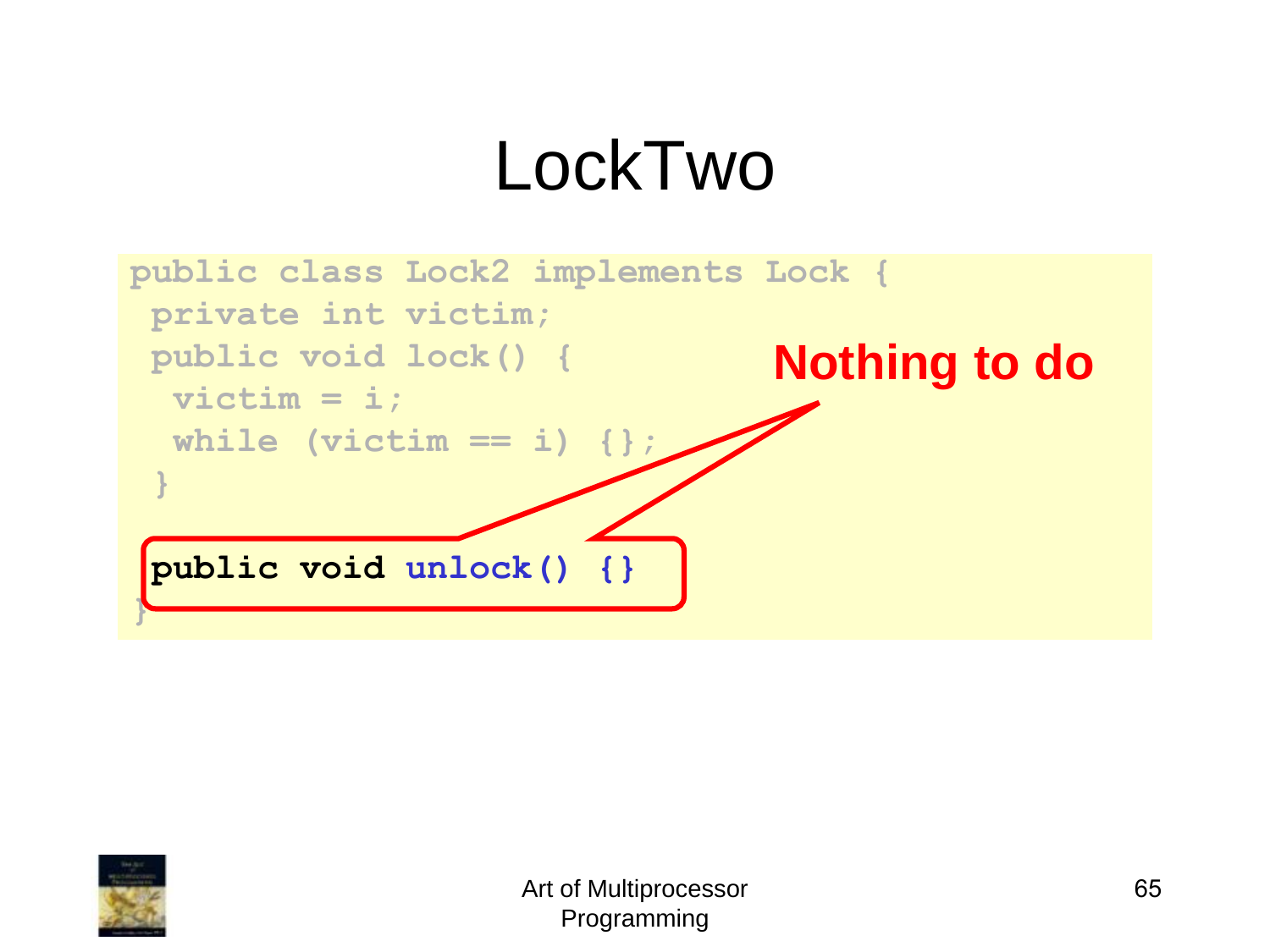# LockTwo

```
public class Lock2 implements Lock {
 private int victim;
 public void lock() {
  victim = i;
  while (victim == i) {};
 }

 public void unlock() {}
}
```

**Nothing to do**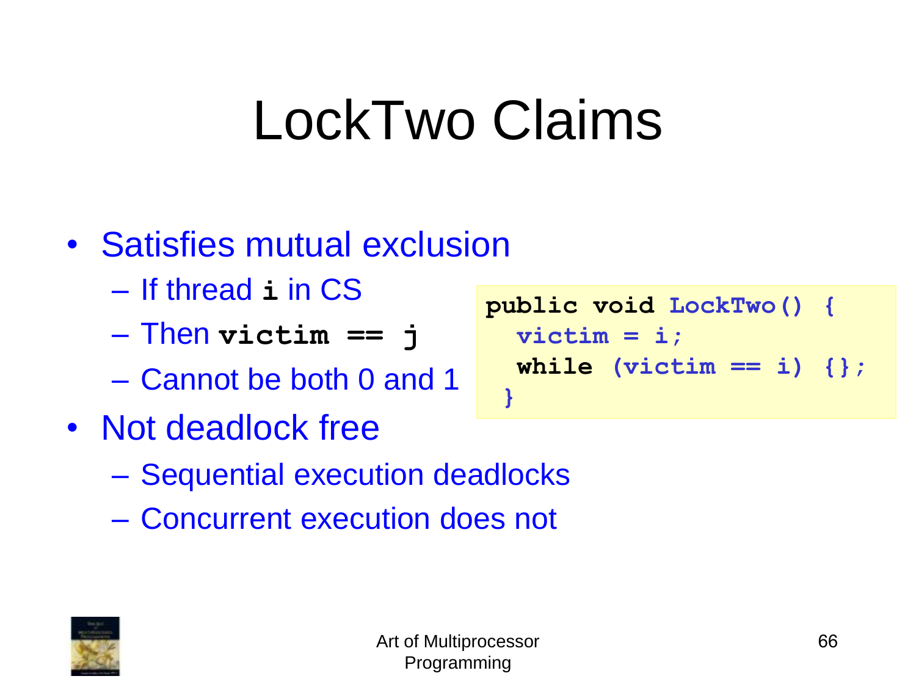# LockTwo Claims

- Satisfies mutual exclusion
  - If thread **i** in CS
  - Then **victim == j**
  - Cannot be both 0 and 1
- Not deadlock free
  - Sequential execution deadlocks
  - Concurrent execution does not

```
public void LockTwo() {
  victim = i;
  while (victim == i) {};
}
```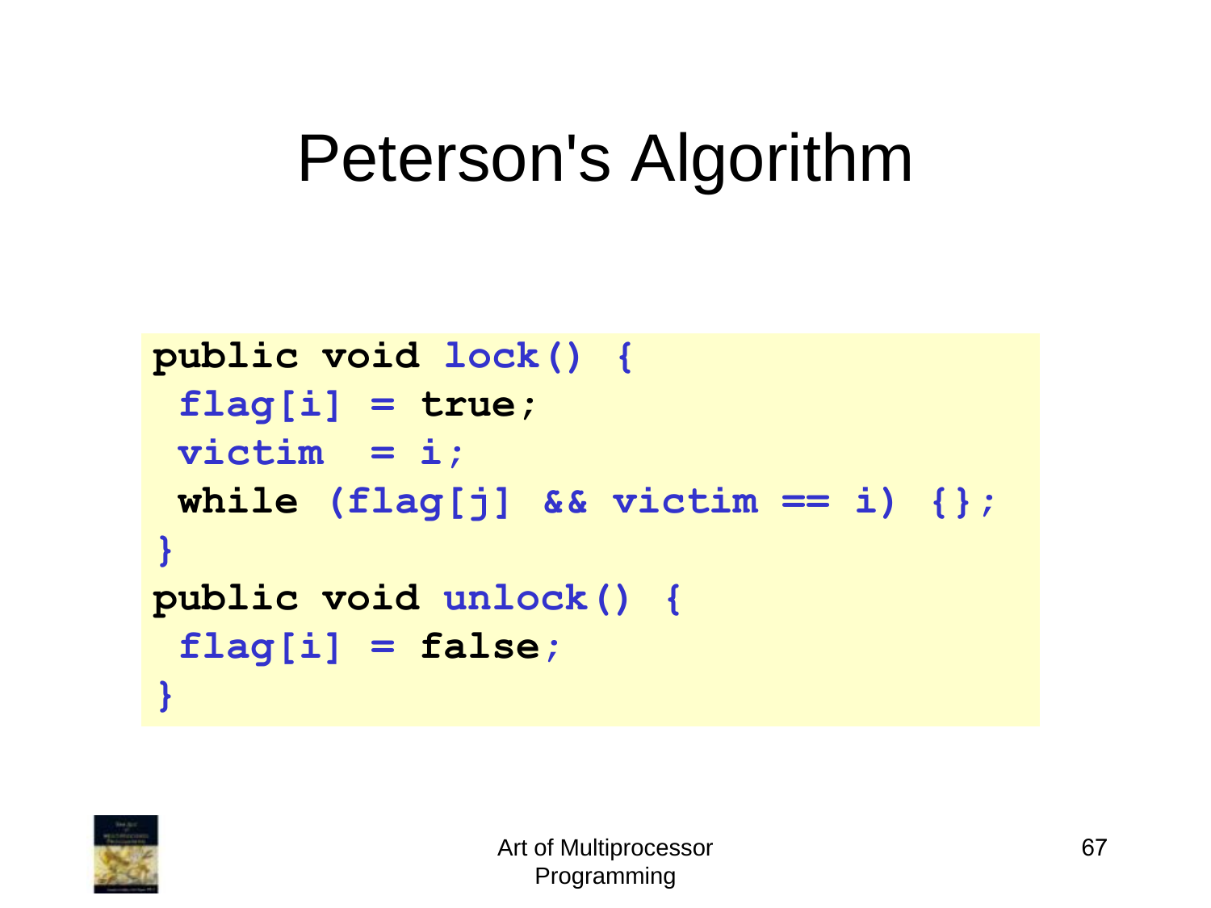# Peterson's Algorithm

```
public void lock() {
 flag[i] = true;
 victim  = i;
 while (flag[j] && victim == i) {};
}
public void unlock() {
 flag[i] = false;
}
```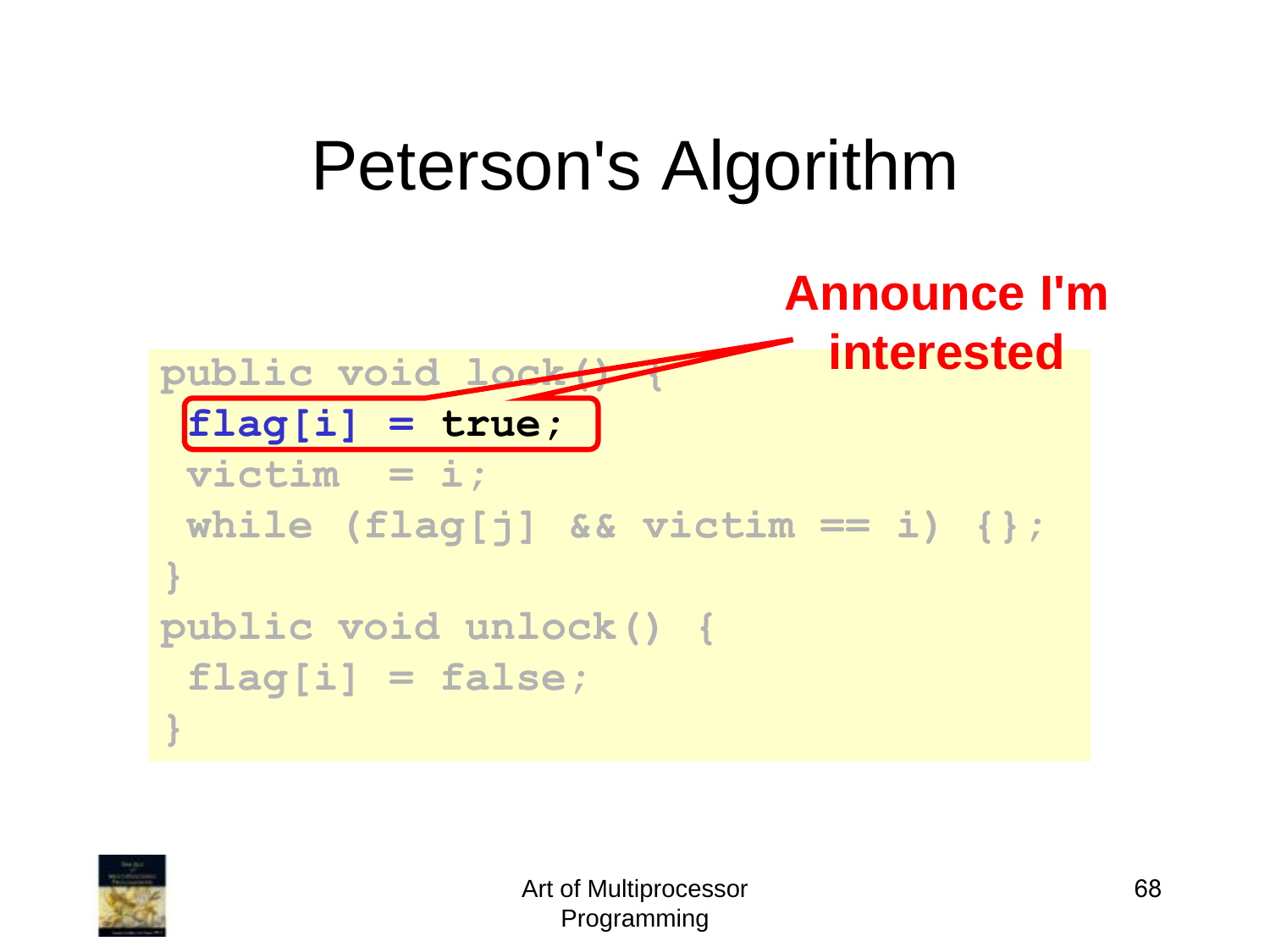# Peterson's Algorithm

**Announce I'm interested**

```
public void lock() {
 flag[i] = true;
 victim  = i;
 while (flag[j] && victim == i) {};
}
public void unlock() {
 flag[i] = false;
}
```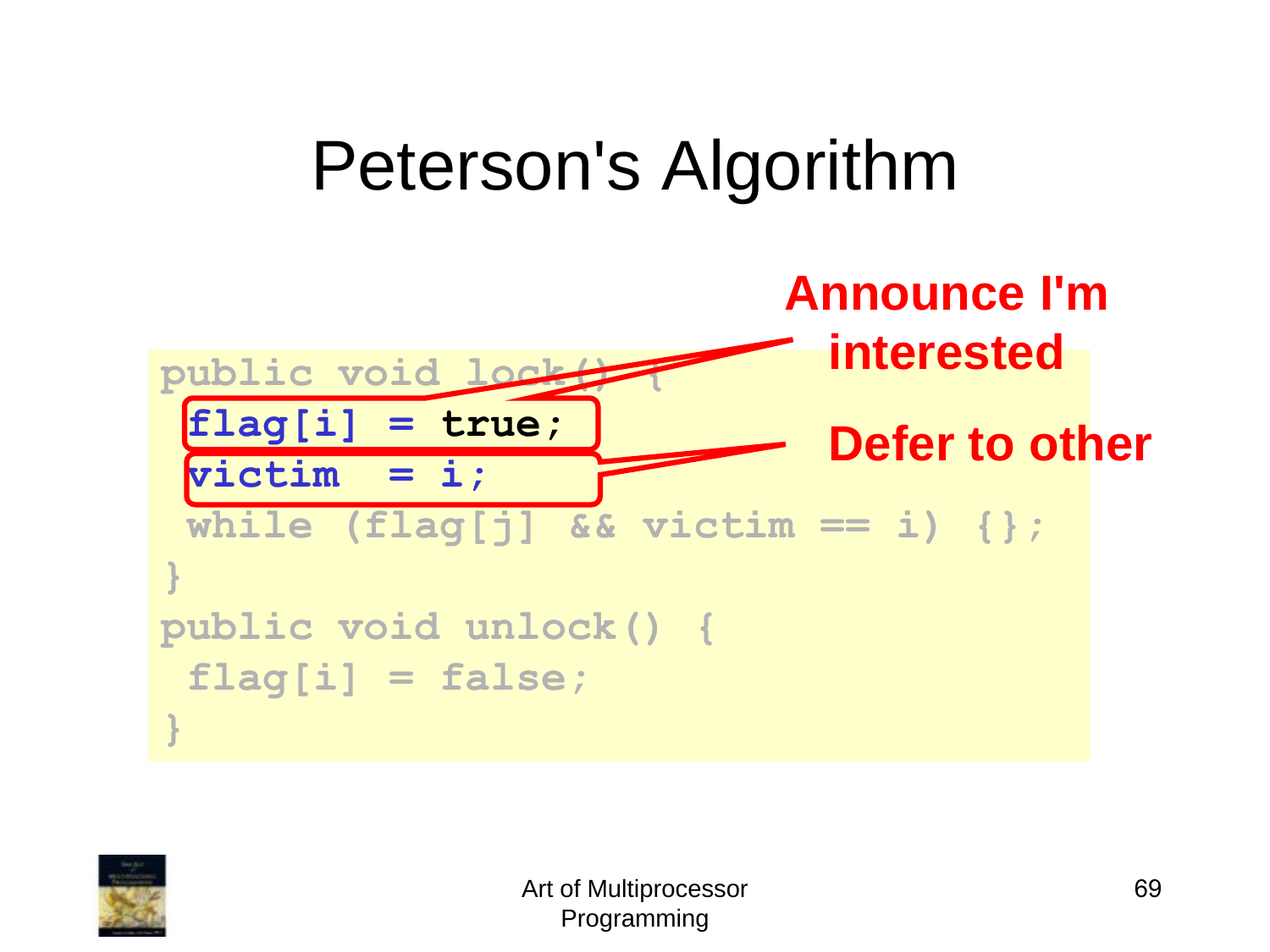# Peterson's Algorithm

```
public void lock() {
 flag[i] = true;
 victim  = i;
 while (flag[j] && victim == i) {};
}
public void unlock() {
 flag[i] = false;
}
```

**Announce I'm interested**

**Defer to other**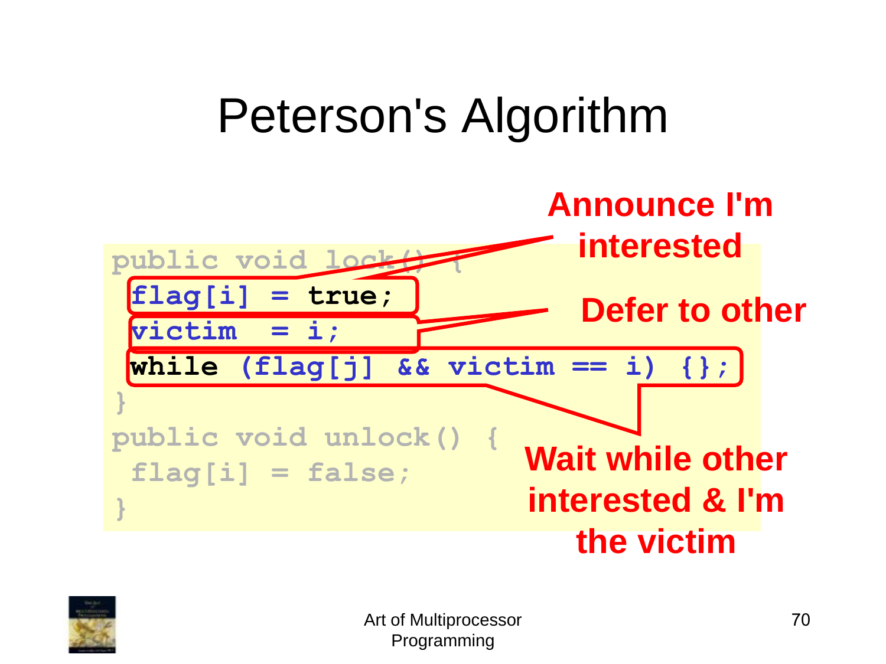# Peterson's Algorithm

```
public void lock() {
 flag[i] = true;
 victim  = i;
 while (flag[j] && victim == i) {};
}
public void unlock() {
 flag[i] = false;
}
```

**Announce I'm interested**

**Defer to other**

**Wait while other interested & I'm the victim**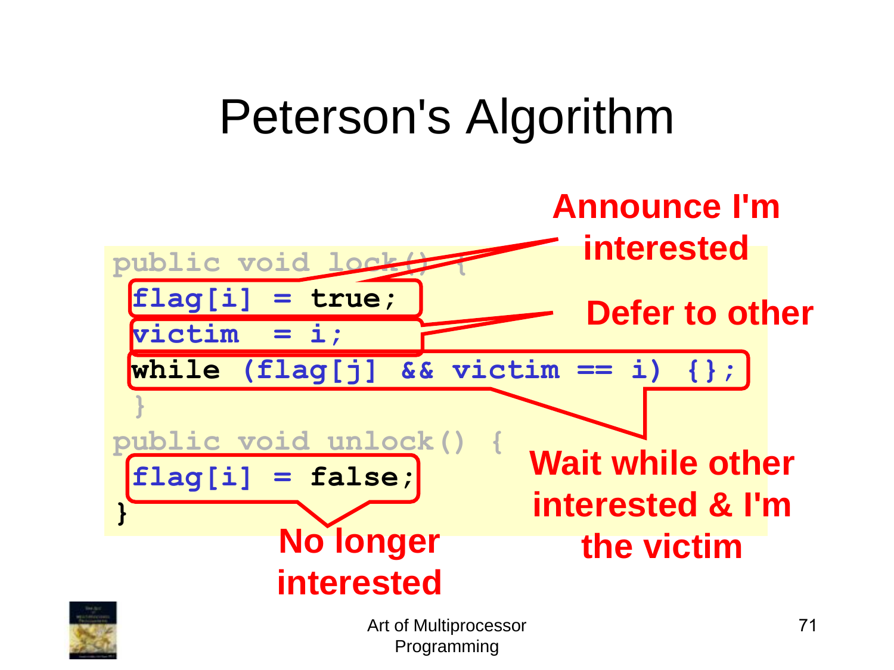# Peterson's Algorithm

```
public void lock() {
 flag[i] = true;
 victim  = i;
 while (flag[j] && victim == i) {};
 }
public void unlock() {
 flag[i] = false;
}
```

**Announce I'm interested**

**Defer to other**

**Wait while other interested & I'm the victim**

**No longer interested**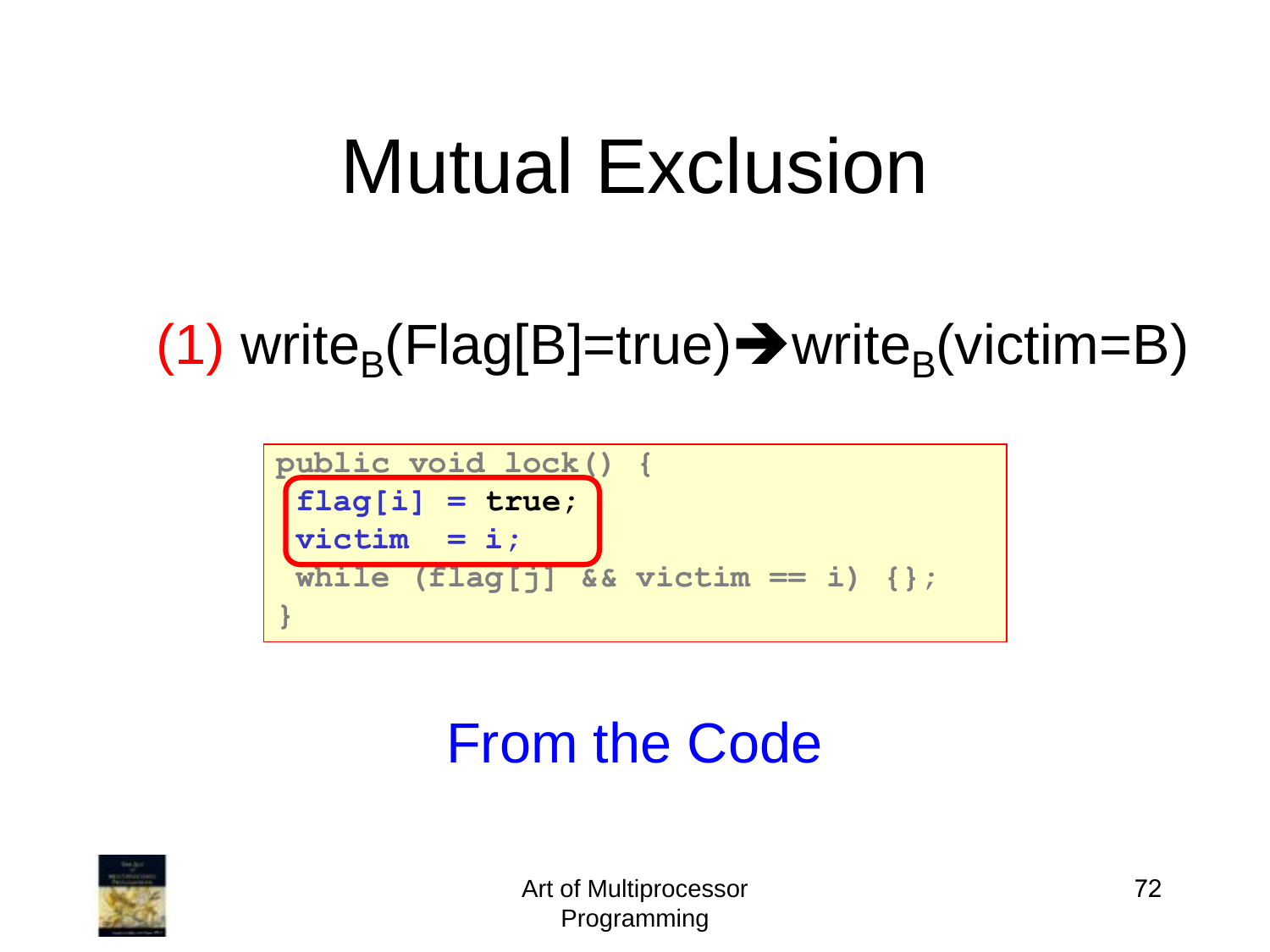# Mutual Exclusion

(1) $\text{write}_B(\text{Flag}[B]=\text{true}) \rightarrow \text{write}_B(\text{victim}=B)$

```
public void lock() {
 flag[i] = true;
 victim  = i;
 while (flag[j] && victim == i) {};
}
```

From the Code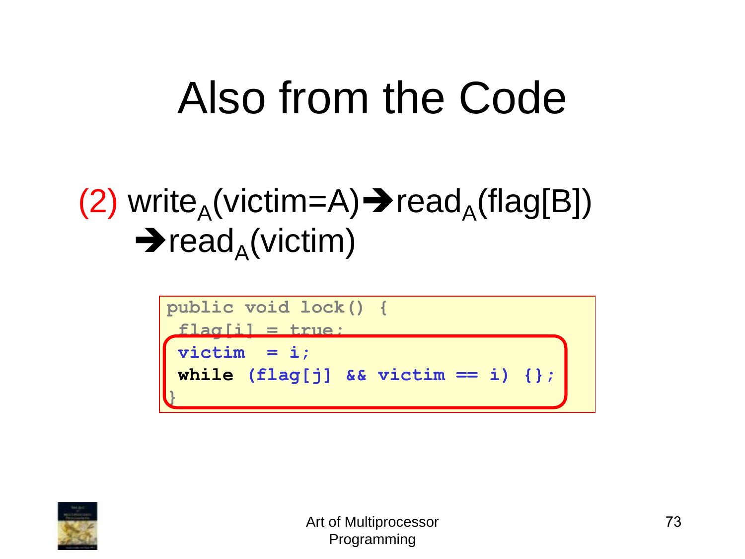# Also from the Code

(2) $\text{write}_A(\text{victim=A}) \rightarrow \text{read}_A(\text{flag[B]}) \rightarrow \text{read}_A(\text{victim})$

```
public void lock() {
 flag[i] = true;
 victim  = i;
 while (flag[j] && victim == i) {};
}
```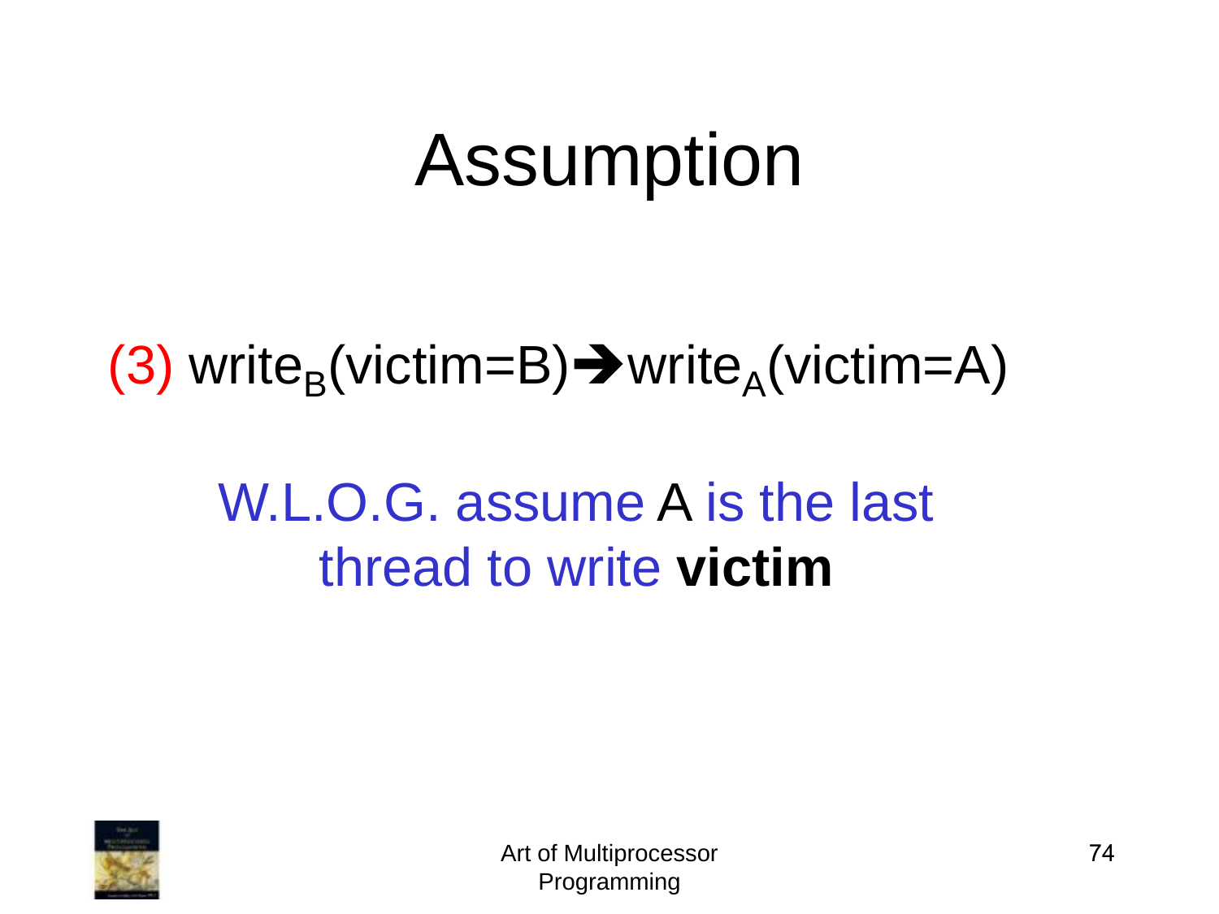# Assumption

(3) $\text{write}_B(\text{victim=B}) \rightarrow \text{write}_A(\text{victim=A})$

W.L.O.G. assume A is the last thread to write **victim**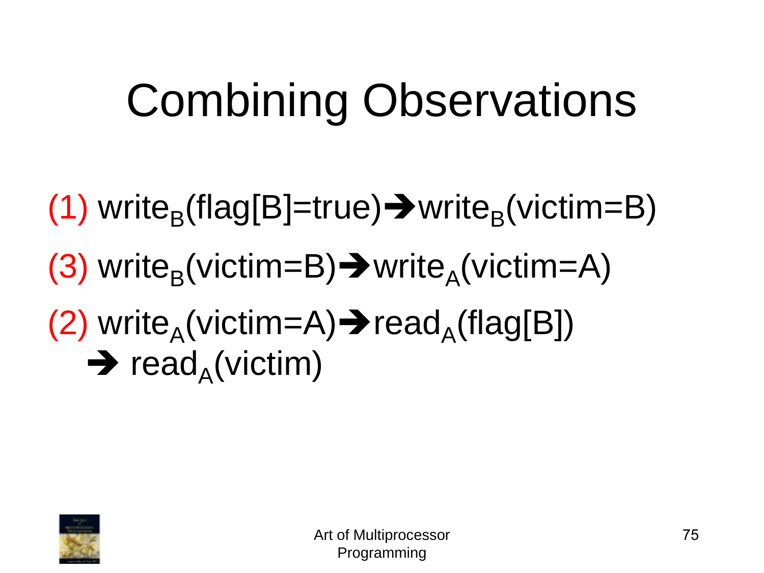# Combining Observations

(1) $\text{write}_B(\text{flag}[B]=\text{true}) \rightarrow \text{write}_B(\text{victim}=B)$

(3) $\text{write}_B(\text{victim}=B) \rightarrow \text{write}_A(\text{victim}=A)$

(2) $\text{write}_A(\text{victim}=A) \rightarrow \text{read}_A(\text{flag}[B])$
$\rightarrow \text{read}_A(\text{victim})$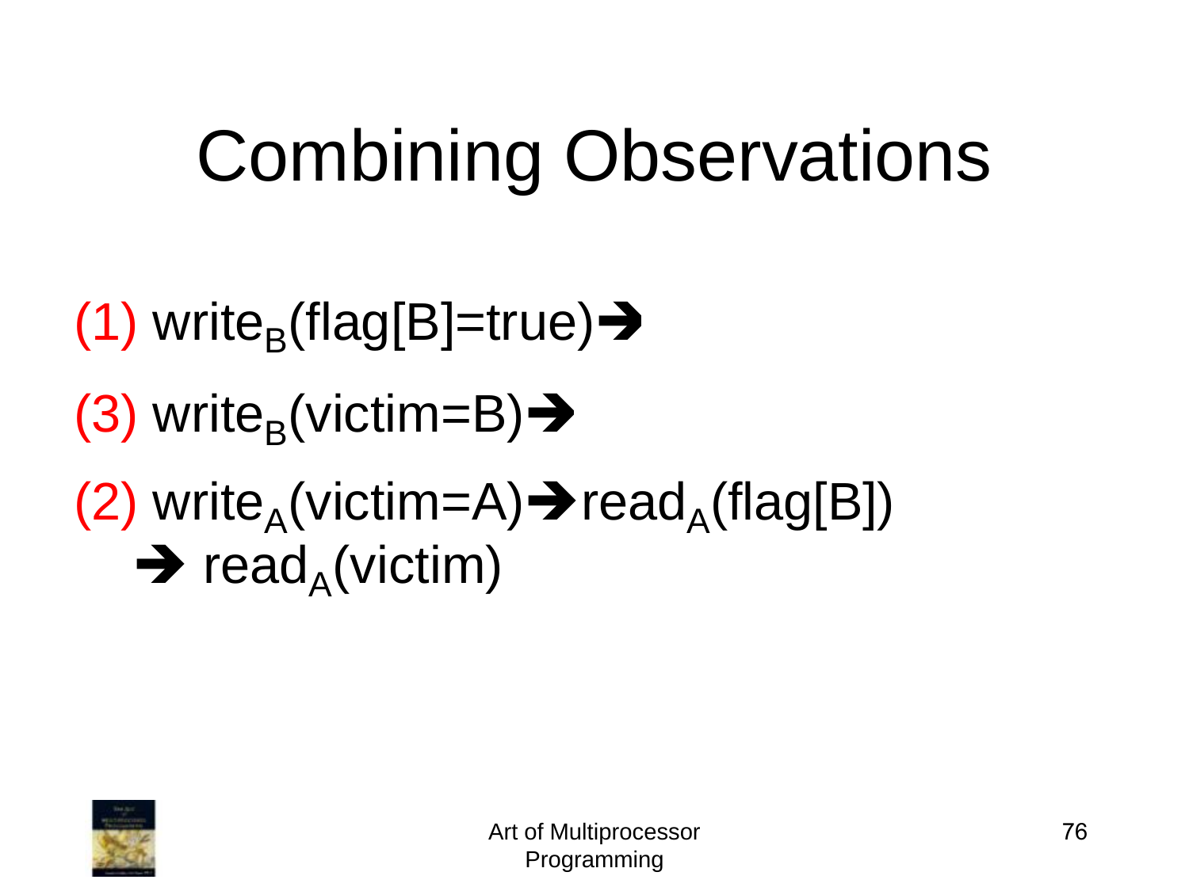# Combining Observations

(1) $write_B(flag[B]=true) \rightarrow$

(3) $write_B(victim=B) \rightarrow$

(2) $write_A(victim=A) \rightarrow read_A(flag[B])$
$\rightarrow read_A(victim)$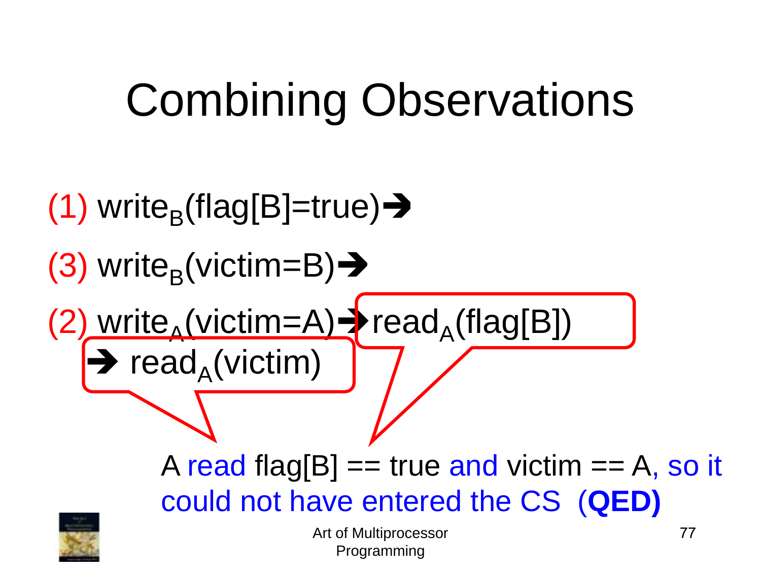# Combining Observations

(1) $\text{write}_B(\text{flag[B]=true}) \rightarrow$

(3) $\text{write}_B(\text{victim=B}) \rightarrow$

(2) $\text{write}_A(\text{victim=A}) \rightarrow \text{read}_A(\text{flag[B]})$
$\rightarrow \text{read}_A(\text{victim})$

A read flag[B] == true and victim == A, so it could not have entered the CS (**QED)**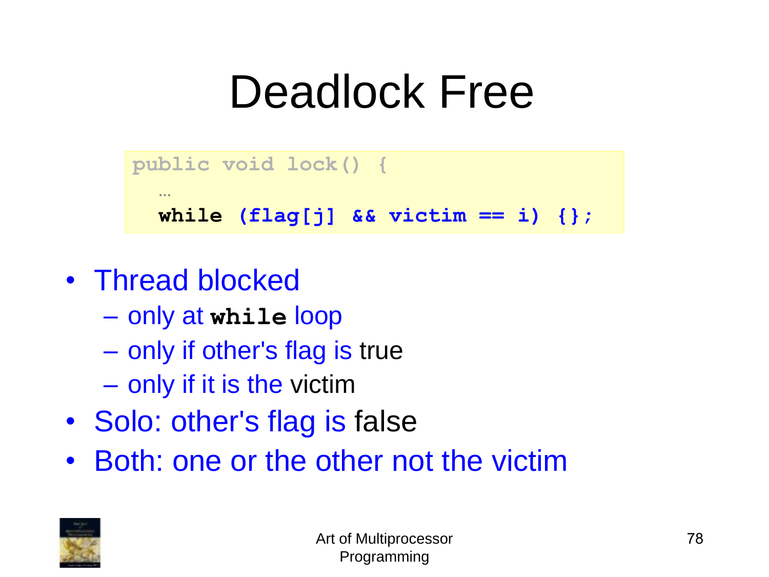# Deadlock Free

```
public void lock() {
  …
  while (flag[j] && victim == i) {};
```

- Thread blocked
  - only at **`while`** loop
  - only if other's flag is true
  - only if it is the victim
- Solo: other's flag is false
- Both: one or the other not the victim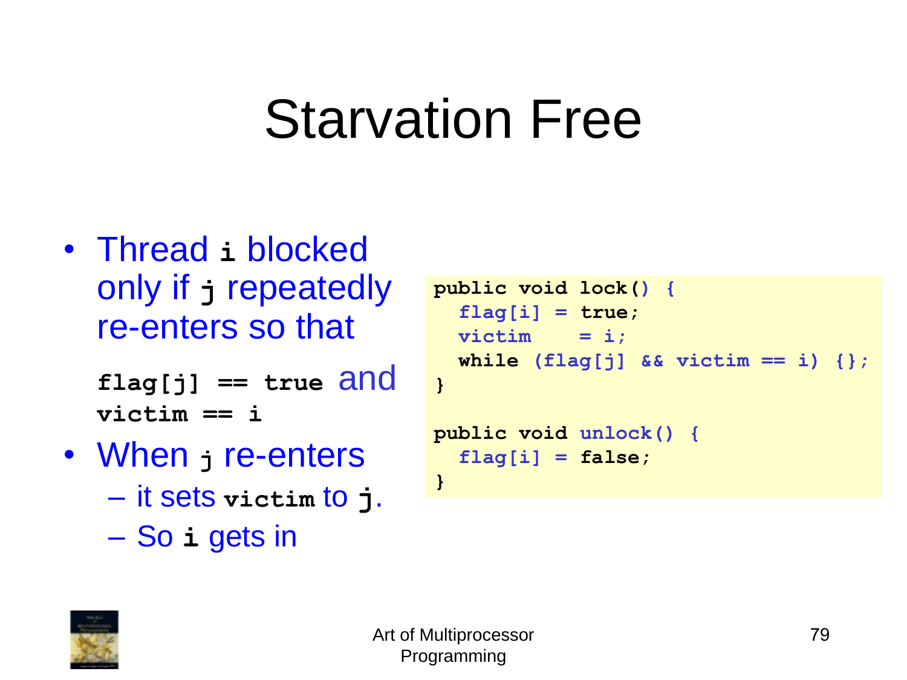# Starvation Free

- Thread `i` blocked only if `j` repeatedly re-enters so that

  `flag[j] == true` and `victim == i`
- When `j` re-enters
  - it sets `victim` to `j`.
  - So `i` gets in

```
public void lock() {
  flag[i] = true;
  victim    = i;
  while (flag[j] && victim == i) {};
}

public void unlock() {
  flag[i] = false;
}
```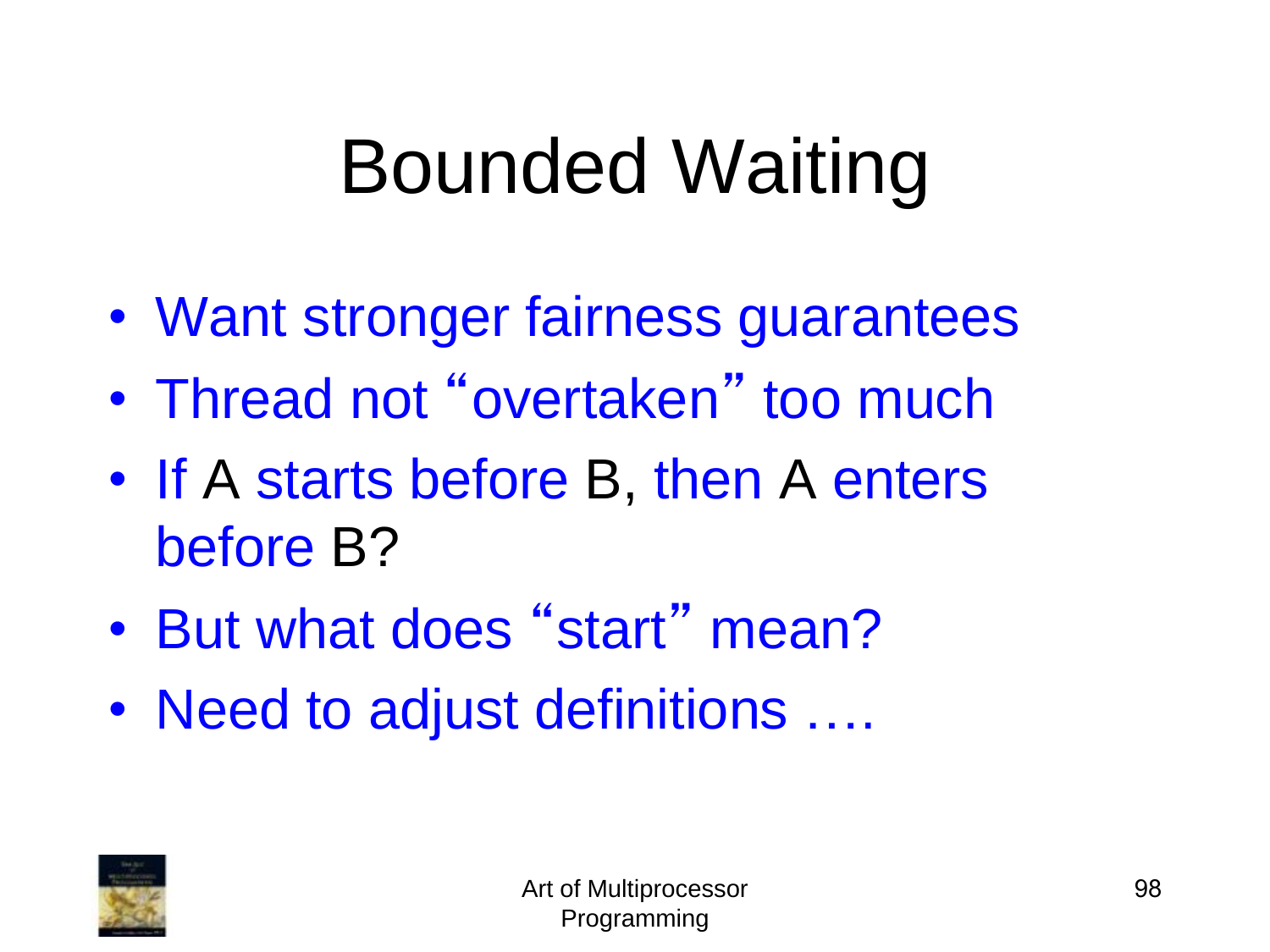# Bounded Waiting

- Want stronger fairness guarantees
- Thread not “overtaken” too much
- If A starts before B, then A enters before B?
- But what does “start” mean?
- Need to adjust definitions ….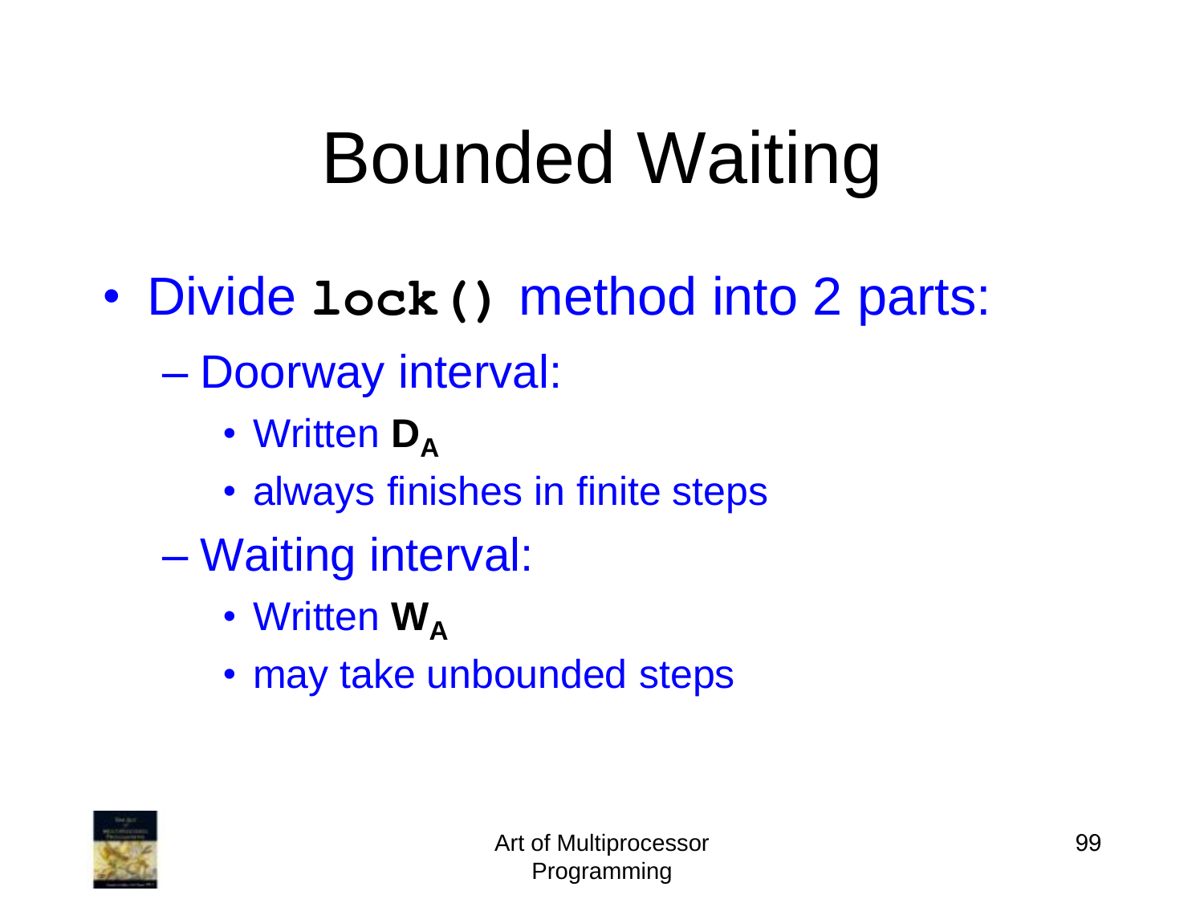# Bounded Waiting

- Divide `lock()` method into 2 parts:
  - Doorway interval:
    - Written $\mathbf{D_A}$
    - always finishes in finite steps
  - Waiting interval:
    - Written $\mathbf{W_A}$
    - may take unbounded steps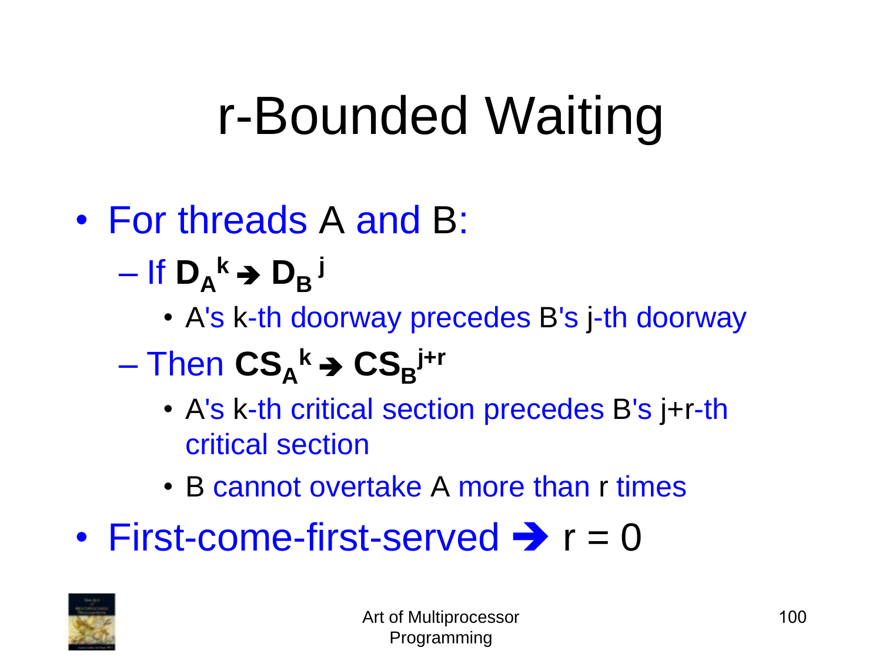# r-Bounded Waiting

- For threads A and B:
  - If $D_A^k \rightarrow D_B^j$
    - A's k-th doorway precedes B's j-th doorway
  - Then $CS_A^k \rightarrow CS_B^{j+r}$
    - A's k-th critical section precedes B's j+r-th critical section
    - B cannot overtake A more than r times
- First-come-first-served ➔ r = 0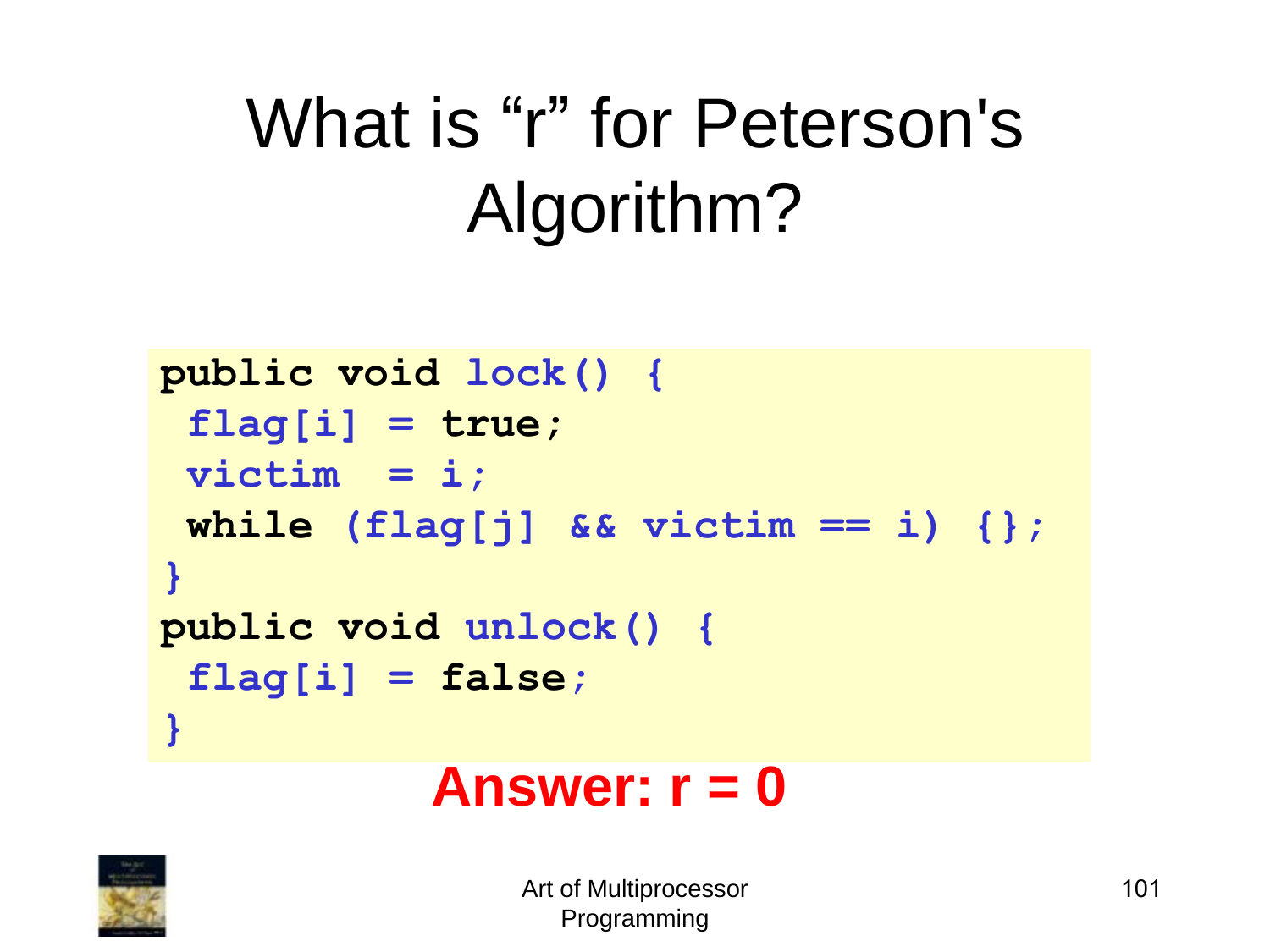# What is "r" for Peterson's Algorithm?

```
public void lock() {
 flag[i] = true;
 victim  = i;
 while (flag[j] && victim == i) {};
}
public void unlock() {
 flag[i] = false;
}
```

**Answer: r = 0**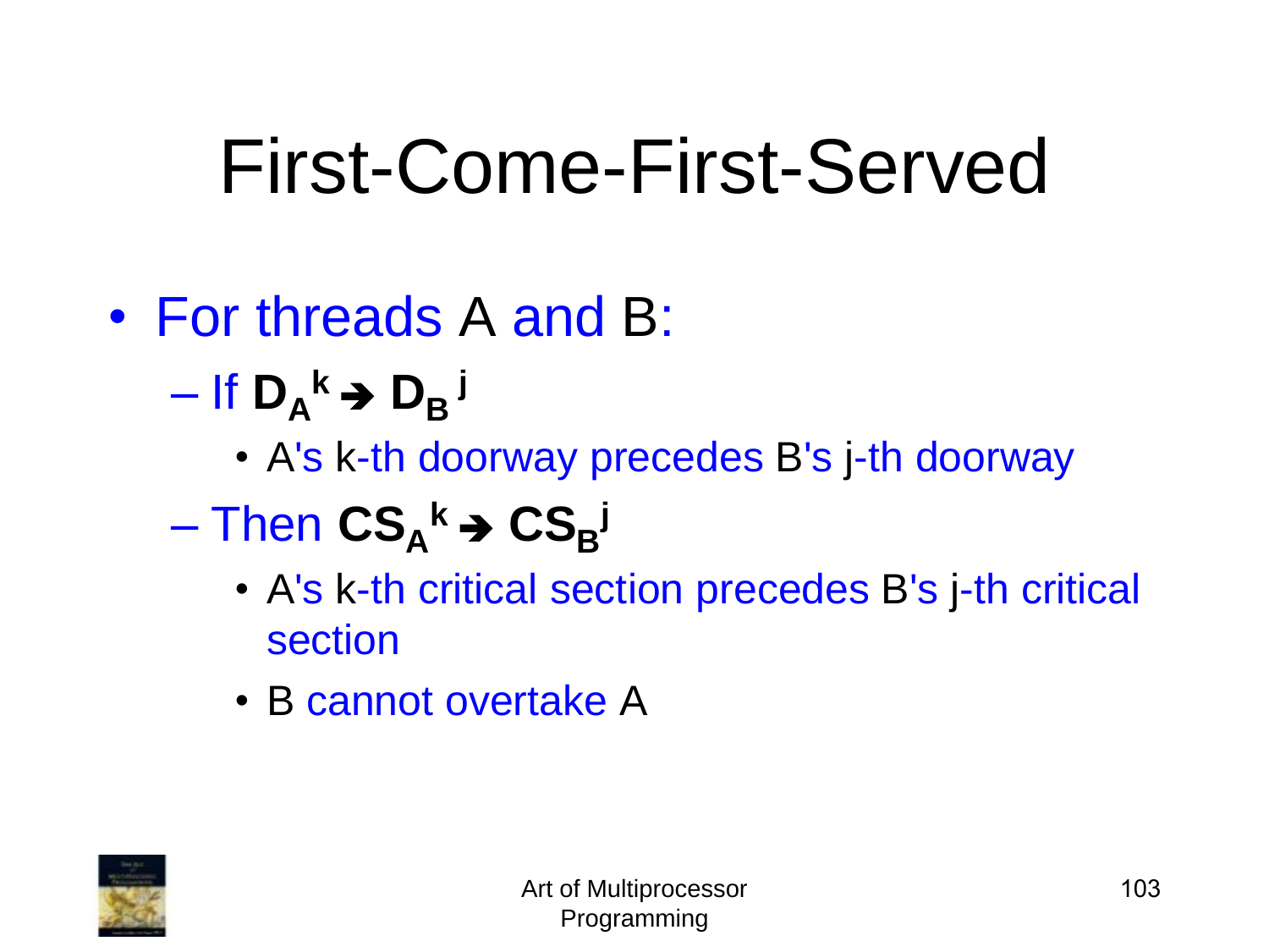# First-Come-First-Served

- For threads A and B:
  - If $D_A^k \rightarrow D_B^j$
    - A's k-th doorway precedes B's j-th doorway
  - Then $CS_A^k \rightarrow CS_B^j$
    - A's k-th critical section precedes B's j-th critical section
    - B cannot overtake A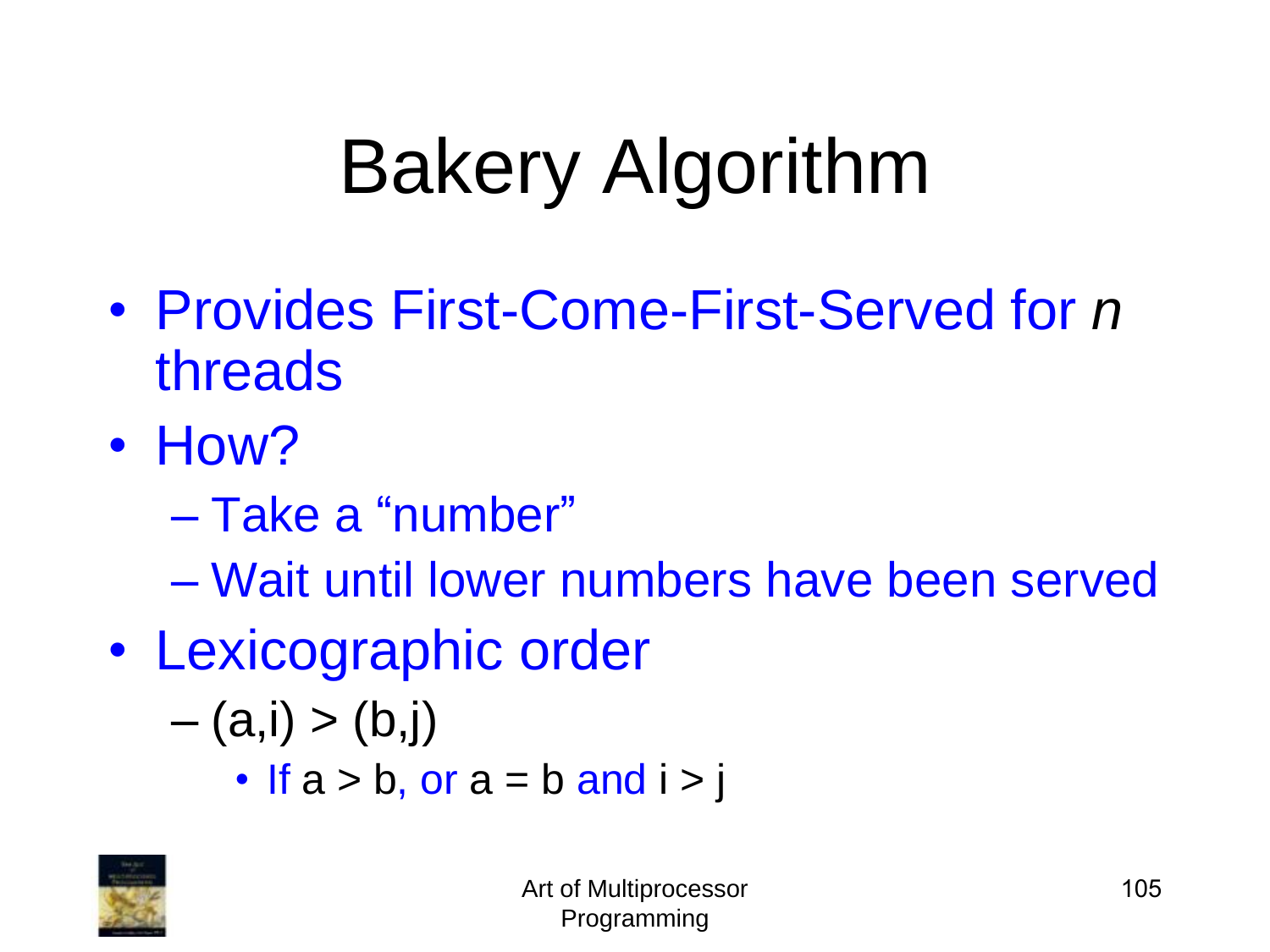# Bakery Algorithm

- Provides First-Come-First-Served for *n* threads
- How?
  - Take a "number"
  - Wait until lower numbers have been served
- Lexicographic order
  - $(a,i) > (b,j)$
    - If $a > b$, or $a = b$ and $i > j$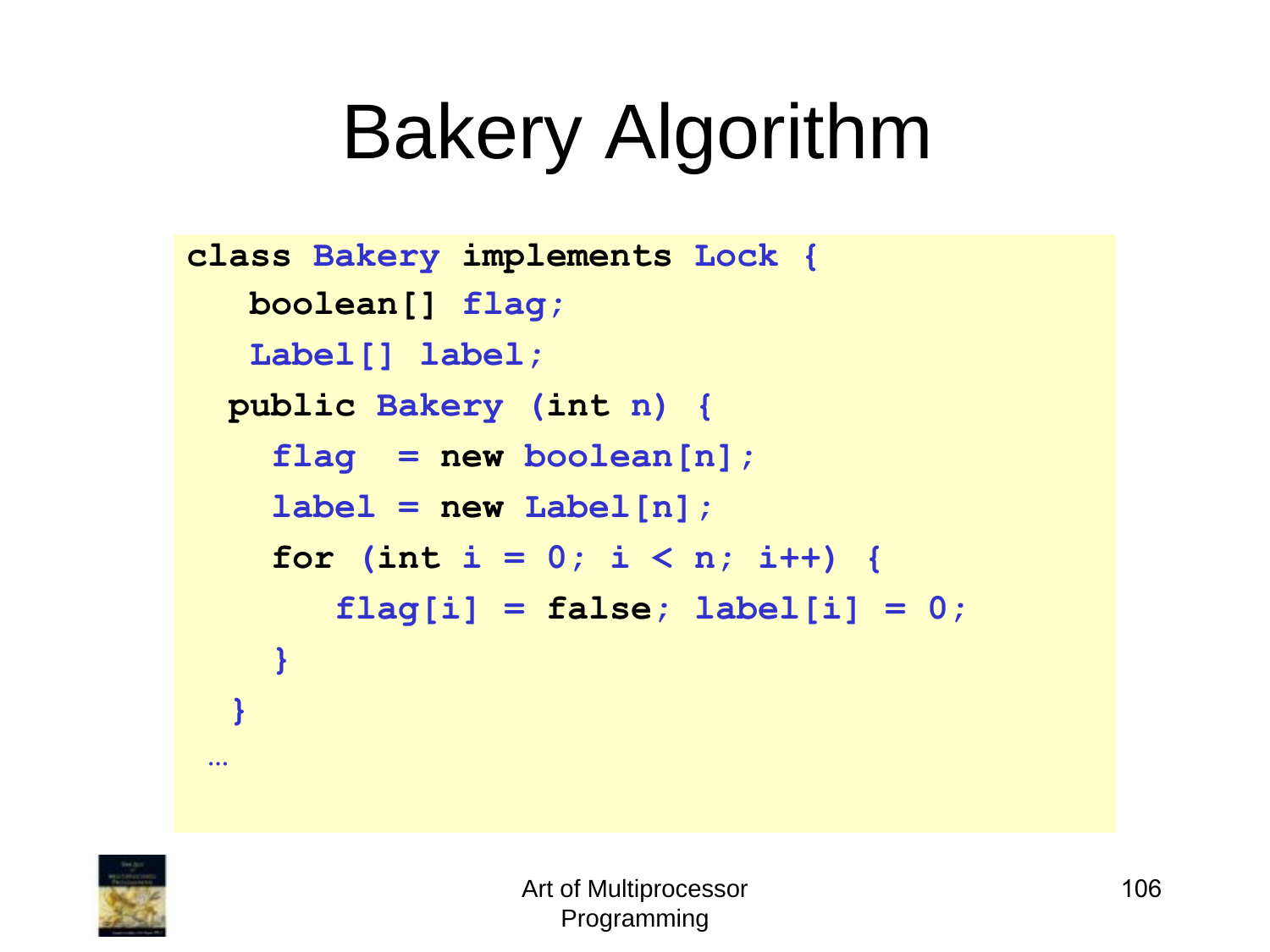# Bakery Algorithm

```
class Bakery implements Lock {
   boolean[] flag;
   Label[] label;
  public Bakery (int n) {
    flag  = new boolean[n];
    label = new Label[n];
    for (int i = 0; i < n; i++) {
       flag[i] = false; label[i] = 0;
    }
  }
 …
```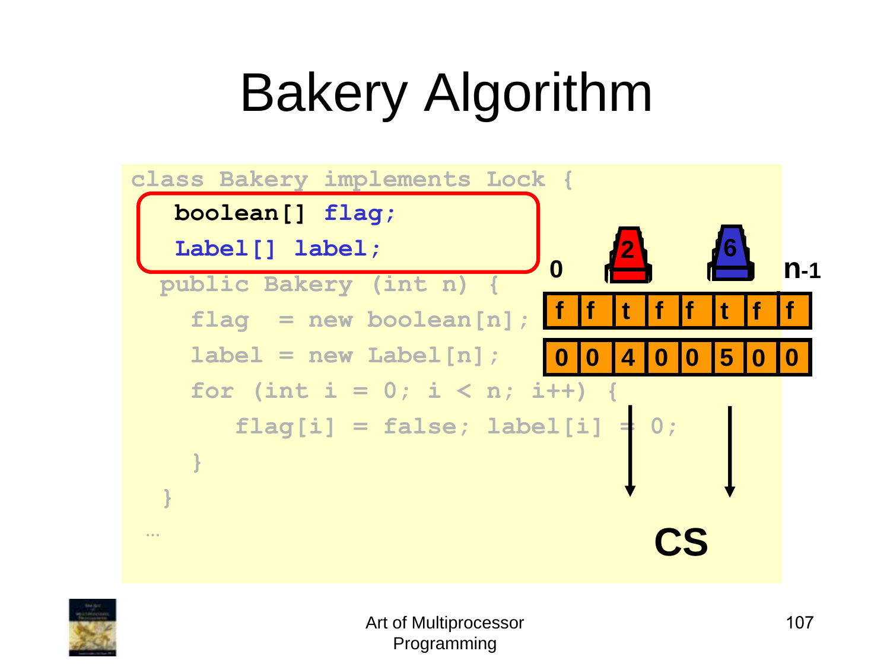# Bakery Algorithm

```
class Bakery implements Lock {
  boolean[] flag;
  Label[] label;
  public Bakery (int n) {
    flag  = new boolean[n];
    label = new Label[n];
    for (int i = 0; i < n; i++) {
       flag[i] = false; label[i] = 0;
    }
  }
 …
```

| f | f | t | f | f | t | f | f |
|---|---|---|---|---|---|---|---|
| 0 | 0 | 4 | 0 | 0 | 5 | 0 | 0 |

0 … n-1

CS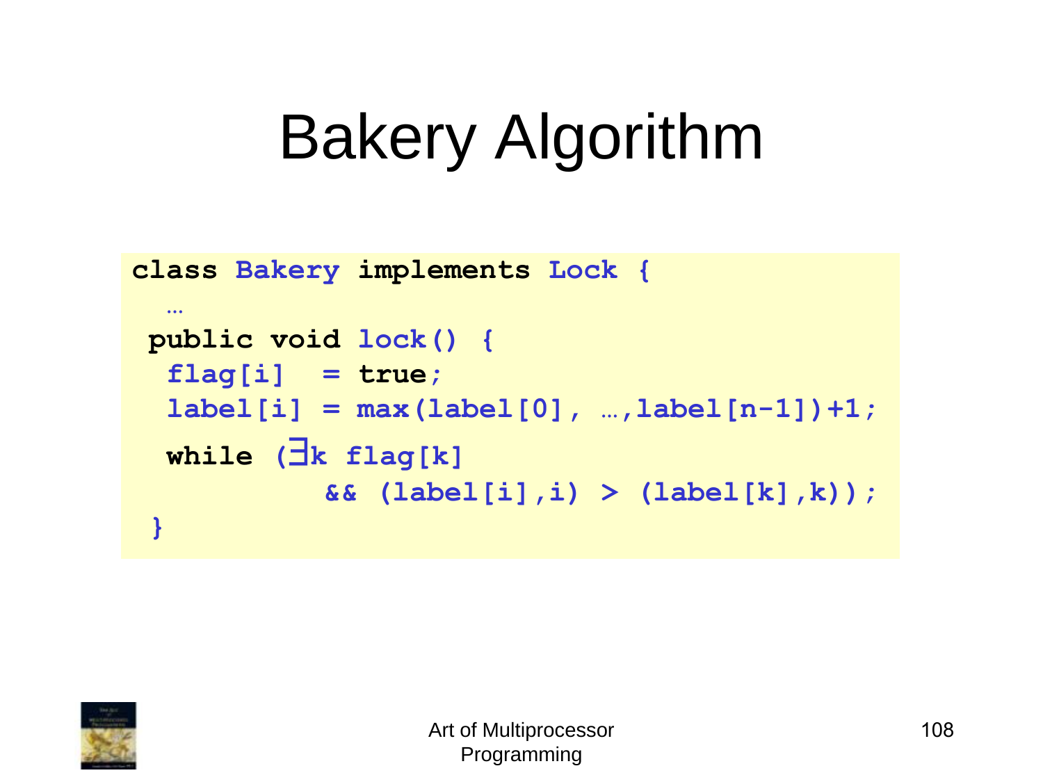# Bakery Algorithm

```
class Bakery implements Lock {
  …
 public void lock() {
  flag[i]  = true;
  label[i] = max(label[0], …,label[n-1])+1;
  while (∃k flag[k]
           && (label[i],i) > (label[k],k));
 }
```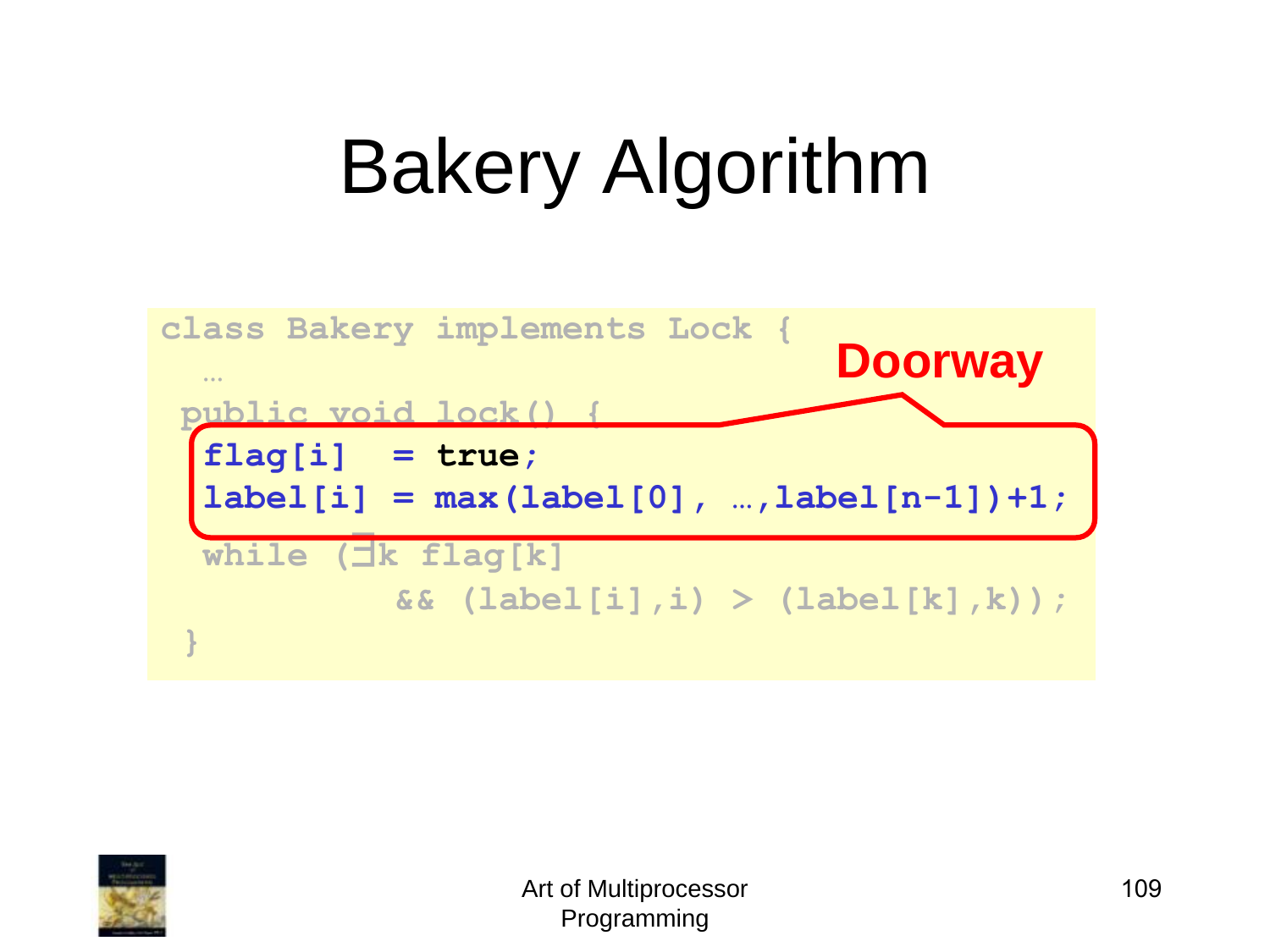# Bakery Algorithm

```
class Bakery implements Lock {
  …
 public void lock() {
  flag[i]  = true;
  label[i] = max(label[0], …,label[n-1])+1;
  while (∃k flag[k]
           && (label[i],i) > (label[k],k));
 }
```

**Doorway**

Art of Multiprocessor Programming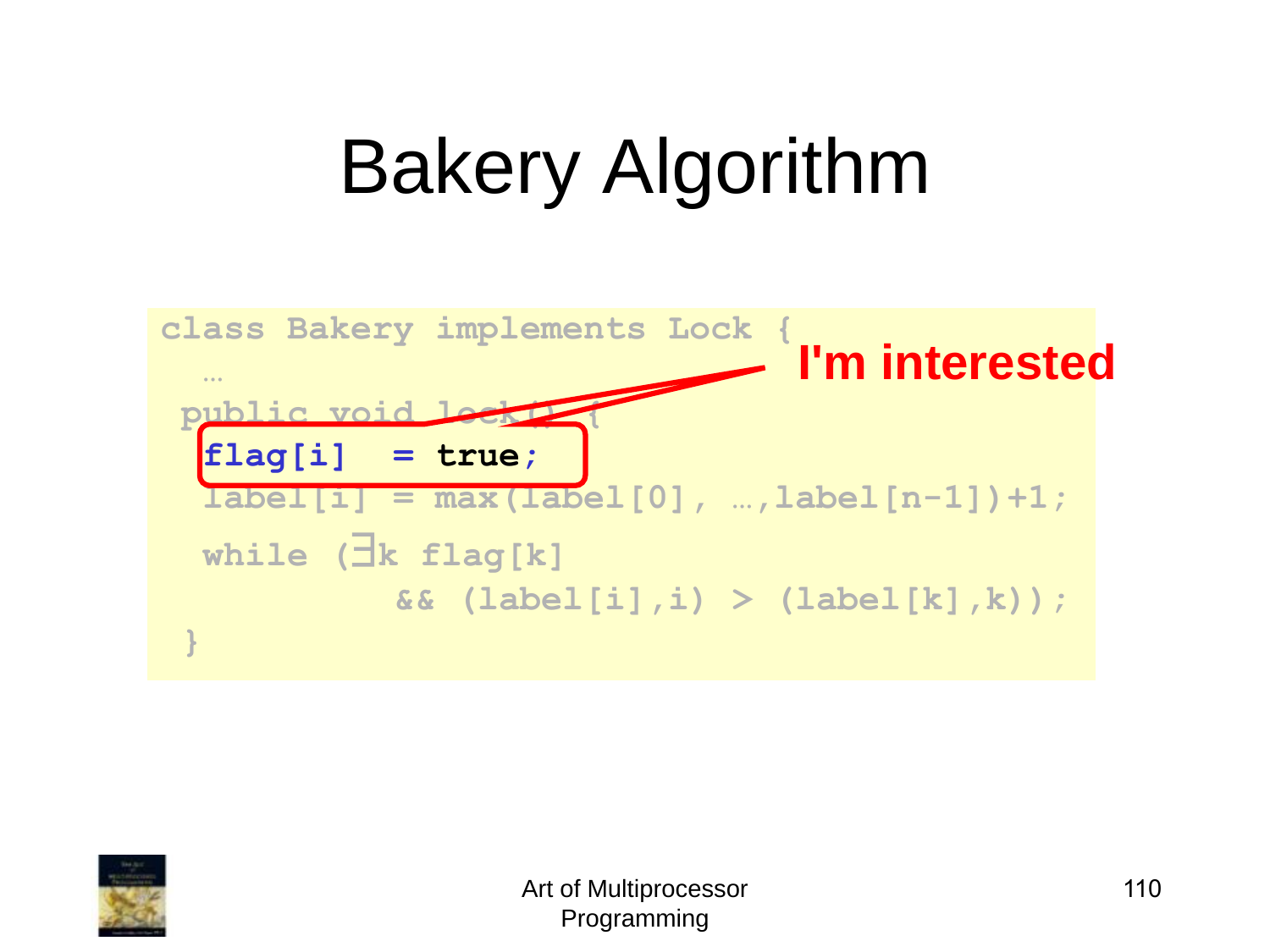# Bakery Algorithm

```
class Bakery implements Lock {
  …
 public void lock() {
  flag[i]  = true;
  label[i] = max(label[0], …,label[n-1])+1;
  while (∃k flag[k]
           && (label[i],i) > (label[k],k));
 }
```

**I'm interested**

Art of Multiprocessor Programming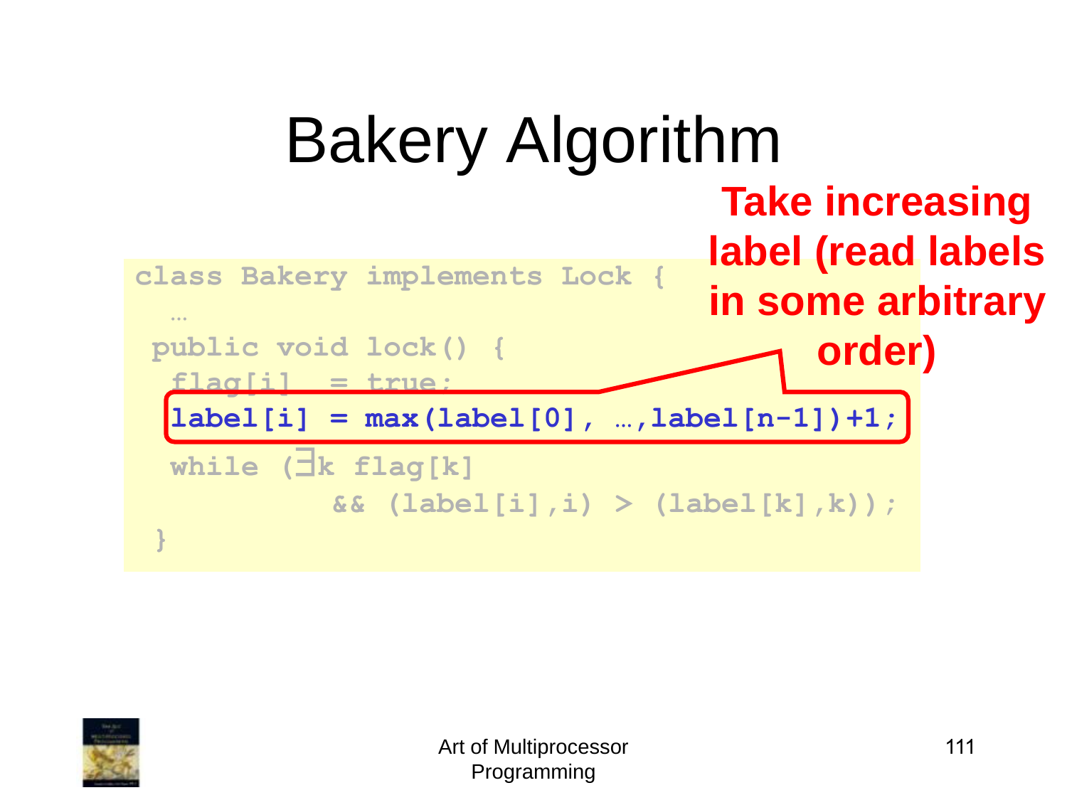# Bakery Algorithm

**Take increasing label (read labels in some arbitrary order)**

```
class Bakery implements Lock {
  …
 public void lock() {
  flag[i]  = true;
  label[i] = max(label[0], …,label[n-1])+1;
  while (∃k flag[k]
           && (label[i],i) > (label[k],k));
 }
```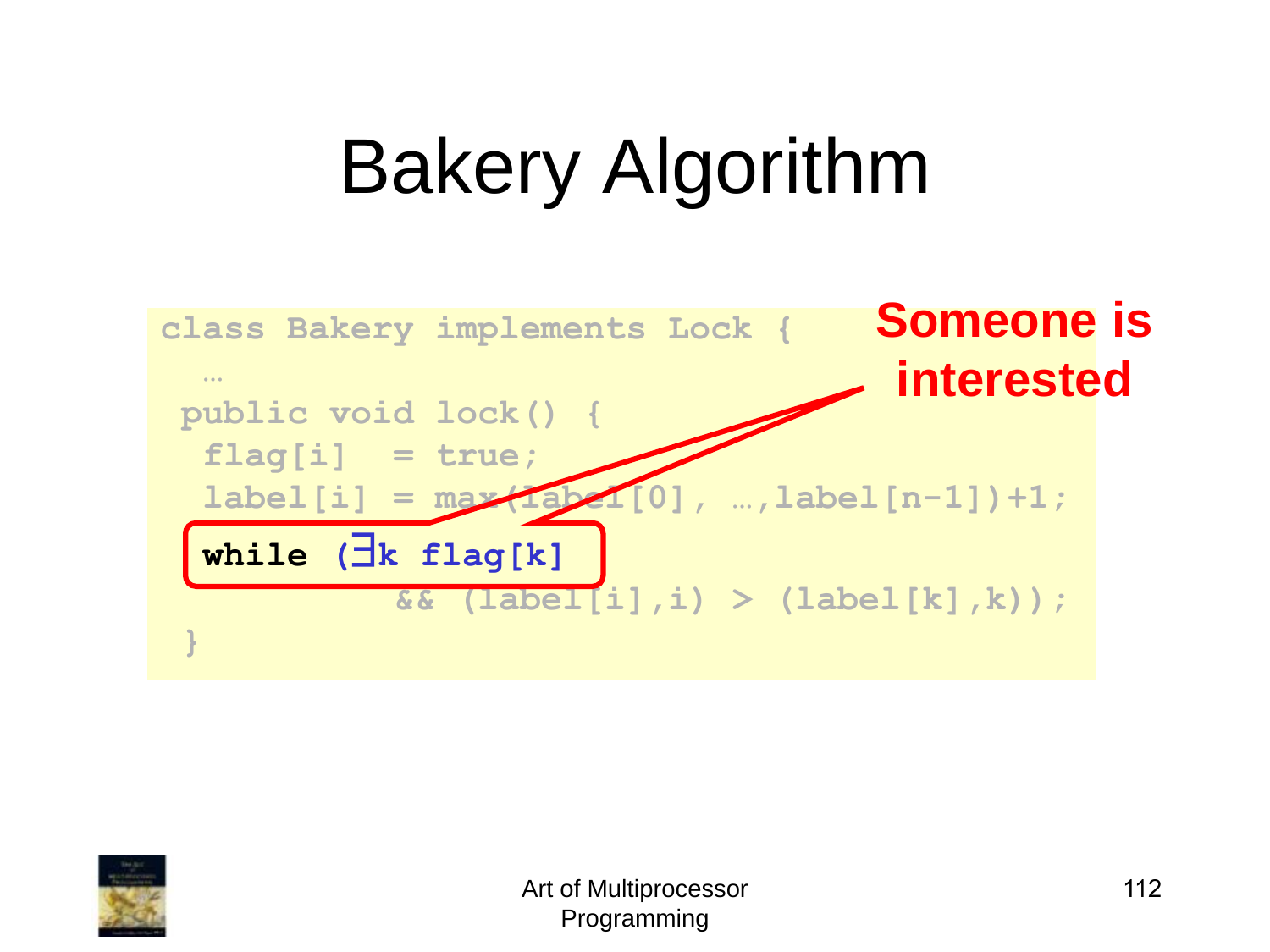# Bakery Algorithm

```
class Bakery implements Lock {
  …
 public void lock() {
  flag[i]  = true;
  label[i] = max(label[0], …,label[n-1])+1;
  while (∃k flag[k]
           && (label[i],i) > (label[k],k));
 }
```

**Someone is interested**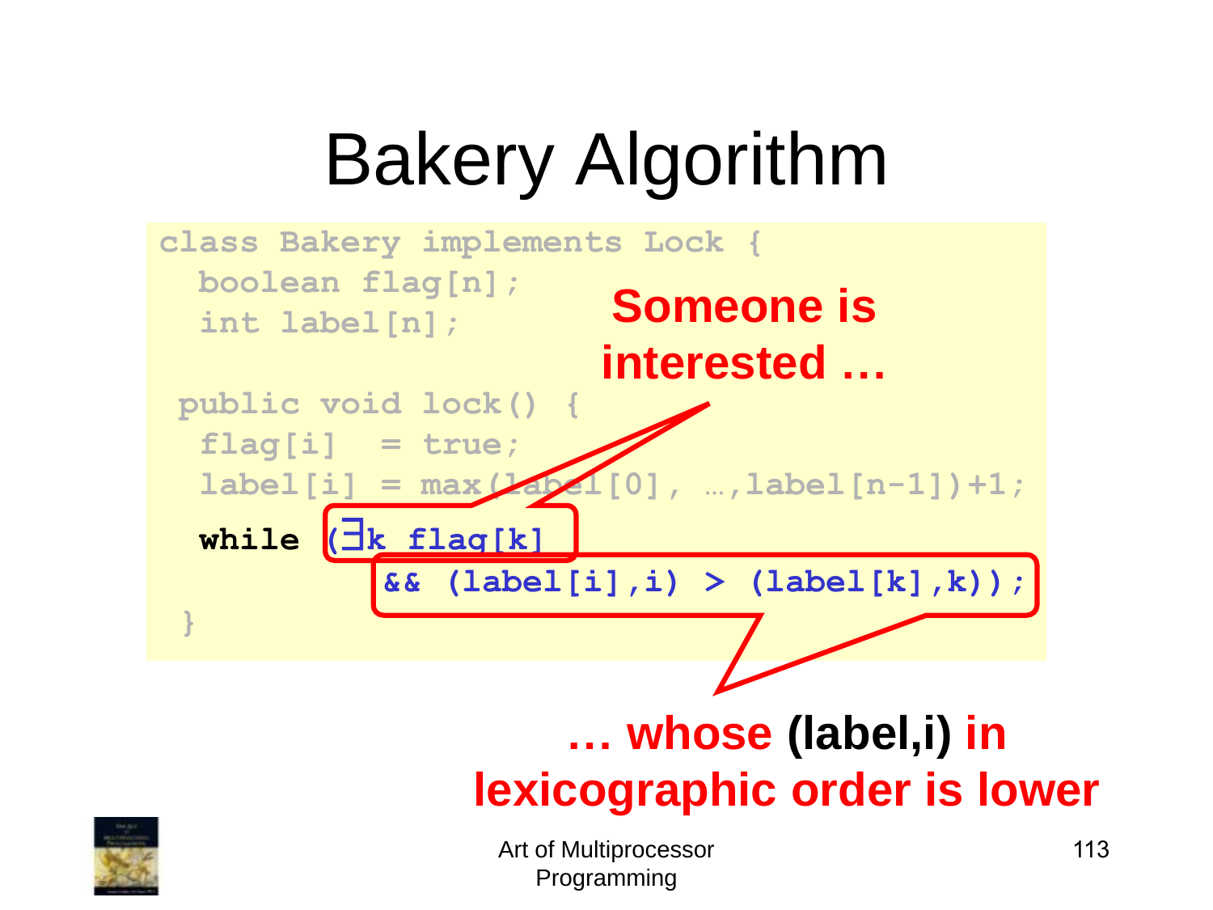# Bakery Algorithm

```
class Bakery implements Lock {
  boolean flag[n];
  int label[n];

 public void lock() {
  flag[i]  = true;
  label[i] = max(label[0], …,label[n-1])+1;
  while (∃k flag[k]
          && (label[i],i) > (label[k],k));
 }
```

**Someone is interested …**

**… whose (label,i) in lexicographic order is lower**

Art of Multiprocessor Programming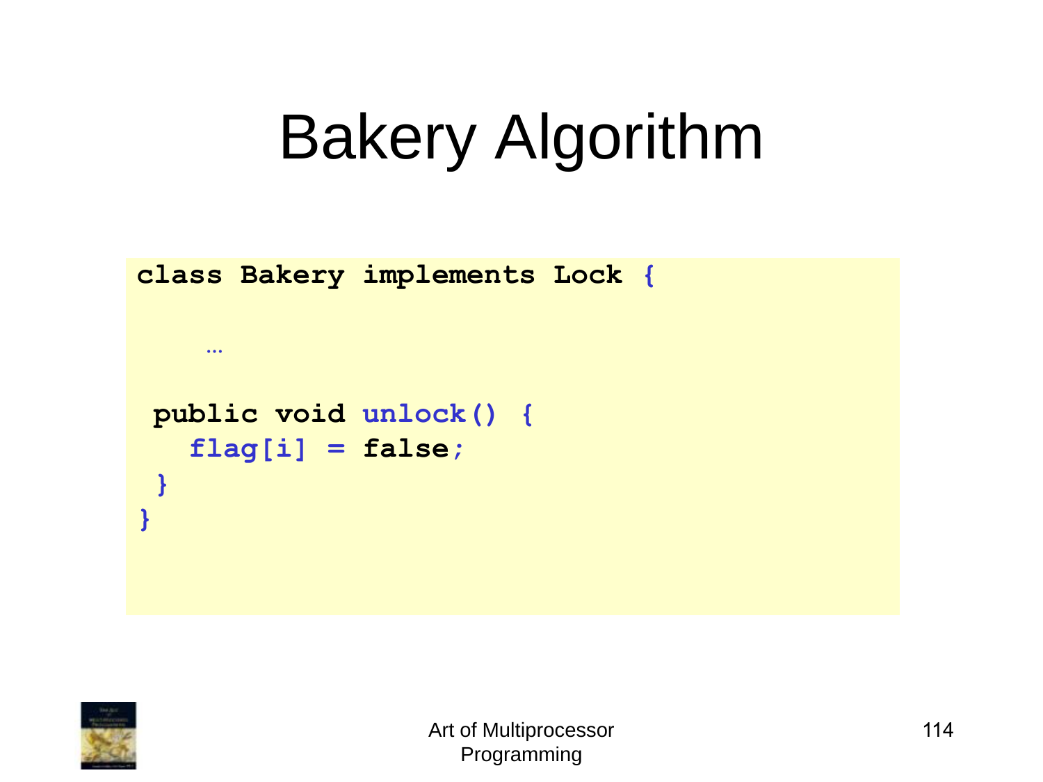# Bakery Algorithm

```
class Bakery implements Lock {

    …

 public void unlock() {
   flag[i] = false;
 }
}
```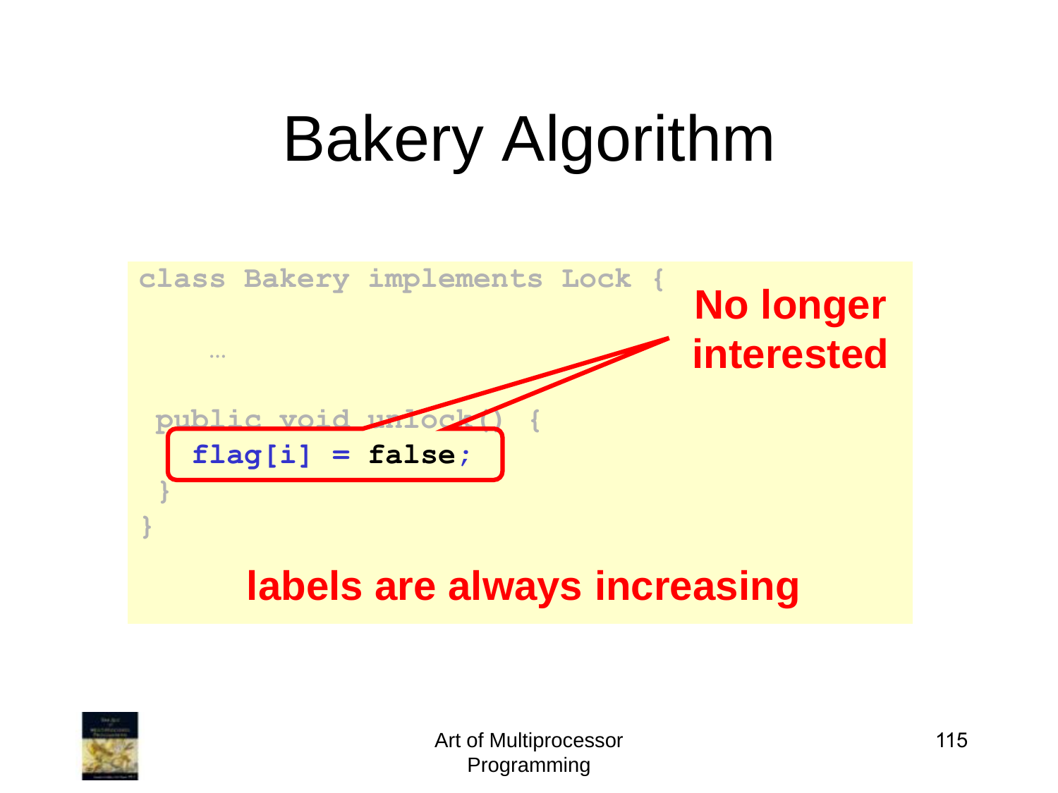# Bakery Algorithm

```
class Bakery implements Lock {

    …

 public void unlock() {
   flag[i] = false;
 }
}
```

**No longer interested**

**labels are always increasing**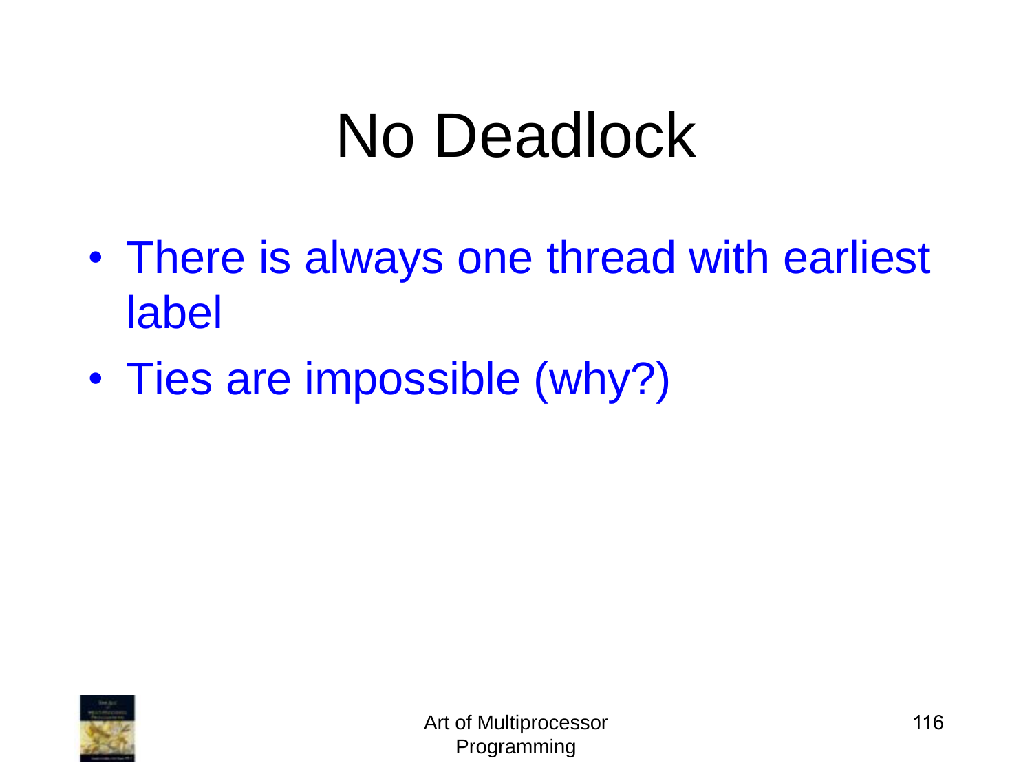# No Deadlock

- There is always one thread with earliest label
- Ties are impossible (why?)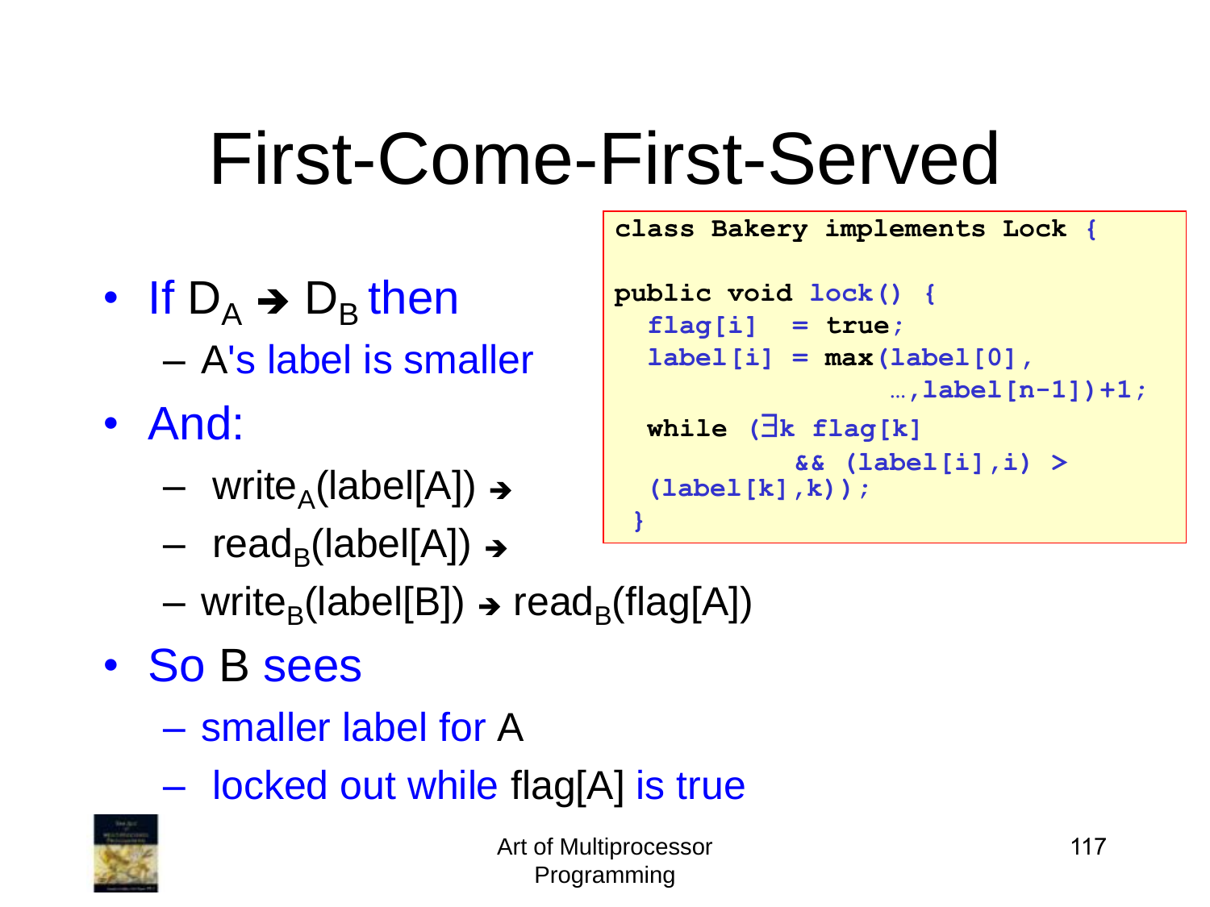# First-Come-First-Served

- If $D_A \rightarrow D_B$ then
  - A's label is smaller
- And:
  - $write_A(label[A]) \rightarrow$
  - $read_B(label[A]) \rightarrow$
  - $write_B(label[B]) \rightarrow read_B(flag[A])$
- So B sees
  - smaller label for A
  - locked out while flag[A] is true

```
class Bakery implements Lock {

public void lock() {
  flag[i]  = true;
  label[i] = max(label[0],
                 …,label[n-1])+1;
  while (∃k flag[k]
            && (label[i],i) >
  (label[k],k));
 }
```

Art of Multiprocessor Programming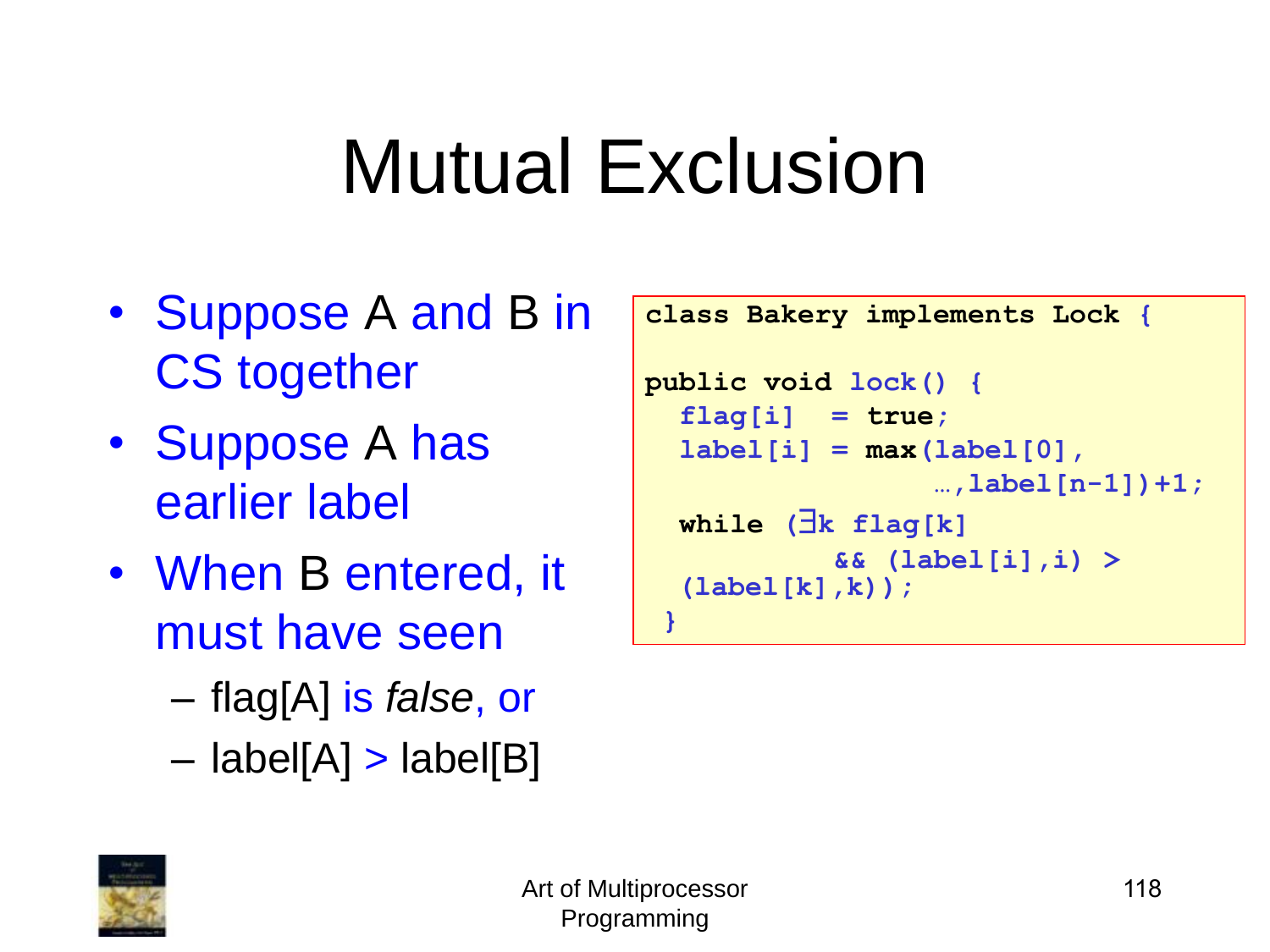# Mutual Exclusion

- Suppose A and B in CS together
- Suppose A has earlier label
- When B entered, it must have seen
  - flag[A] is *false*, or
  - label[A] > label[B]

```
class Bakery implements Lock {

public void lock() {
  flag[i]  = true;
  label[i] = max(label[0],
                 …,label[n-1])+1;
  while (∃k flag[k]
           && (label[i],i) >
  (label[k],k));
 }
```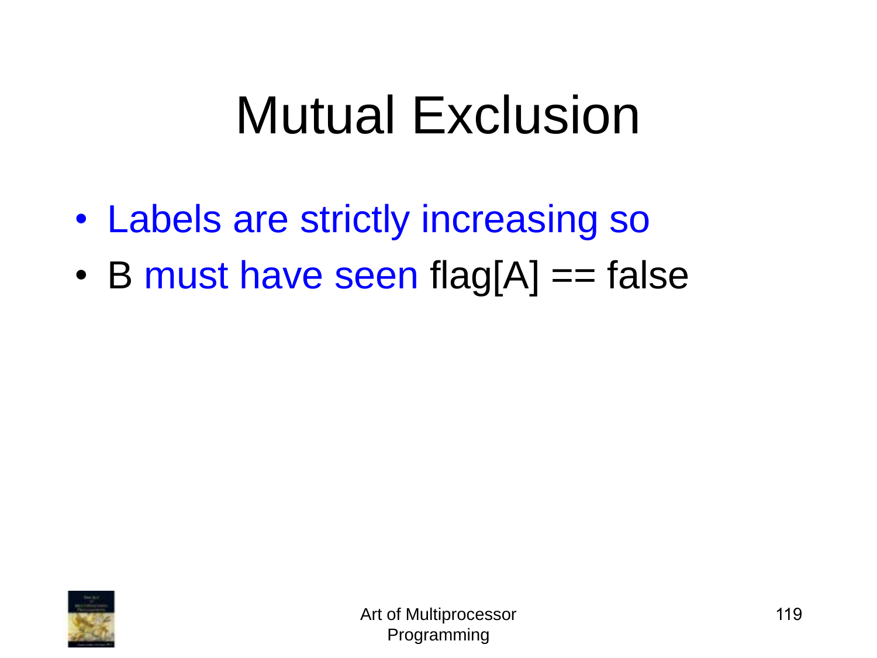# Mutual Exclusion

- Labels are strictly increasing so
- B must have seen flag[A] == false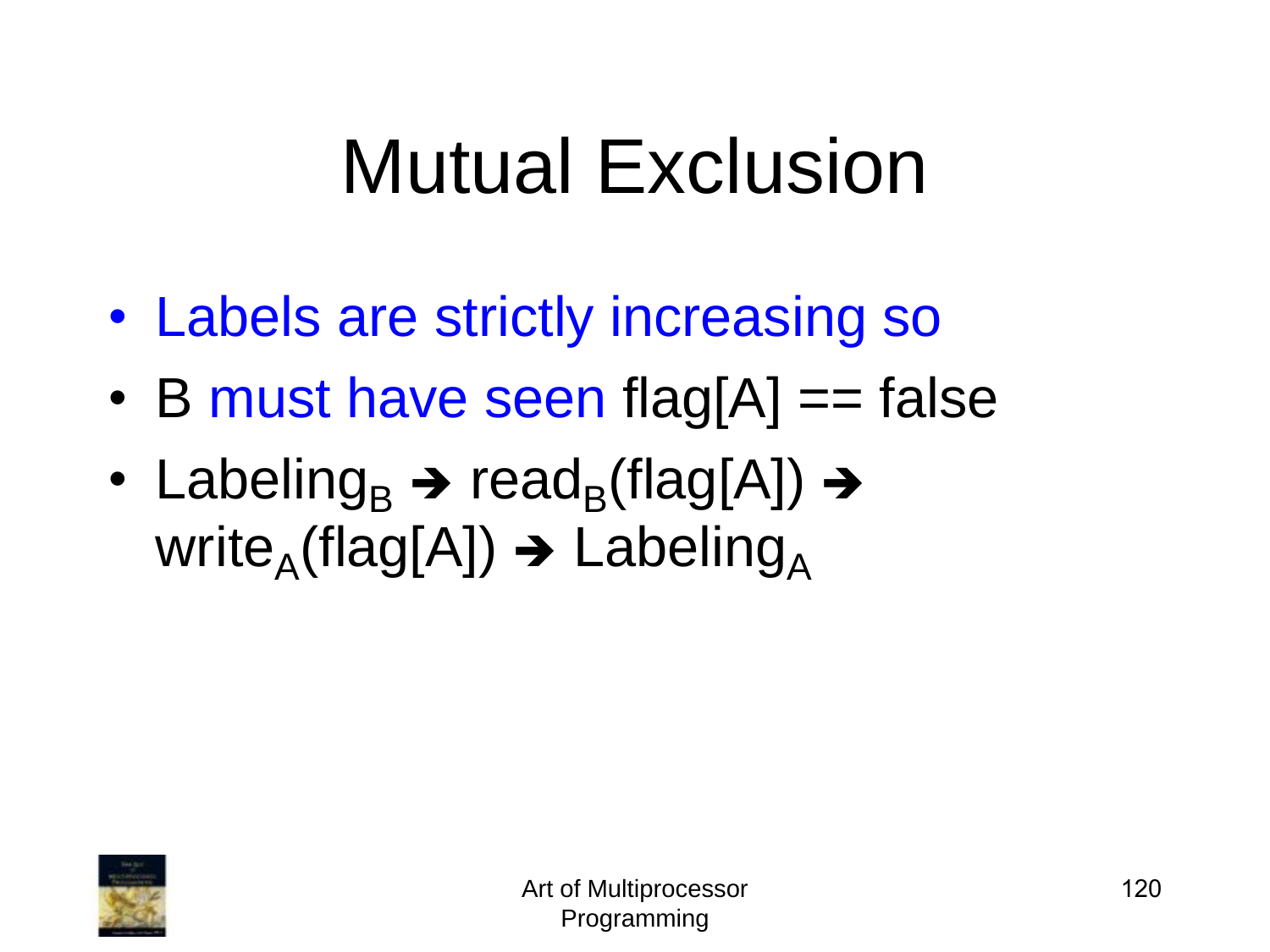# Mutual Exclusion

- Labels are strictly increasing so
- B must have seen flag[A] == false
- $\text{Labeling}_B \rightarrow \text{read}_B(\text{flag[A]}) \rightarrow \text{write}_A(\text{flag[A]}) \rightarrow \text{Labeling}_A$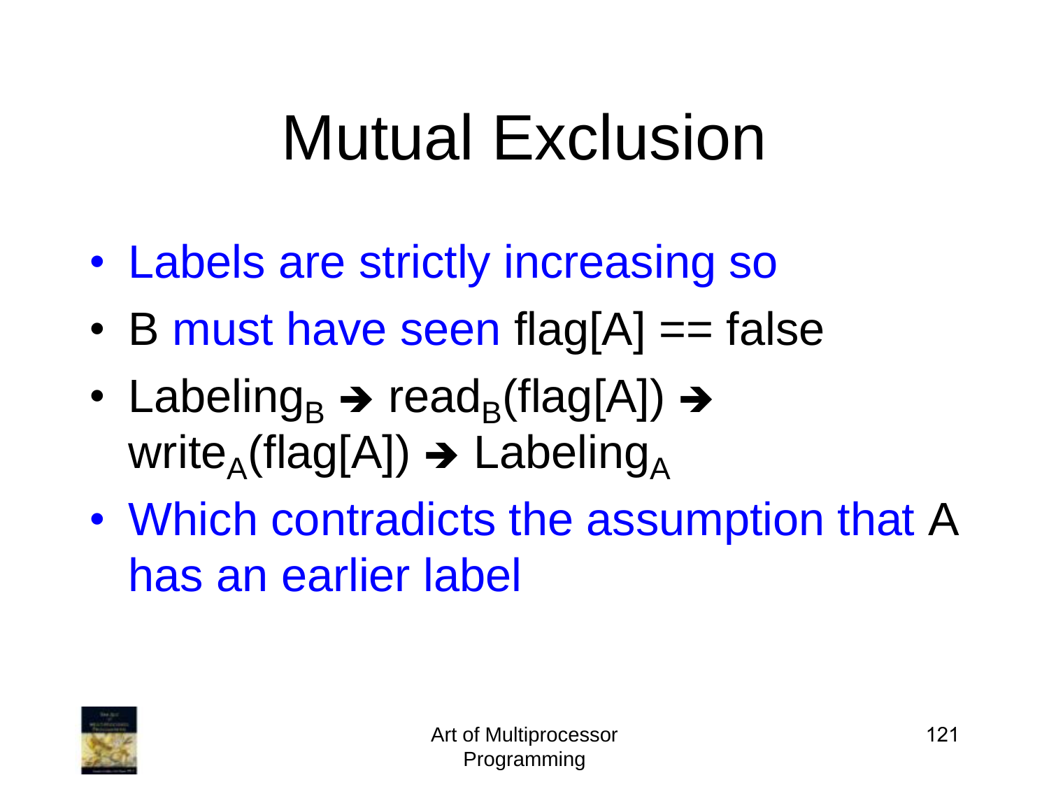# Mutual Exclusion

- Labels are strictly increasing so
- B must have seen flag[A] == false
- $\text{Labeling}_B \rightarrow \text{read}_B(\text{flag[A]}) \rightarrow \text{write}_A(\text{flag[A]}) \rightarrow \text{Labeling}_A$
- Which contradicts the assumption that A has an earlier label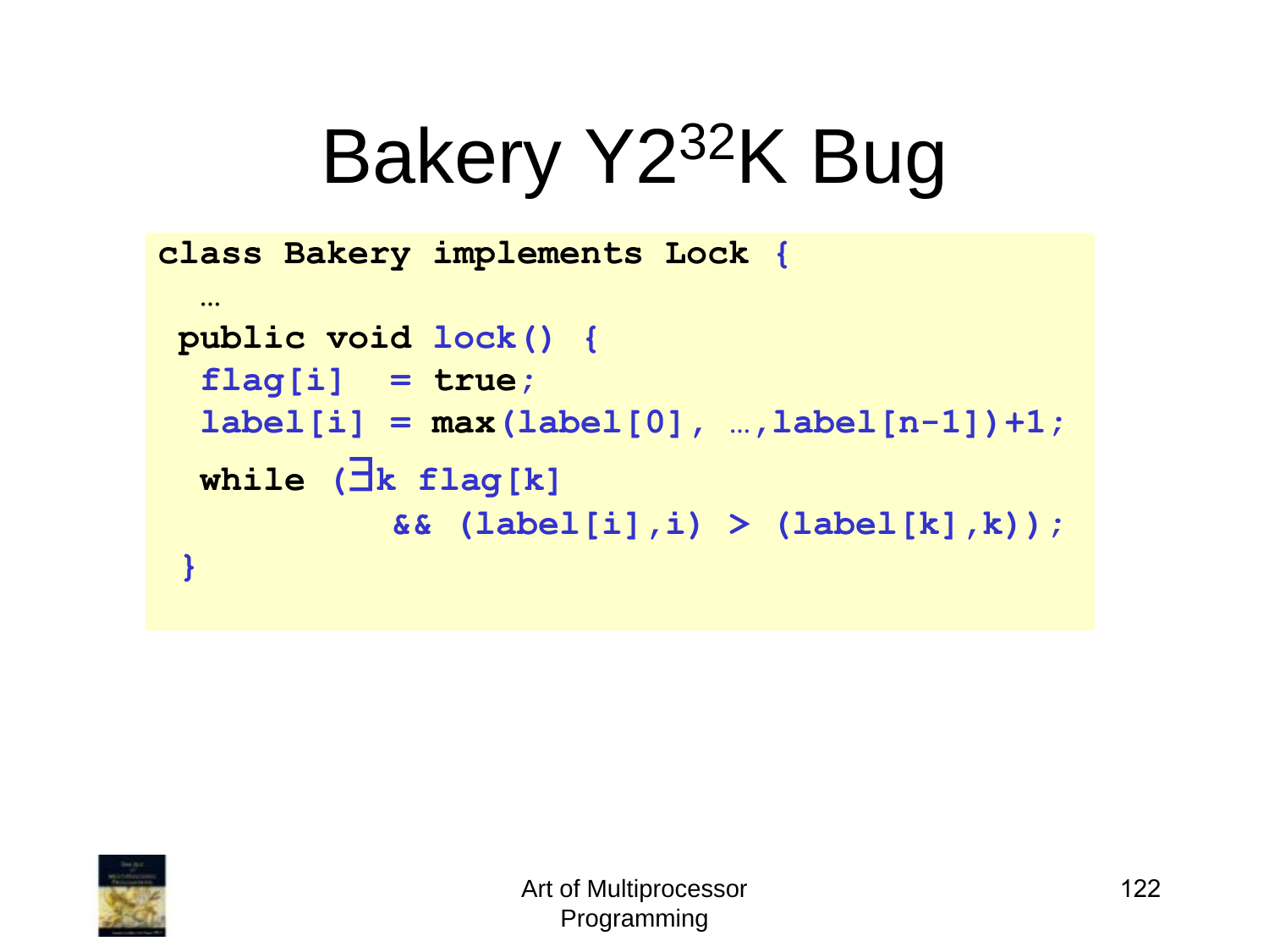# Bakery Y2$^{32}$K Bug

```
class Bakery implements Lock {
  …
 public void lock() {
  flag[i]  = true;
  label[i] = max(label[0], …,label[n-1])+1;
  while (∃k flag[k]
           && (label[i],i) > (label[k],k));
 }
```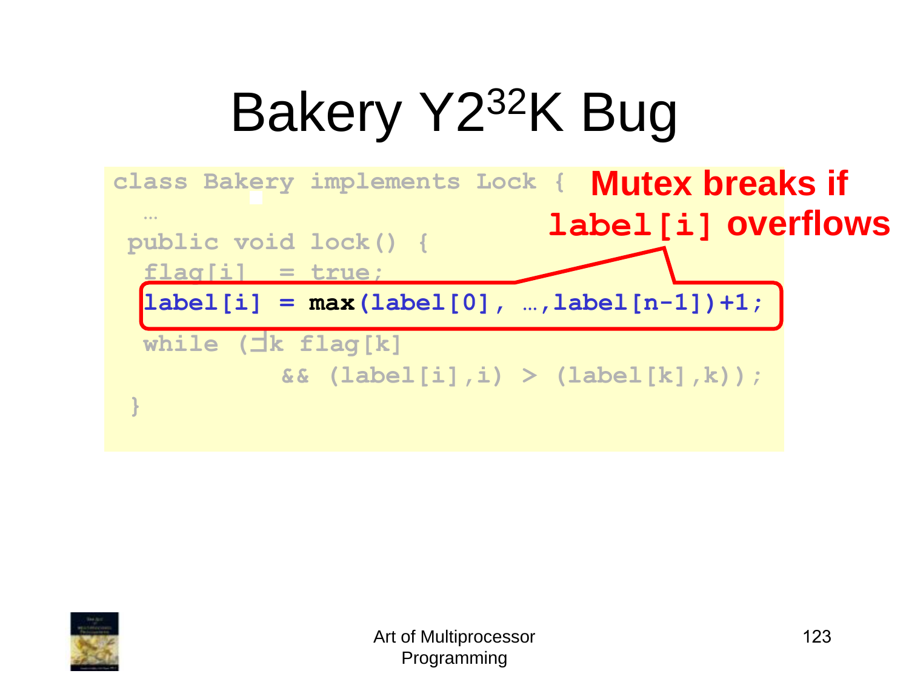# Bakery Y2$^{32}$K Bug

```
class Bakery implements Lock {
  …
 public void lock() {
  flag[i]  = true;
  label[i] = max(label[0], …,label[n-1])+1;
  while (∃k flag[k]
          && (label[i],i) > (label[k],k));
 }
```

**Mutex breaks if `label[i]` overflows**

Art of Multiprocessor Programming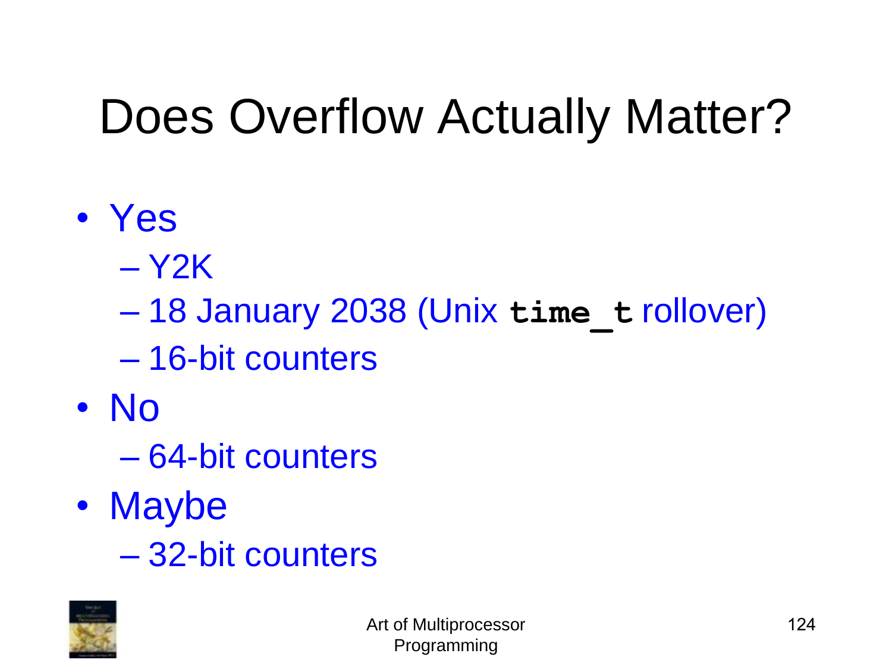# Does Overflow Actually Matter?

- Yes
  - Y2K
  - 18 January 2038 (Unix `time_t` rollover)
  - 16-bit counters
- No
  - 64-bit counters
- Maybe
  - 32-bit counters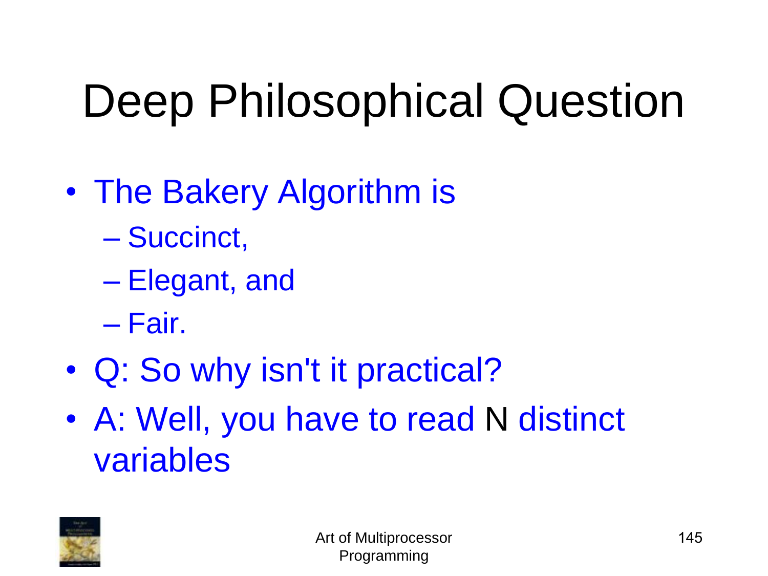# Deep Philosophical Question

- The Bakery Algorithm is
  - Succinct,
  - Elegant, and
  - Fair.
- Q: So why isn't it practical?
- A: Well, you have to read N distinct variables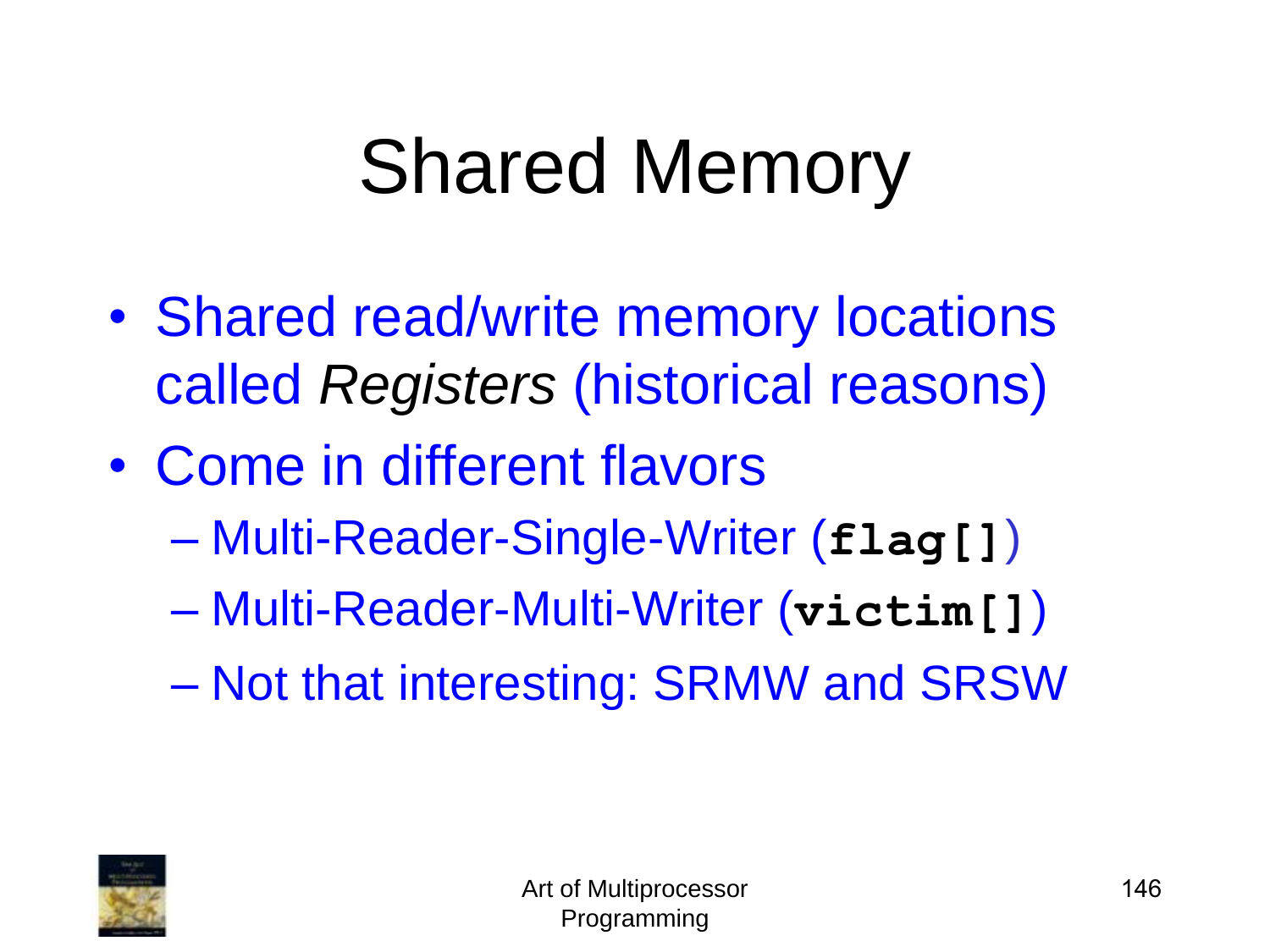# Shared Memory

- Shared read/write memory locations called *Registers* (historical reasons)
- Come in different flavors
  - Multi-Reader-Single-Writer (`flag[]`)
  - Multi-Reader-Multi-Writer (`victim[]`)
  - Not that interesting: SRMW and SRSW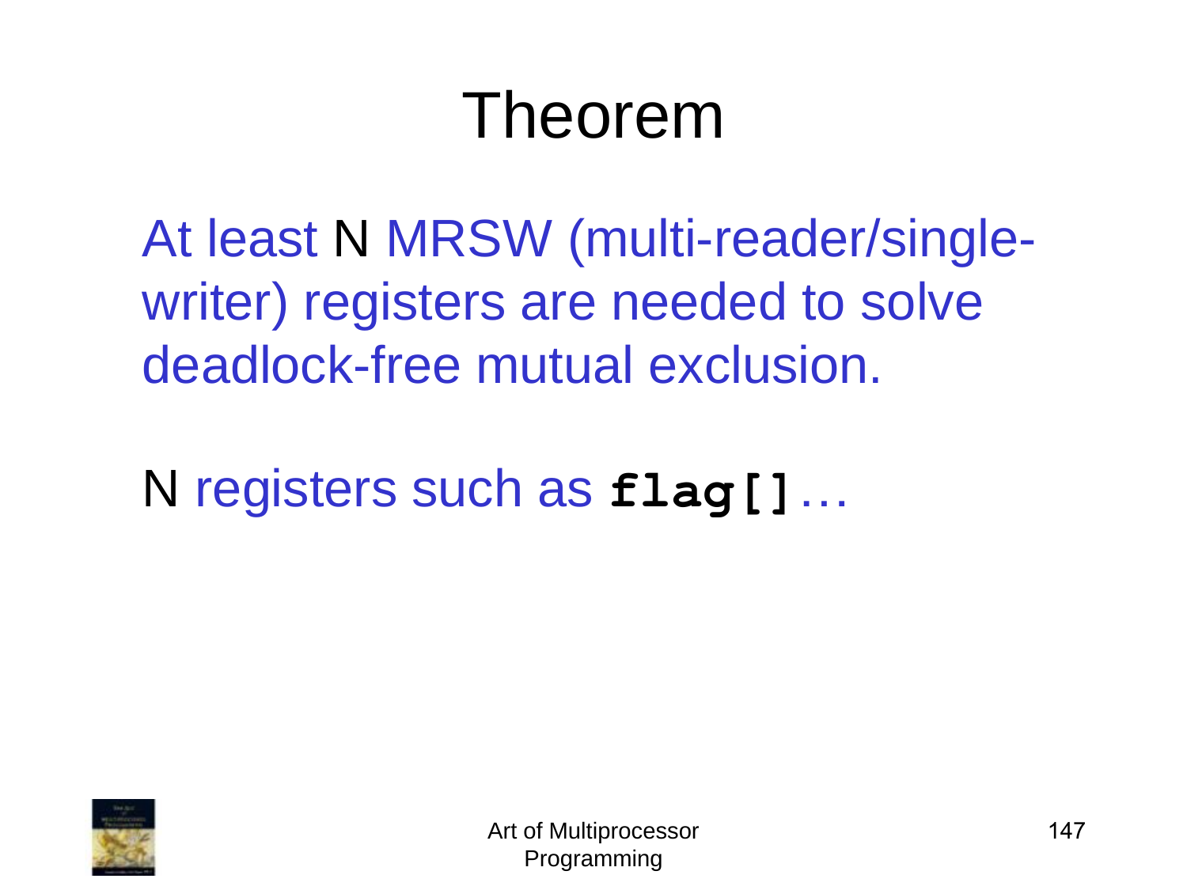# Theorem

At least N MRSW (multi-reader/single-writer) registers are needed to solve deadlock-free mutual exclusion.

N registers such as **`flag[]`**…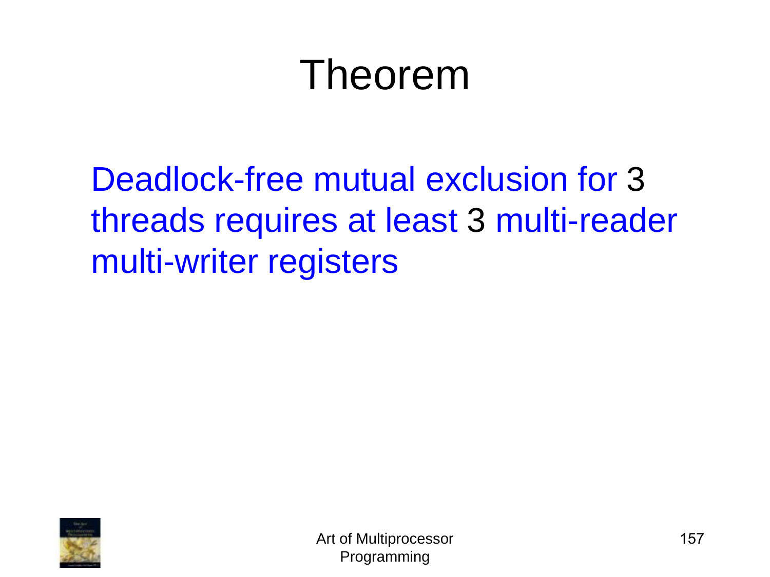# Theorem

Deadlock-free mutual exclusion for 3 threads requires at least 3 multi-reader multi-writer registers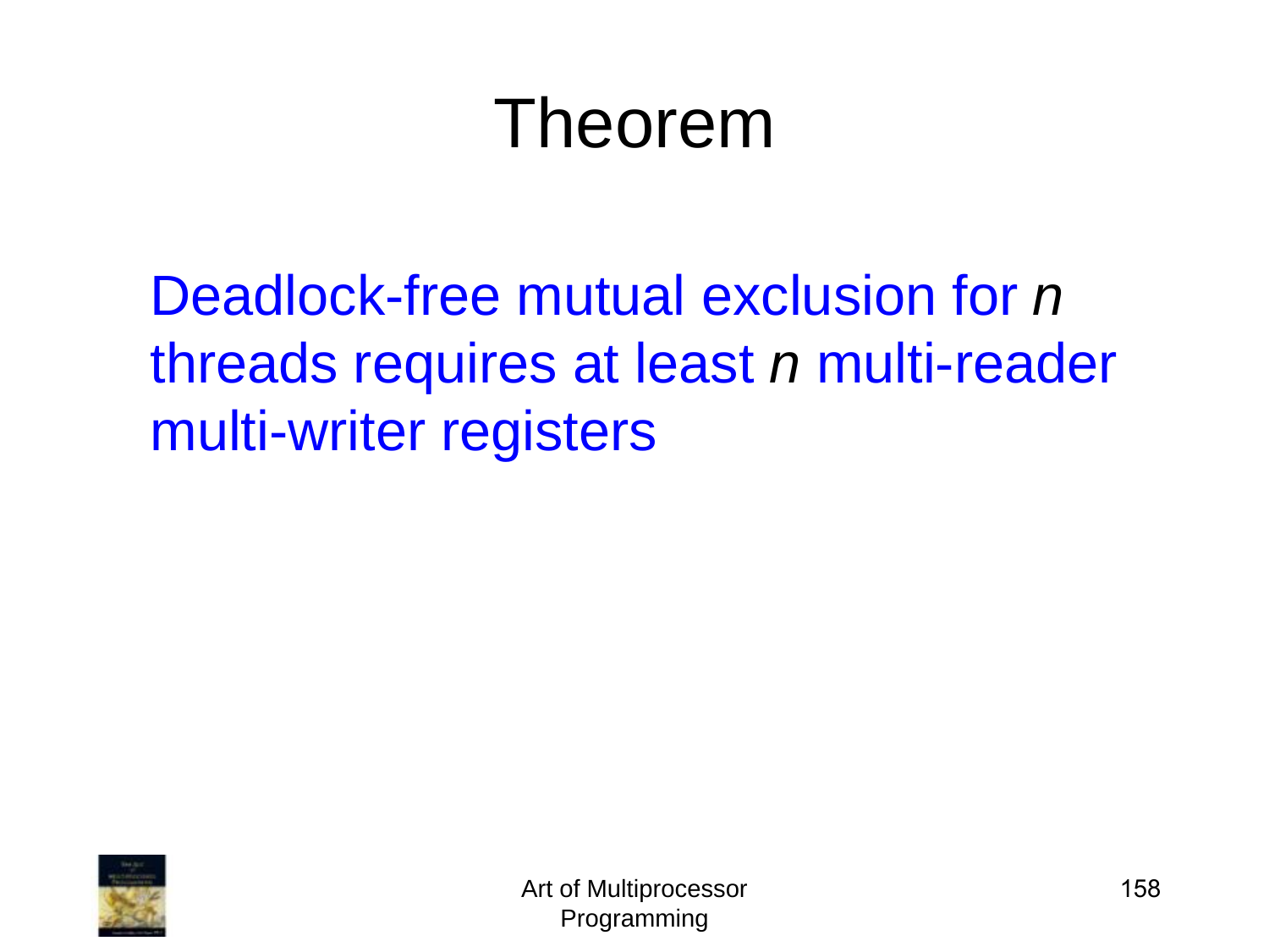# Theorem

Deadlock-free mutual exclusion for $n$ threads requires at least $n$ multi-reader multi-writer registers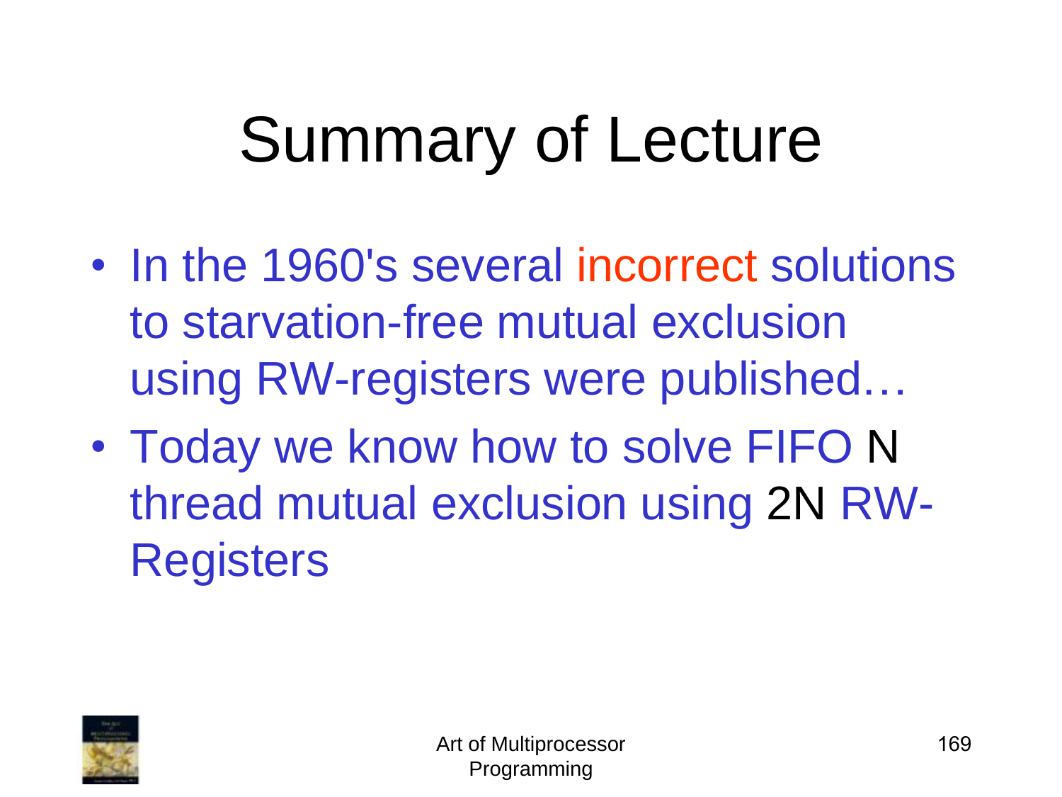# Summary of Lecture

- In the 1960's several incorrect solutions to starvation-free mutual exclusion using RW-registers were published…
- Today we know how to solve FIFO N thread mutual exclusion using 2N RW-Registers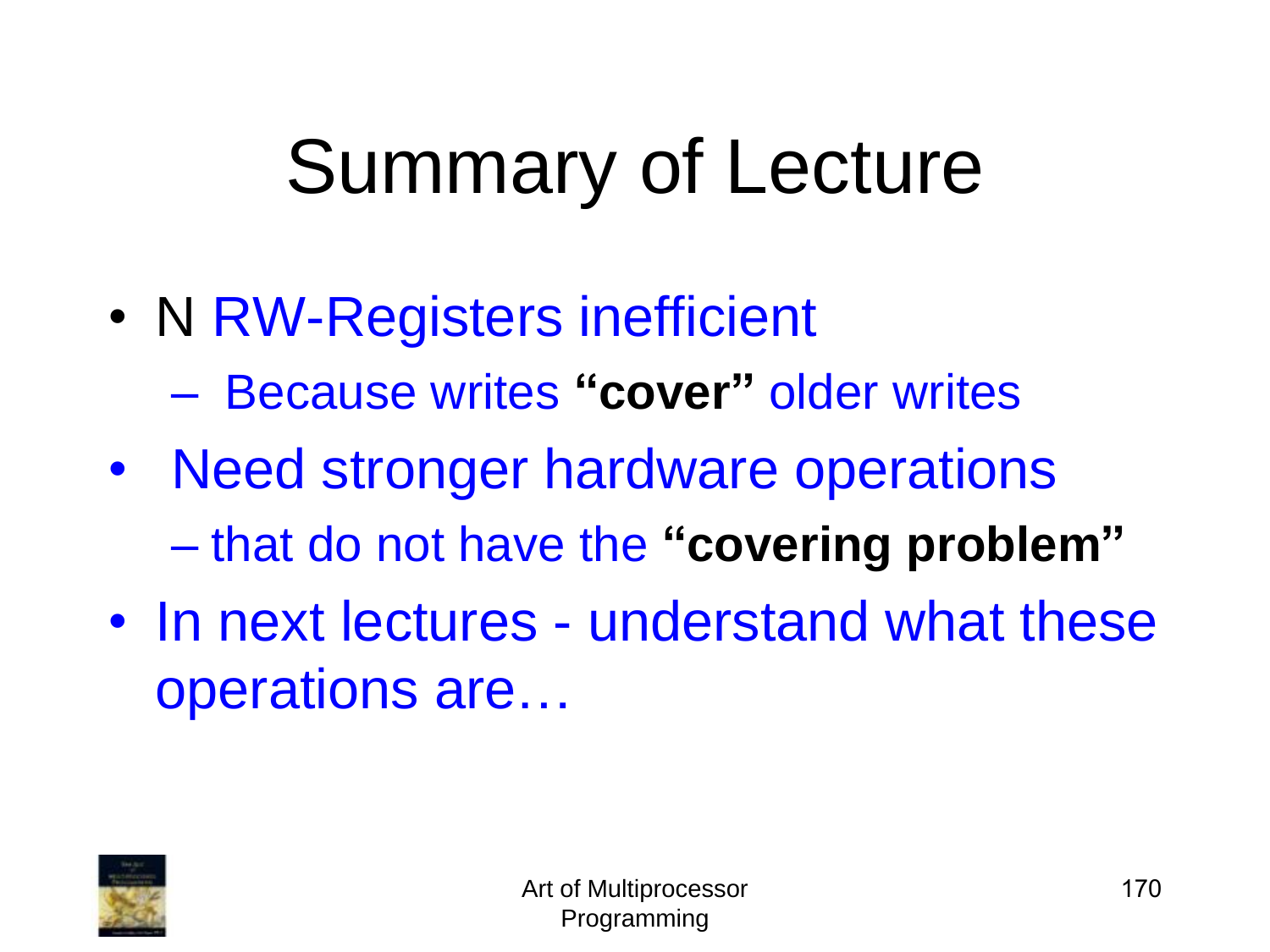# Summary of Lecture

- N RW-Registers inefficient
  - Because writes **“cover”** older writes
- Need stronger hardware operations
  - that do not have the **“covering problem”**
- In next lectures - understand what these operations are…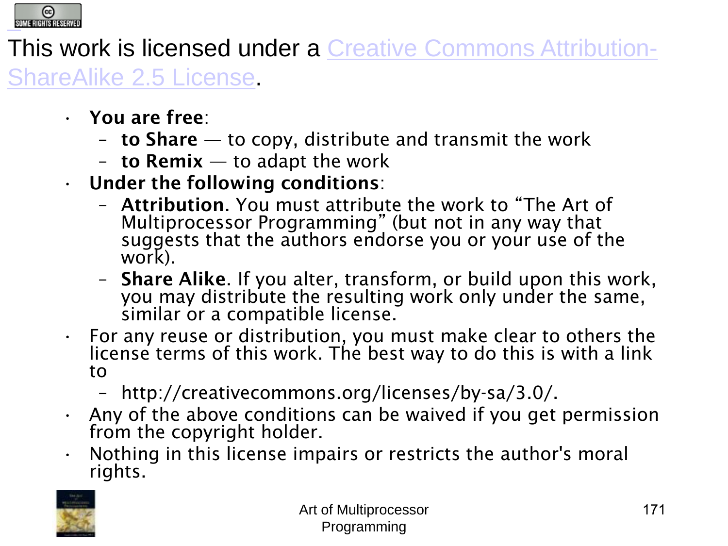This work is licensed under a [Creative Commons Attribution-ShareAlike 2.5 License](http://creativecommons.org/licenses/by-sa/2.5/).

- **You are free**:
  - **to Share** — to copy, distribute and transmit the work
  - **to Remix** — to adapt the work
- **Under the following conditions**:
  - **Attribution**. You must attribute the work to "The Art of Multiprocessor Programming" (but not in any way that suggests that the authors endorse you or your use of the work).
  - **Share Alike**. If you alter, transform, or build upon this work, you may distribute the resulting work only under the same, similar or a compatible license.
- For any reuse or distribution, you must make clear to others the license terms of this work. The best way to do this is with a link to
  - http://creativecommons.org/licenses/by-sa/3.0/.
- Any of the above conditions can be waived if you get permission from the copyright holder.
- Nothing in this license impairs or restricts the author's moral rights.